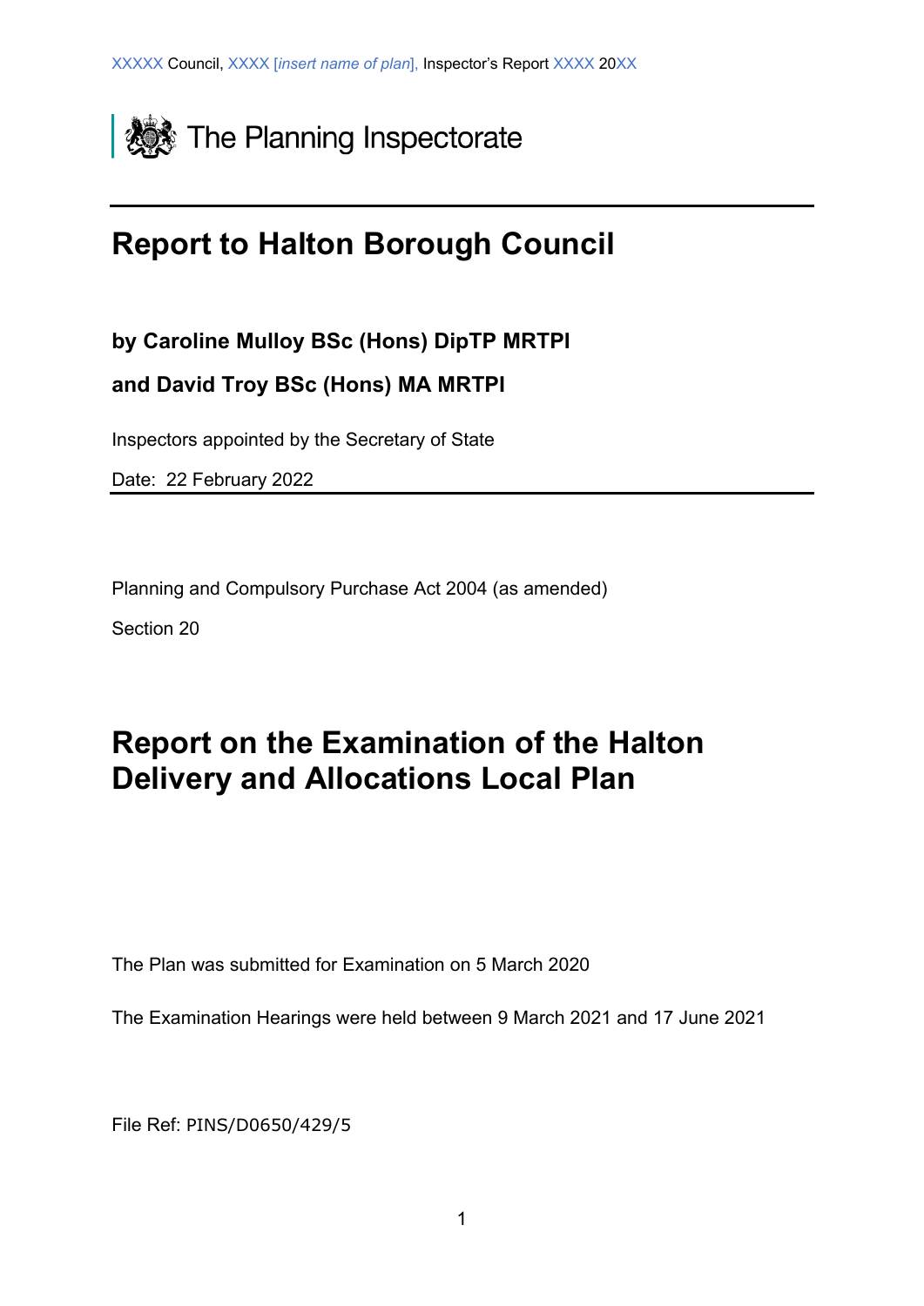The Planning Inspectorate

# Report to Halton Borough Council

**by Caroline Mulloy BSc (Hons) DipTP MRTPI**

**and David Troy BSc (Hons) MA MRTPI**

Inspectors appointed by the Secretary of State

Date: 22 February 2022

Planning and Compulsory Purchase Act 2004 (as amended)

Section 20

# Report on the Examination of the Halton Delivery and Allocations Local Plan

The Plan was submitted for Examination on 5 March 2020

The Examination Hearings were held between 9 March 2021 and 17 June 2021

File Ref: PINS/D0650/429/5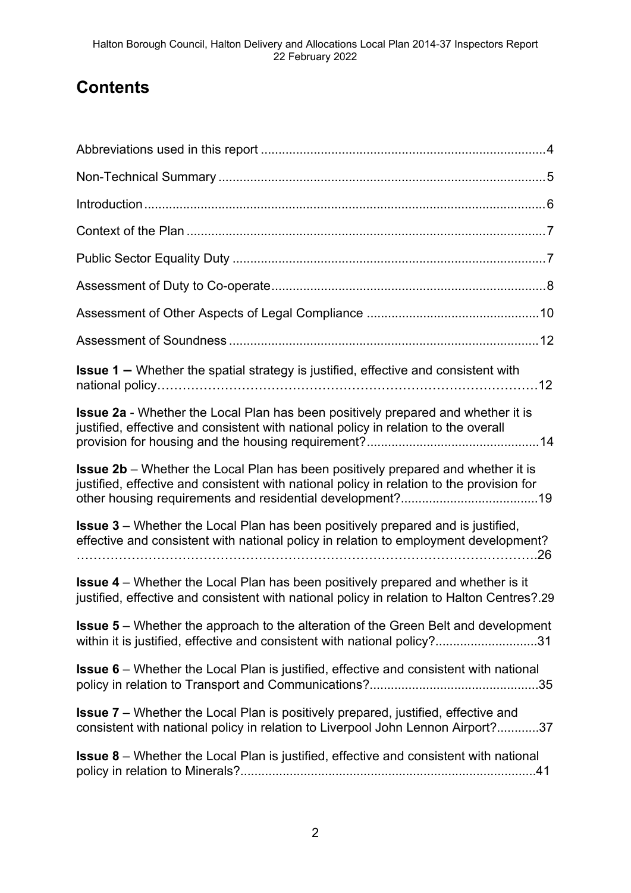# Contents

Abbreviations used in this report ................................................................................4

Non-Technical Summary ............................................................................................5

Introduction.................................................................................................................6

Context of the Plan .....................................................................................................7

Public Sector Equality Duty ........................................................................................7

Assessment of Duty to Co-operate.............................................................................8

Assessment of Other Aspects of Legal Compliance ................................................10

Assessment of Soundness .......................................................................................12

**Issue 1 –** Whether the spatial strategy is justified, effective and consistent with national policy………………………………………………………………………………12

**Issue 2a** - Whether the Local Plan has been positively prepared and whether it is justified, effective and consistent with national policy in relation to the overall provision for housing and the housing requirement?................................................14

**Issue 2b** – Whether the Local Plan has been positively prepared and whether it is justified, effective and consistent with national policy in relation to the provision for other housing requirements and residential development?......................................19

**Issue 3** – Whether the Local Plan has been positively prepared and is justified, effective and consistent with national policy in relation to employment development? ………………………………………………………………………………………….26

**Issue 4** – Whether the Local Plan has been positively prepared and whether is it justified, effective and consistent with national policy in relation to Halton Centres?.29

**Issue 5** – Whether the approach to the alteration of the Green Belt and development within it is justified, effective and consistent with national policy?............................31

**Issue 6** – Whether the Local Plan is justified, effective and consistent with national policy in relation to Transport and Communications?...............................................35

**Issue 7** – Whether the Local Plan is positively prepared, justified, effective and consistent with national policy in relation to Liverpool John Lennon Airport?............37

**Issue 8** – Whether the Local Plan is justified, effective and consistent with national policy in relation to Minerals?...................................................................................41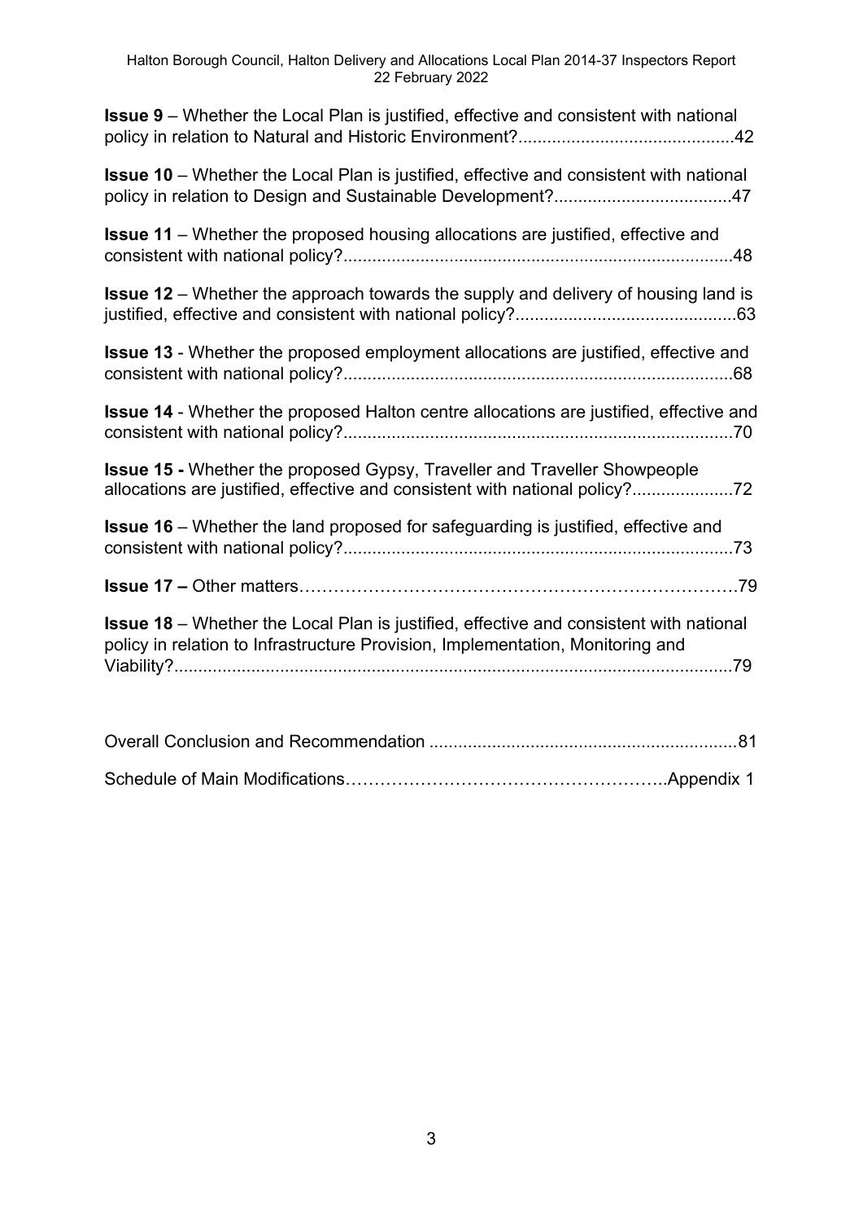**Issue 9** – Whether the Local Plan is justified, effective and consistent with national policy in relation to Natural and Historic Environment?............................................42

**Issue 10** – Whether the Local Plan is justified, effective and consistent with national policy in relation to Design and Sustainable Development?.....................................47

**Issue 11** – Whether the proposed housing allocations are justified, effective and consistent with national policy?................................................................................48

**Issue 12** – Whether the approach towards the supply and delivery of housing land is justified, effective and consistent with national policy?.............................................63

**Issue 13** - Whether the proposed employment allocations are justified, effective and consistent with national policy?................................................................................68

**Issue 14** - Whether the proposed Halton centre allocations are justified, effective and consistent with national policy?................................................................................70

**Issue 15 -** Whether the proposed Gypsy, Traveller and Traveller Showpeople allocations are justified, effective and consistent with national policy?.....................72

**Issue 16** – Whether the land proposed for safeguarding is justified, effective and consistent with national policy?................................................................................73

**Issue 17 –** Other matters………………………………………………………………79

**Issue 18** – Whether the Local Plan is justified, effective and consistent with national policy in relation to Infrastructure Provision, Implementation, Monitoring and Viability?...................................................................................................................79

Overall Conclusion and Recommendation ...............................................................81

Schedule of Main Modifications………………………………………………..Appendix 1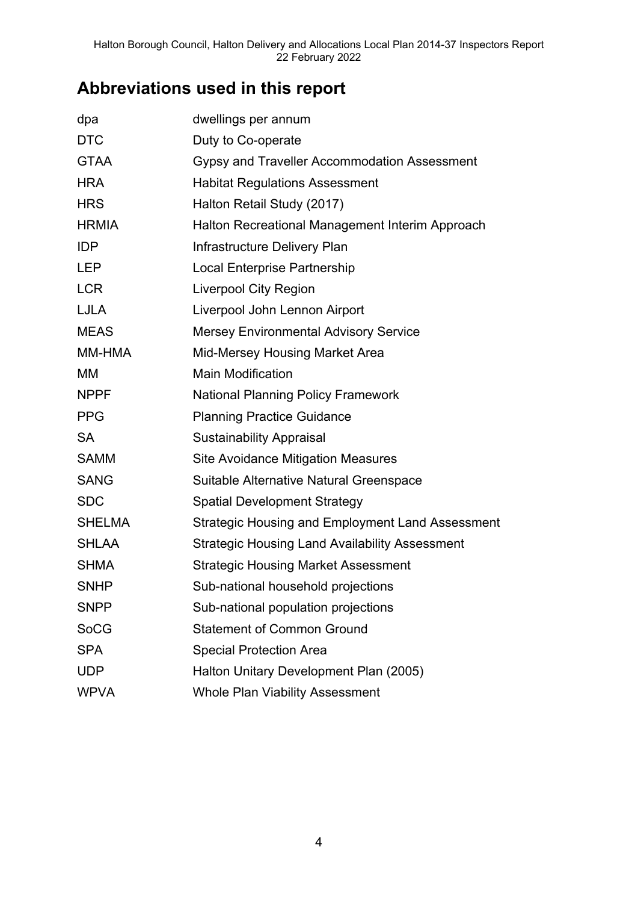## Abbreviations used in this report

| | |
|---|---|
| dpa | dwellings per annum |
| DTC | Duty to Co-operate |
| GTAA | Gypsy and Traveller Accommodation Assessment |
| HRA | Habitat Regulations Assessment |
| HRS | Halton Retail Study (2017) |
| HRMIA | Halton Recreational Management Interim Approach |
| IDP | Infrastructure Delivery Plan |
| LEP | Local Enterprise Partnership |
| LCR | Liverpool City Region |
| LJLA | Liverpool John Lennon Airport |
| MEAS | Mersey Environmental Advisory Service |
| MM-HMA | Mid-Mersey Housing Market Area |
| MM | Main Modification |
| NPPF | National Planning Policy Framework |
| PPG | Planning Practice Guidance |
| SA | Sustainability Appraisal |
| SAMM | Site Avoidance Mitigation Measures |
| SANG | Suitable Alternative Natural Greenspace |
| SDC | Spatial Development Strategy |
| SHELMA | Strategic Housing and Employment Land Assessment |
| SHLAA | Strategic Housing Land Availability Assessment |
| SHMA | Strategic Housing Market Assessment |
| SNHP | Sub-national household projections |
| SNPP | Sub-national population projections |
| SoCG | Statement of Common Ground |
| SPA | Special Protection Area |
| UDP | Halton Unitary Development Plan (2005) |
| WPVA | Whole Plan Viability Assessment |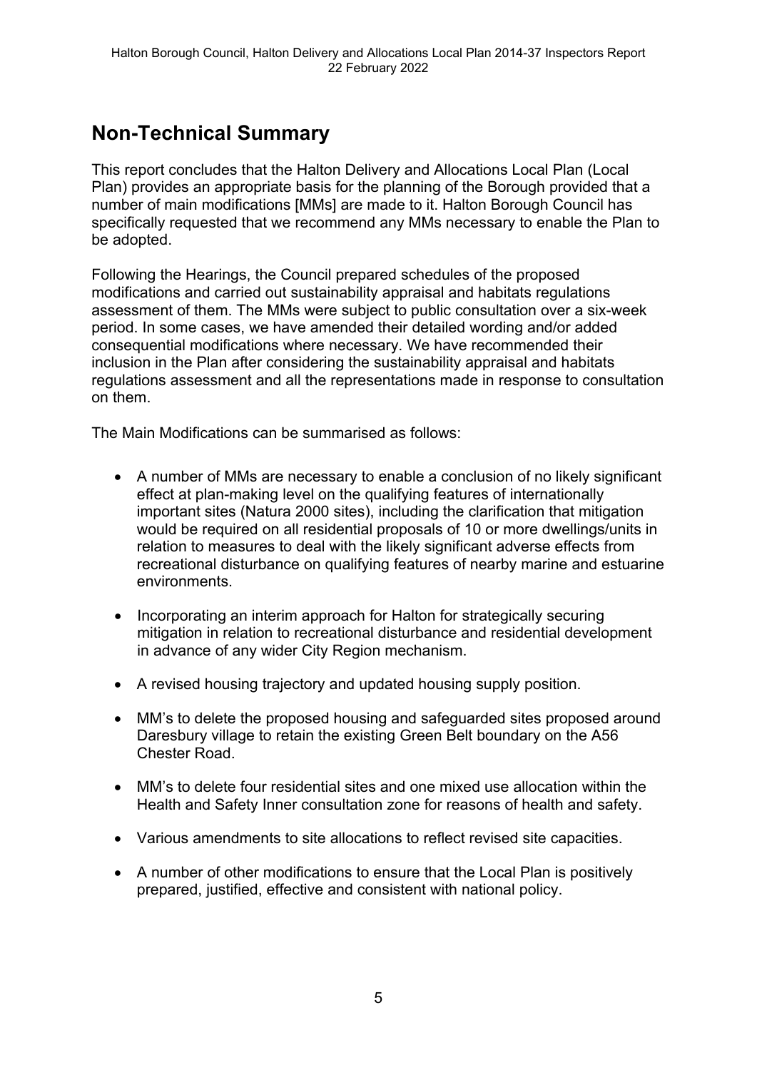## Non-Technical Summary

This report concludes that the Halton Delivery and Allocations Local Plan (Local Plan) provides an appropriate basis for the planning of the Borough provided that a number of main modifications [MMs] are made to it. Halton Borough Council has specifically requested that we recommend any MMs necessary to enable the Plan to be adopted.

Following the Hearings, the Council prepared schedules of the proposed modifications and carried out sustainability appraisal and habitats regulations assessment of them. The MMs were subject to public consultation over a six-week period. In some cases, we have amended their detailed wording and/or added consequential modifications where necessary. We have recommended their inclusion in the Plan after considering the sustainability appraisal and habitats regulations assessment and all the representations made in response to consultation on them.

The Main Modifications can be summarised as follows:

- A number of MMs are necessary to enable a conclusion of no likely significant effect at plan-making level on the qualifying features of internationally important sites (Natura 2000 sites), including the clarification that mitigation would be required on all residential proposals of 10 or more dwellings/units in relation to measures to deal with the likely significant adverse effects from recreational disturbance on qualifying features of nearby marine and estuarine environments.
- Incorporating an interim approach for Halton for strategically securing mitigation in relation to recreational disturbance and residential development in advance of any wider City Region mechanism.
- A revised housing trajectory and updated housing supply position.
- MM's to delete the proposed housing and safeguarded sites proposed around Daresbury village to retain the existing Green Belt boundary on the A56 Chester Road.
- MM's to delete four residential sites and one mixed use allocation within the Health and Safety Inner consultation zone for reasons of health and safety.
- Various amendments to site allocations to reflect revised site capacities.
- A number of other modifications to ensure that the Local Plan is positively prepared, justified, effective and consistent with national policy.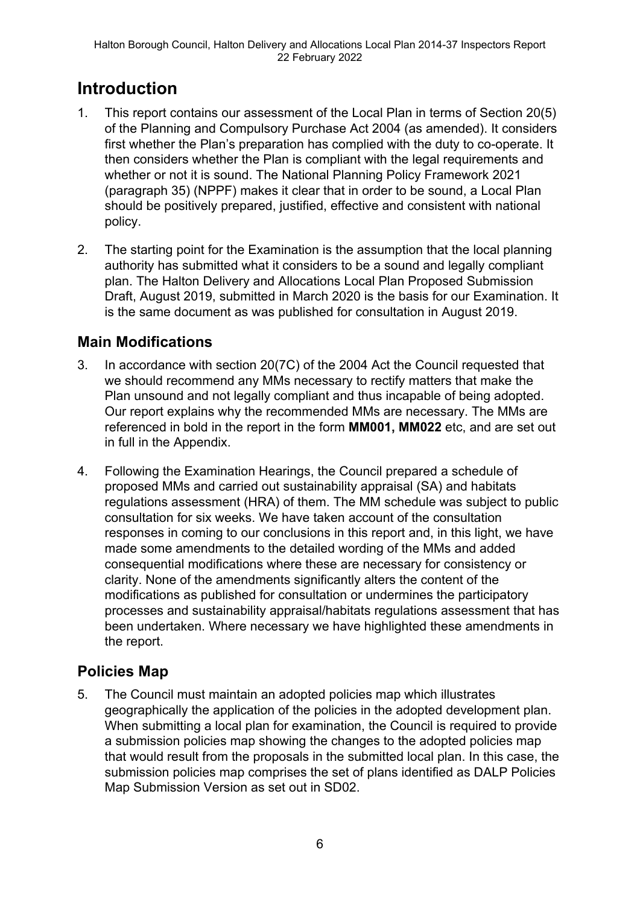# Introduction

1. This report contains our assessment of the Local Plan in terms of Section 20(5) of the Planning and Compulsory Purchase Act 2004 (as amended). It considers first whether the Plan's preparation has complied with the duty to co-operate. It then considers whether the Plan is compliant with the legal requirements and whether or not it is sound. The National Planning Policy Framework 2021 (paragraph 35) (NPPF) makes it clear that in order to be sound, a Local Plan should be positively prepared, justified, effective and consistent with national policy.

2. The starting point for the Examination is the assumption that the local planning authority has submitted what it considers to be a sound and legally compliant plan. The Halton Delivery and Allocations Local Plan Proposed Submission Draft, August 2019, submitted in March 2020 is the basis for our Examination. It is the same document as was published for consultation in August 2019.

## Main Modifications

3. In accordance with section 20(7C) of the 2004 Act the Council requested that we should recommend any MMs necessary to rectify matters that make the Plan unsound and not legally compliant and thus incapable of being adopted. Our report explains why the recommended MMs are necessary. The MMs are referenced in bold in the report in the form **MM001, MM022** etc, and are set out in full in the Appendix.

4. Following the Examination Hearings, the Council prepared a schedule of proposed MMs and carried out sustainability appraisal (SA) and habitats regulations assessment (HRA) of them. The MM schedule was subject to public consultation for six weeks. We have taken account of the consultation responses in coming to our conclusions in this report and, in this light, we have made some amendments to the detailed wording of the MMs and added consequential modifications where these are necessary for consistency or clarity. None of the amendments significantly alters the content of the modifications as published for consultation or undermines the participatory processes and sustainability appraisal/habitats regulations assessment that has been undertaken. Where necessary we have highlighted these amendments in the report.

## Policies Map

5. The Council must maintain an adopted policies map which illustrates geographically the application of the policies in the adopted development plan. When submitting a local plan for examination, the Council is required to provide a submission policies map showing the changes to the adopted policies map that would result from the proposals in the submitted local plan. In this case, the submission policies map comprises the set of plans identified as DALP Policies Map Submission Version as set out in SD02.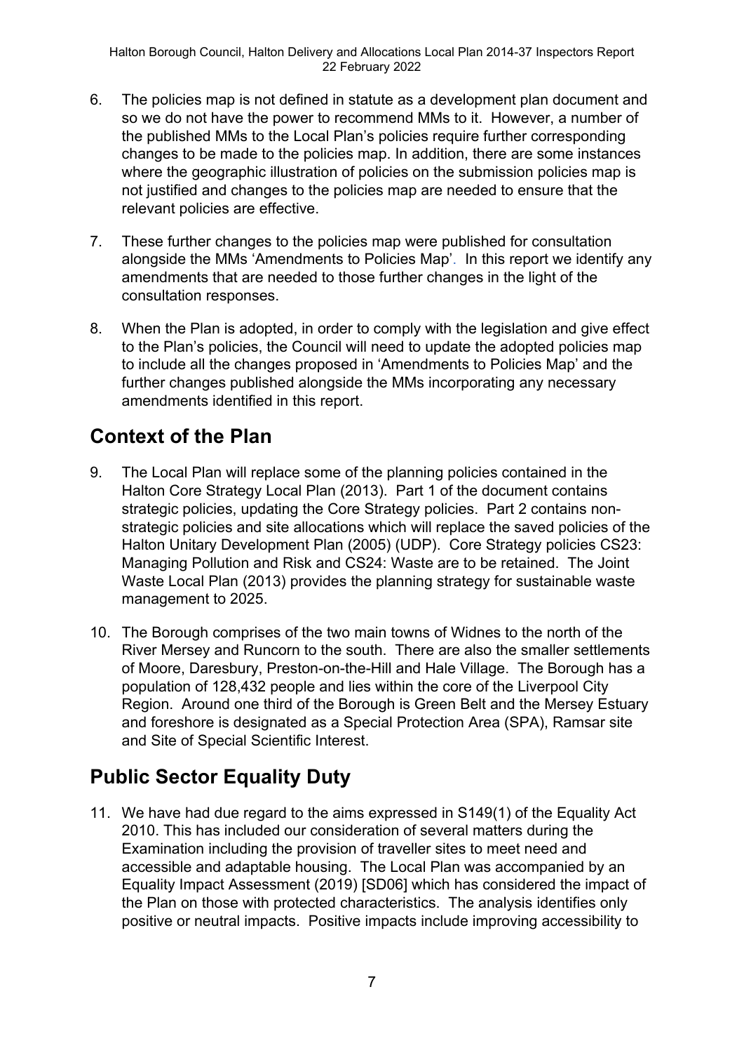6. The policies map is not defined in statute as a development plan document and so we do not have the power to recommend MMs to it. However, a number of the published MMs to the Local Plan's policies require further corresponding changes to be made to the policies map. In addition, there are some instances where the geographic illustration of policies on the submission policies map is not justified and changes to the policies map are needed to ensure that the relevant policies are effective.

7. These further changes to the policies map were published for consultation alongside the MMs 'Amendments to Policies Map'. In this report we identify any amendments that are needed to those further changes in the light of the consultation responses.

8. When the Plan is adopted, in order to comply with the legislation and give effect to the Plan's policies, the Council will need to update the adopted policies map to include all the changes proposed in 'Amendments to Policies Map' and the further changes published alongside the MMs incorporating any necessary amendments identified in this report.

## Context of the Plan

9. The Local Plan will replace some of the planning policies contained in the Halton Core Strategy Local Plan (2013). Part 1 of the document contains strategic policies, updating the Core Strategy policies. Part 2 contains non-strategic policies and site allocations which will replace the saved policies of the Halton Unitary Development Plan (2005) (UDP). Core Strategy policies CS23: Managing Pollution and Risk and CS24: Waste are to be retained. The Joint Waste Local Plan (2013) provides the planning strategy for sustainable waste management to 2025.

10. The Borough comprises of the two main towns of Widnes to the north of the River Mersey and Runcorn to the south. There are also the smaller settlements of Moore, Daresbury, Preston-on-the-Hill and Hale Village. The Borough has a population of 128,432 people and lies within the core of the Liverpool City Region. Around one third of the Borough is Green Belt and the Mersey Estuary and foreshore is designated as a Special Protection Area (SPA), Ramsar site and Site of Special Scientific Interest.

## Public Sector Equality Duty

11. We have had due regard to the aims expressed in S149(1) of the Equality Act 2010. This has included our consideration of several matters during the Examination including the provision of traveller sites to meet need and accessible and adaptable housing. The Local Plan was accompanied by an Equality Impact Assessment (2019) [SD06] which has considered the impact of the Plan on those with protected characteristics. The analysis identifies only positive or neutral impacts. Positive impacts include improving accessibility to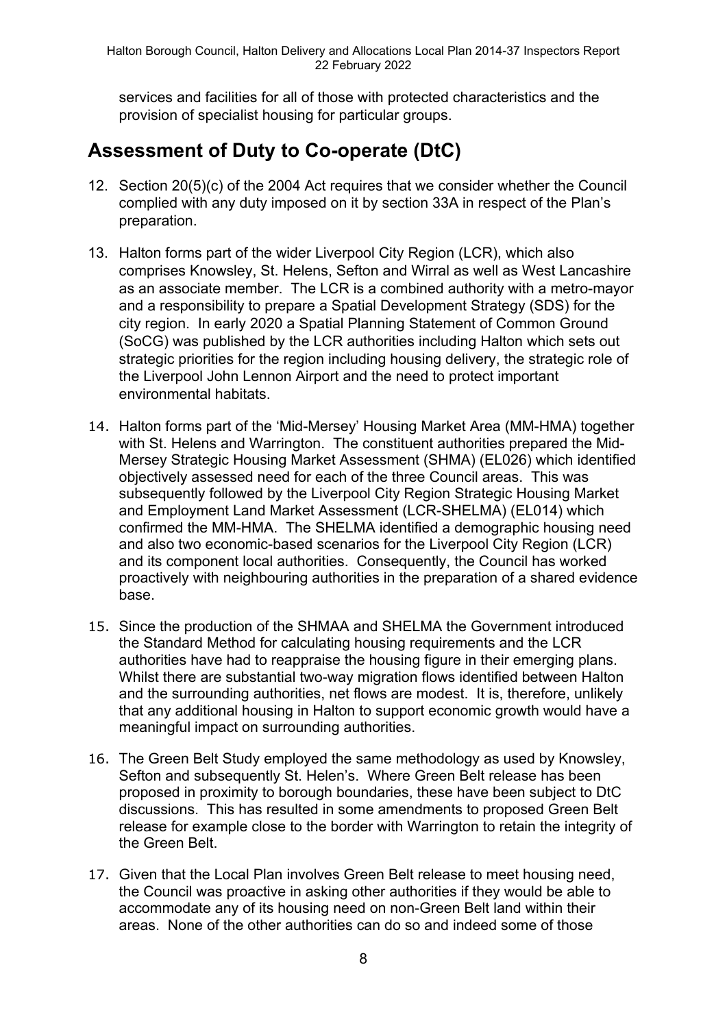services and facilities for all of those with protected characteristics and the provision of specialist housing for particular groups.

## Assessment of Duty to Co-operate (DtC)

12. Section 20(5)(c) of the 2004 Act requires that we consider whether the Council complied with any duty imposed on it by section 33A in respect of the Plan's preparation.

13. Halton forms part of the wider Liverpool City Region (LCR), which also comprises Knowsley, St. Helens, Sefton and Wirral as well as West Lancashire as an associate member. The LCR is a combined authority with a metro-mayor and a responsibility to prepare a Spatial Development Strategy (SDS) for the city region. In early 2020 a Spatial Planning Statement of Common Ground (SoCG) was published by the LCR authorities including Halton which sets out strategic priorities for the region including housing delivery, the strategic role of the Liverpool John Lennon Airport and the need to protect important environmental habitats.

14. Halton forms part of the 'Mid-Mersey' Housing Market Area (MM-HMA) together with St. Helens and Warrington. The constituent authorities prepared the Mid-Mersey Strategic Housing Market Assessment (SHMA) (EL026) which identified objectively assessed need for each of the three Council areas. This was subsequently followed by the Liverpool City Region Strategic Housing Market and Employment Land Market Assessment (LCR-SHELMA) (EL014) which confirmed the MM-HMA. The SHELMA identified a demographic housing need and also two economic-based scenarios for the Liverpool City Region (LCR) and its component local authorities. Consequently, the Council has worked proactively with neighbouring authorities in the preparation of a shared evidence base.

15. Since the production of the SHMAA and SHELMA the Government introduced the Standard Method for calculating housing requirements and the LCR authorities have had to reappraise the housing figure in their emerging plans. Whilst there are substantial two-way migration flows identified between Halton and the surrounding authorities, net flows are modest. It is, therefore, unlikely that any additional housing in Halton to support economic growth would have a meaningful impact on surrounding authorities.

16. The Green Belt Study employed the same methodology as used by Knowsley, Sefton and subsequently St. Helen's. Where Green Belt release has been proposed in proximity to borough boundaries, these have been subject to DtC discussions. This has resulted in some amendments to proposed Green Belt release for example close to the border with Warrington to retain the integrity of the Green Belt.

17. Given that the Local Plan involves Green Belt release to meet housing need, the Council was proactive in asking other authorities if they would be able to accommodate any of its housing need on non-Green Belt land within their areas. None of the other authorities can do so and indeed some of those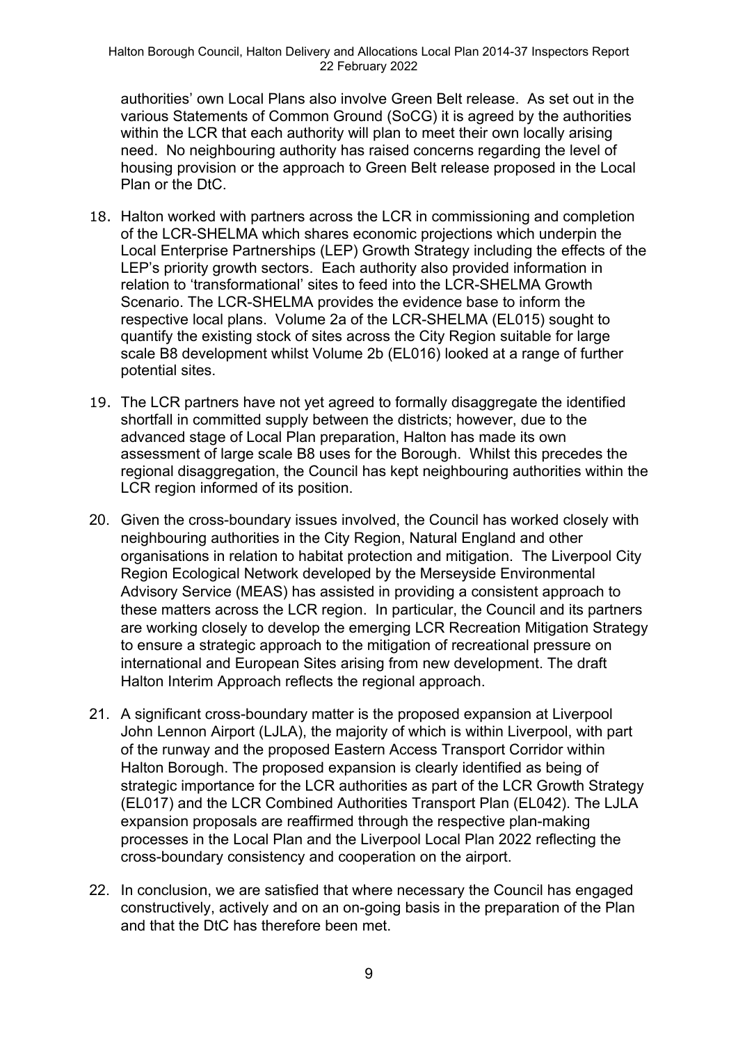authorities' own Local Plans also involve Green Belt release. As set out in the various Statements of Common Ground (SoCG) it is agreed by the authorities within the LCR that each authority will plan to meet their own locally arising need. No neighbouring authority has raised concerns regarding the level of housing provision or the approach to Green Belt release proposed in the Local Plan or the DtC.

18. Halton worked with partners across the LCR in commissioning and completion of the LCR-SHELMA which shares economic projections which underpin the Local Enterprise Partnerships (LEP) Growth Strategy including the effects of the LEP's priority growth sectors. Each authority also provided information in relation to 'transformational' sites to feed into the LCR-SHELMA Growth Scenario. The LCR-SHELMA provides the evidence base to inform the respective local plans. Volume 2a of the LCR-SHELMA (EL015) sought to quantify the existing stock of sites across the City Region suitable for large scale B8 development whilst Volume 2b (EL016) looked at a range of further potential sites.

19. The LCR partners have not yet agreed to formally disaggregate the identified shortfall in committed supply between the districts; however, due to the advanced stage of Local Plan preparation, Halton has made its own assessment of large scale B8 uses for the Borough. Whilst this precedes the regional disaggregation, the Council has kept neighbouring authorities within the LCR region informed of its position.

20. Given the cross-boundary issues involved, the Council has worked closely with neighbouring authorities in the City Region, Natural England and other organisations in relation to habitat protection and mitigation. The Liverpool City Region Ecological Network developed by the Merseyside Environmental Advisory Service (MEAS) has assisted in providing a consistent approach to these matters across the LCR region. In particular, the Council and its partners are working closely to develop the emerging LCR Recreation Mitigation Strategy to ensure a strategic approach to the mitigation of recreational pressure on international and European Sites arising from new development. The draft Halton Interim Approach reflects the regional approach.

21. A significant cross-boundary matter is the proposed expansion at Liverpool John Lennon Airport (LJLA), the majority of which is within Liverpool, with part of the runway and the proposed Eastern Access Transport Corridor within Halton Borough. The proposed expansion is clearly identified as being of strategic importance for the LCR authorities as part of the LCR Growth Strategy (EL017) and the LCR Combined Authorities Transport Plan (EL042). The LJLA expansion proposals are reaffirmed through the respective plan-making processes in the Local Plan and the Liverpool Local Plan 2022 reflecting the cross-boundary consistency and cooperation on the airport.

22. In conclusion, we are satisfied that where necessary the Council has engaged constructively, actively and on an on-going basis in the preparation of the Plan and that the DtC has therefore been met.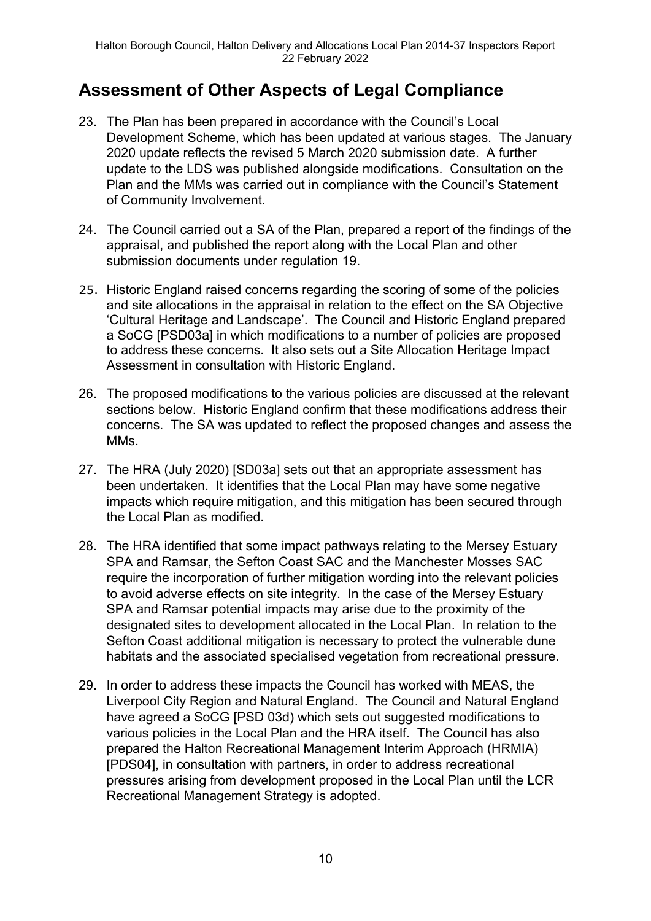## Assessment of Other Aspects of Legal Compliance

23. The Plan has been prepared in accordance with the Council's Local Development Scheme, which has been updated at various stages. The January 2020 update reflects the revised 5 March 2020 submission date. A further update to the LDS was published alongside modifications. Consultation on the Plan and the MMs was carried out in compliance with the Council's Statement of Community Involvement.

24. The Council carried out a SA of the Plan, prepared a report of the findings of the appraisal, and published the report along with the Local Plan and other submission documents under regulation 19.

25. Historic England raised concerns regarding the scoring of some of the policies and site allocations in the appraisal in relation to the effect on the SA Objective 'Cultural Heritage and Landscape'. The Council and Historic England prepared a SoCG [PSD03a] in which modifications to a number of policies are proposed to address these concerns. It also sets out a Site Allocation Heritage Impact Assessment in consultation with Historic England.

26. The proposed modifications to the various policies are discussed at the relevant sections below. Historic England confirm that these modifications address their concerns. The SA was updated to reflect the proposed changes and assess the MMs.

27. The HRA (July 2020) [SD03a] sets out that an appropriate assessment has been undertaken. It identifies that the Local Plan may have some negative impacts which require mitigation, and this mitigation has been secured through the Local Plan as modified.

28. The HRA identified that some impact pathways relating to the Mersey Estuary SPA and Ramsar, the Sefton Coast SAC and the Manchester Mosses SAC require the incorporation of further mitigation wording into the relevant policies to avoid adverse effects on site integrity. In the case of the Mersey Estuary SPA and Ramsar potential impacts may arise due to the proximity of the designated sites to development allocated in the Local Plan. In relation to the Sefton Coast additional mitigation is necessary to protect the vulnerable dune habitats and the associated specialised vegetation from recreational pressure.

29. In order to address these impacts the Council has worked with MEAS, the Liverpool City Region and Natural England. The Council and Natural England have agreed a SoCG [PSD 03d) which sets out suggested modifications to various policies in the Local Plan and the HRA itself. The Council has also prepared the Halton Recreational Management Interim Approach (HRMIA) [PDS04], in consultation with partners, in order to address recreational pressures arising from development proposed in the Local Plan until the LCR Recreational Management Strategy is adopted.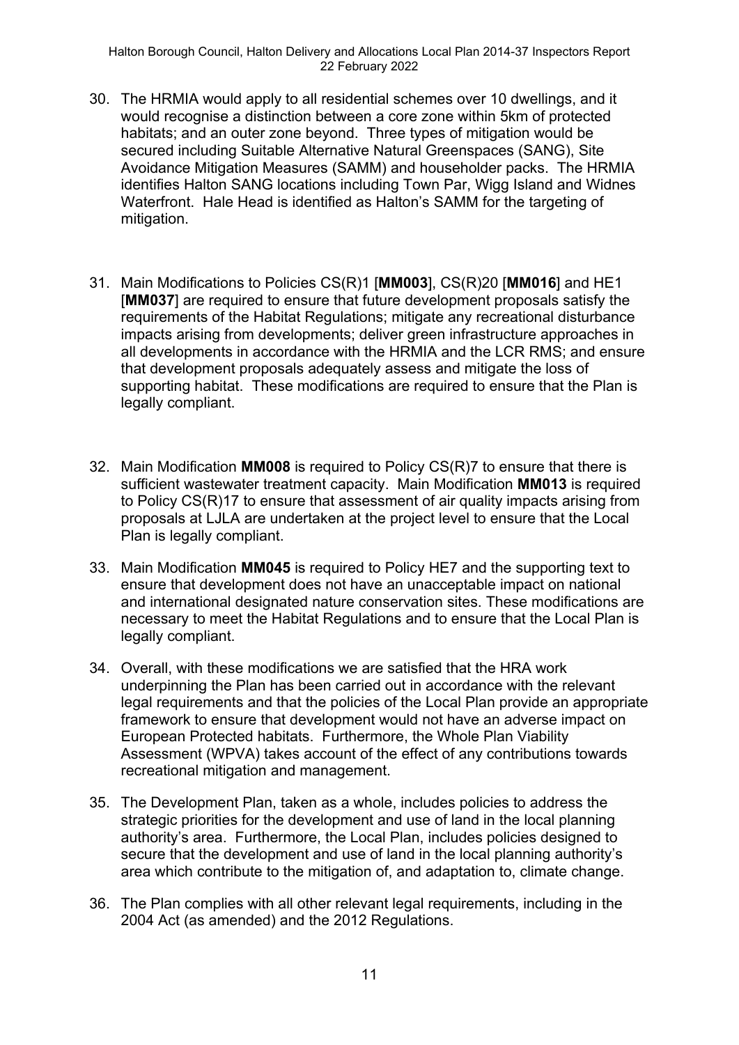30. The HRMIA would apply to all residential schemes over 10 dwellings, and it would recognise a distinction between a core zone within 5km of protected habitats; and an outer zone beyond. Three types of mitigation would be secured including Suitable Alternative Natural Greenspaces (SANG), Site Avoidance Mitigation Measures (SAMM) and householder packs. The HRMIA identifies Halton SANG locations including Town Par, Wigg Island and Widnes Waterfront. Hale Head is identified as Halton's SAMM for the targeting of mitigation.

31. Main Modifications to Policies CS(R)1 [**MM003**], CS(R)20 [**MM016**] and HE1 [**MM037**] are required to ensure that future development proposals satisfy the requirements of the Habitat Regulations; mitigate any recreational disturbance impacts arising from developments; deliver green infrastructure approaches in all developments in accordance with the HRMIA and the LCR RMS; and ensure that development proposals adequately assess and mitigate the loss of supporting habitat. These modifications are required to ensure that the Plan is legally compliant.

32. Main Modification **MM008** is required to Policy CS(R)7 to ensure that there is sufficient wastewater treatment capacity. Main Modification **MM013** is required to Policy CS(R)17 to ensure that assessment of air quality impacts arising from proposals at LJLA are undertaken at the project level to ensure that the Local Plan is legally compliant.

33. Main Modification **MM045** is required to Policy HE7 and the supporting text to ensure that development does not have an unacceptable impact on national and international designated nature conservation sites. These modifications are necessary to meet the Habitat Regulations and to ensure that the Local Plan is legally compliant.

34. Overall, with these modifications we are satisfied that the HRA work underpinning the Plan has been carried out in accordance with the relevant legal requirements and that the policies of the Local Plan provide an appropriate framework to ensure that development would not have an adverse impact on European Protected habitats. Furthermore, the Whole Plan Viability Assessment (WPVA) takes account of the effect of any contributions towards recreational mitigation and management.

35. The Development Plan, taken as a whole, includes policies to address the strategic priorities for the development and use of land in the local planning authority's area. Furthermore, the Local Plan, includes policies designed to secure that the development and use of land in the local planning authority's area which contribute to the mitigation of, and adaptation to, climate change.

36. The Plan complies with all other relevant legal requirements, including in the 2004 Act (as amended) and the 2012 Regulations.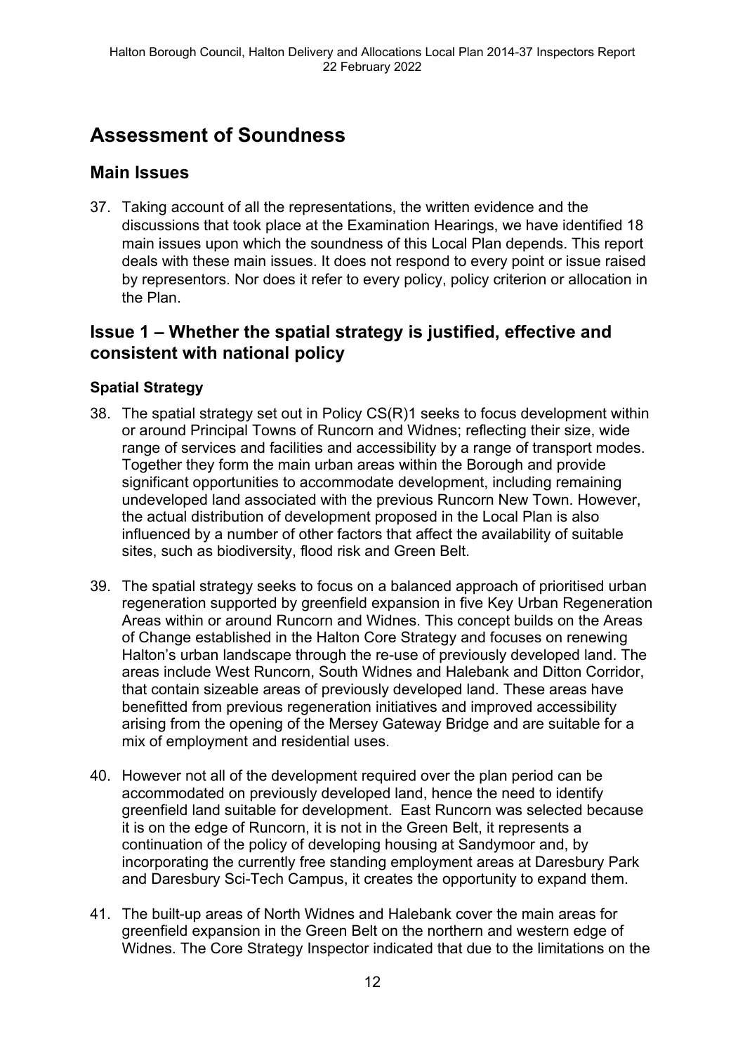# Assessment of Soundness

## Main Issues

37. Taking account of all the representations, the written evidence and the discussions that took place at the Examination Hearings, we have identified 18 main issues upon which the soundness of this Local Plan depends. This report deals with these main issues. It does not respond to every point or issue raised by representors. Nor does it refer to every policy, policy criterion or allocation in the Plan.

## Issue 1 – Whether the spatial strategy is justified, effective and consistent with national policy

### Spatial Strategy

38. The spatial strategy set out in Policy CS(R)1 seeks to focus development within or around Principal Towns of Runcorn and Widnes; reflecting their size, wide range of services and facilities and accessibility by a range of transport modes. Together they form the main urban areas within the Borough and provide significant opportunities to accommodate development, including remaining undeveloped land associated with the previous Runcorn New Town. However, the actual distribution of development proposed in the Local Plan is also influenced by a number of other factors that affect the availability of suitable sites, such as biodiversity, flood risk and Green Belt.

39. The spatial strategy seeks to focus on a balanced approach of prioritised urban regeneration supported by greenfield expansion in five Key Urban Regeneration Areas within or around Runcorn and Widnes. This concept builds on the Areas of Change established in the Halton Core Strategy and focuses on renewing Halton's urban landscape through the re-use of previously developed land. The areas include West Runcorn, South Widnes and Halebank and Ditton Corridor, that contain sizeable areas of previously developed land. These areas have benefitted from previous regeneration initiatives and improved accessibility arising from the opening of the Mersey Gateway Bridge and are suitable for a mix of employment and residential uses.

40. However not all of the development required over the plan period can be accommodated on previously developed land, hence the need to identify greenfield land suitable for development. East Runcorn was selected because it is on the edge of Runcorn, it is not in the Green Belt, it represents a continuation of the policy of developing housing at Sandymoor and, by incorporating the currently free standing employment areas at Daresbury Park and Daresbury Sci-Tech Campus, it creates the opportunity to expand them.

41. The built-up areas of North Widnes and Halebank cover the main areas for greenfield expansion in the Green Belt on the northern and western edge of Widnes. The Core Strategy Inspector indicated that due to the limitations on the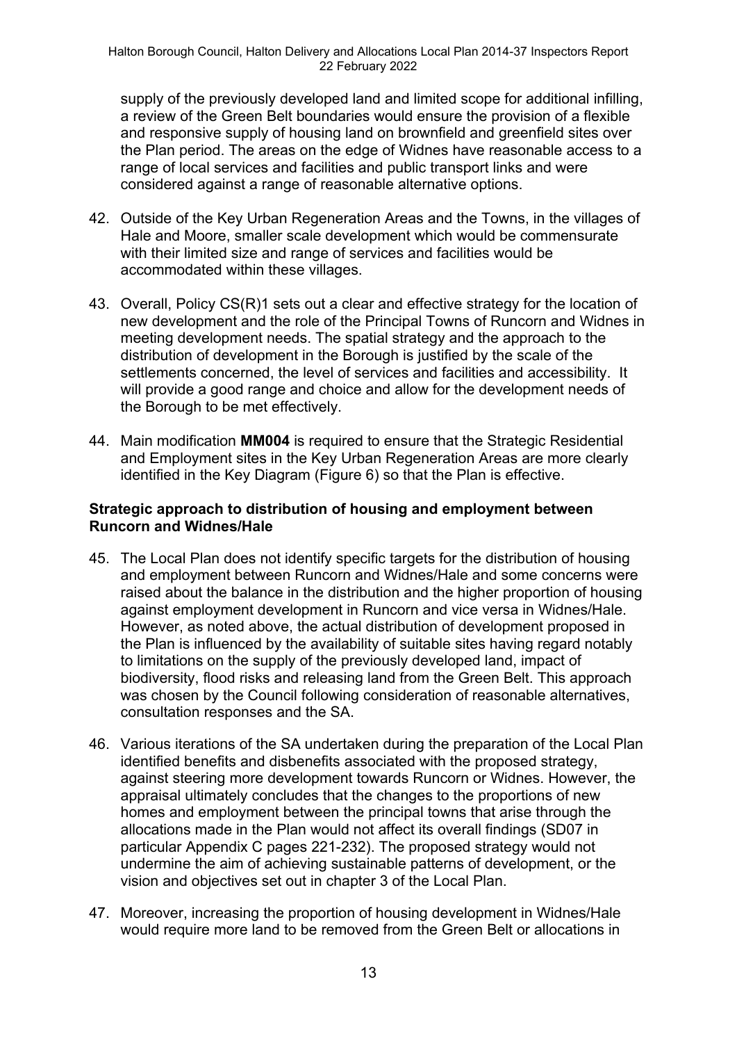supply of the previously developed land and limited scope for additional infilling, a review of the Green Belt boundaries would ensure the provision of a flexible and responsive supply of housing land on brownfield and greenfield sites over the Plan period. The areas on the edge of Widnes have reasonable access to a range of local services and facilities and public transport links and were considered against a range of reasonable alternative options.

42. Outside of the Key Urban Regeneration Areas and the Towns, in the villages of Hale and Moore, smaller scale development which would be commensurate with their limited size and range of services and facilities would be accommodated within these villages.

43. Overall, Policy CS(R)1 sets out a clear and effective strategy for the location of new development and the role of the Principal Towns of Runcorn and Widnes in meeting development needs. The spatial strategy and the approach to the distribution of development in the Borough is justified by the scale of the settlements concerned, the level of services and facilities and accessibility. It will provide a good range and choice and allow for the development needs of the Borough to be met effectively.

44. Main modification **MM004** is required to ensure that the Strategic Residential and Employment sites in the Key Urban Regeneration Areas are more clearly identified in the Key Diagram (Figure 6) so that the Plan is effective.

**Strategic approach to distribution of housing and employment between Runcorn and Widnes/Hale**

45. The Local Plan does not identify specific targets for the distribution of housing and employment between Runcorn and Widnes/Hale and some concerns were raised about the balance in the distribution and the higher proportion of housing against employment development in Runcorn and vice versa in Widnes/Hale. However, as noted above, the actual distribution of development proposed in the Plan is influenced by the availability of suitable sites having regard notably to limitations on the supply of the previously developed land, impact of biodiversity, flood risks and releasing land from the Green Belt. This approach was chosen by the Council following consideration of reasonable alternatives, consultation responses and the SA.

46. Various iterations of the SA undertaken during the preparation of the Local Plan identified benefits and disbenefits associated with the proposed strategy, against steering more development towards Runcorn or Widnes. However, the appraisal ultimately concludes that the changes to the proportions of new homes and employment between the principal towns that arise through the allocations made in the Plan would not affect its overall findings (SD07 in particular Appendix C pages 221-232). The proposed strategy would not undermine the aim of achieving sustainable patterns of development, or the vision and objectives set out in chapter 3 of the Local Plan.

47. Moreover, increasing the proportion of housing development in Widnes/Hale would require more land to be removed from the Green Belt or allocations in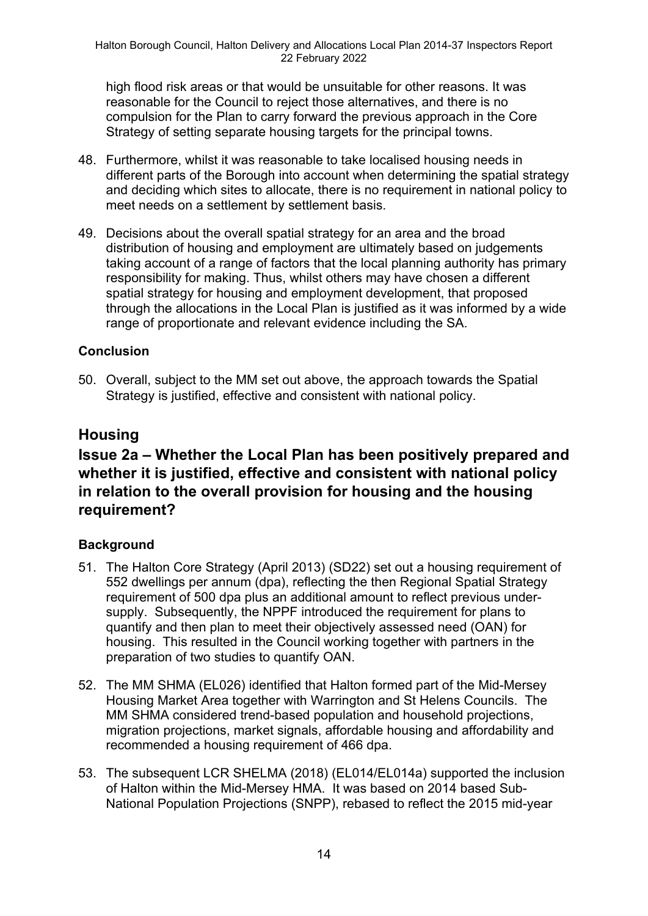high flood risk areas or that would be unsuitable for other reasons. It was reasonable for the Council to reject those alternatives, and there is no compulsion for the Plan to carry forward the previous approach in the Core Strategy of setting separate housing targets for the principal towns.

48. Furthermore, whilst it was reasonable to take localised housing needs in different parts of the Borough into account when determining the spatial strategy and deciding which sites to allocate, there is no requirement in national policy to meet needs on a settlement by settlement basis.

49. Decisions about the overall spatial strategy for an area and the broad distribution of housing and employment are ultimately based on judgements taking account of a range of factors that the local planning authority has primary responsibility for making. Thus, whilst others may have chosen a different spatial strategy for housing and employment development, that proposed through the allocations in the Local Plan is justified as it was informed by a wide range of proportionate and relevant evidence including the SA.

### Conclusion

50. Overall, subject to the MM set out above, the approach towards the Spatial Strategy is justified, effective and consistent with national policy.

## Housing

## Issue 2a – Whether the Local Plan has been positively prepared and whether it is justified, effective and consistent with national policy in relation to the overall provision for housing and the housing requirement?

### Background

51. The Halton Core Strategy (April 2013) (SD22) set out a housing requirement of 552 dwellings per annum (dpa), reflecting the then Regional Spatial Strategy requirement of 500 dpa plus an additional amount to reflect previous under-supply. Subsequently, the NPPF introduced the requirement for plans to quantify and then plan to meet their objectively assessed need (OAN) for housing. This resulted in the Council working together with partners in the preparation of two studies to quantify OAN.

52. The MM SHMA (EL026) identified that Halton formed part of the Mid-Mersey Housing Market Area together with Warrington and St Helens Councils. The MM SHMA considered trend-based population and household projections, migration projections, market signals, affordable housing and affordability and recommended a housing requirement of 466 dpa.

53. The subsequent LCR SHELMA (2018) (EL014/EL014a) supported the inclusion of Halton within the Mid-Mersey HMA. It was based on 2014 based Sub-National Population Projections (SNPP), rebased to reflect the 2015 mid-year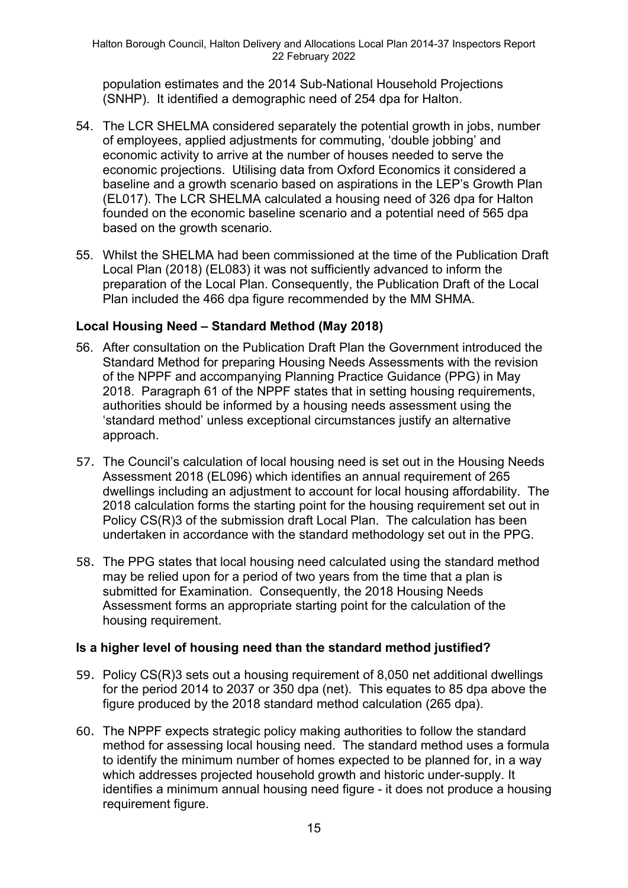population estimates and the 2014 Sub-National Household Projections (SNHP). It identified a demographic need of 254 dpa for Halton.

54. The LCR SHELMA considered separately the potential growth in jobs, number of employees, applied adjustments for commuting, 'double jobbing' and economic activity to arrive at the number of houses needed to serve the economic projections. Utilising data from Oxford Economics it considered a baseline and a growth scenario based on aspirations in the LEP's Growth Plan (EL017). The LCR SHELMA calculated a housing need of 326 dpa for Halton founded on the economic baseline scenario and a potential need of 565 dpa based on the growth scenario.

55. Whilst the SHELMA had been commissioned at the time of the Publication Draft Local Plan (2018) (EL083) it was not sufficiently advanced to inform the preparation of the Local Plan. Consequently, the Publication Draft of the Local Plan included the 466 dpa figure recommended by the MM SHMA.

### Local Housing Need – Standard Method (May 2018)

56. After consultation on the Publication Draft Plan the Government introduced the Standard Method for preparing Housing Needs Assessments with the revision of the NPPF and accompanying Planning Practice Guidance (PPG) in May 2018. Paragraph 61 of the NPPF states that in setting housing requirements, authorities should be informed by a housing needs assessment using the 'standard method' unless exceptional circumstances justify an alternative approach.

57. The Council's calculation of local housing need is set out in the Housing Needs Assessment 2018 (EL096) which identifies an annual requirement of 265 dwellings including an adjustment to account for local housing affordability. The 2018 calculation forms the starting point for the housing requirement set out in Policy CS(R)3 of the submission draft Local Plan. The calculation has been undertaken in accordance with the standard methodology set out in the PPG.

58. The PPG states that local housing need calculated using the standard method may be relied upon for a period of two years from the time that a plan is submitted for Examination. Consequently, the 2018 Housing Needs Assessment forms an appropriate starting point for the calculation of the housing requirement.

### Is a higher level of housing need than the standard method justified?

59. Policy CS(R)3 sets out a housing requirement of 8,050 net additional dwellings for the period 2014 to 2037 or 350 dpa (net). This equates to 85 dpa above the figure produced by the 2018 standard method calculation (265 dpa).

60. The NPPF expects strategic policy making authorities to follow the standard method for assessing local housing need. The standard method uses a formula to identify the minimum number of homes expected to be planned for, in a way which addresses projected household growth and historic under-supply. It identifies a minimum annual housing need figure - it does not produce a housing requirement figure.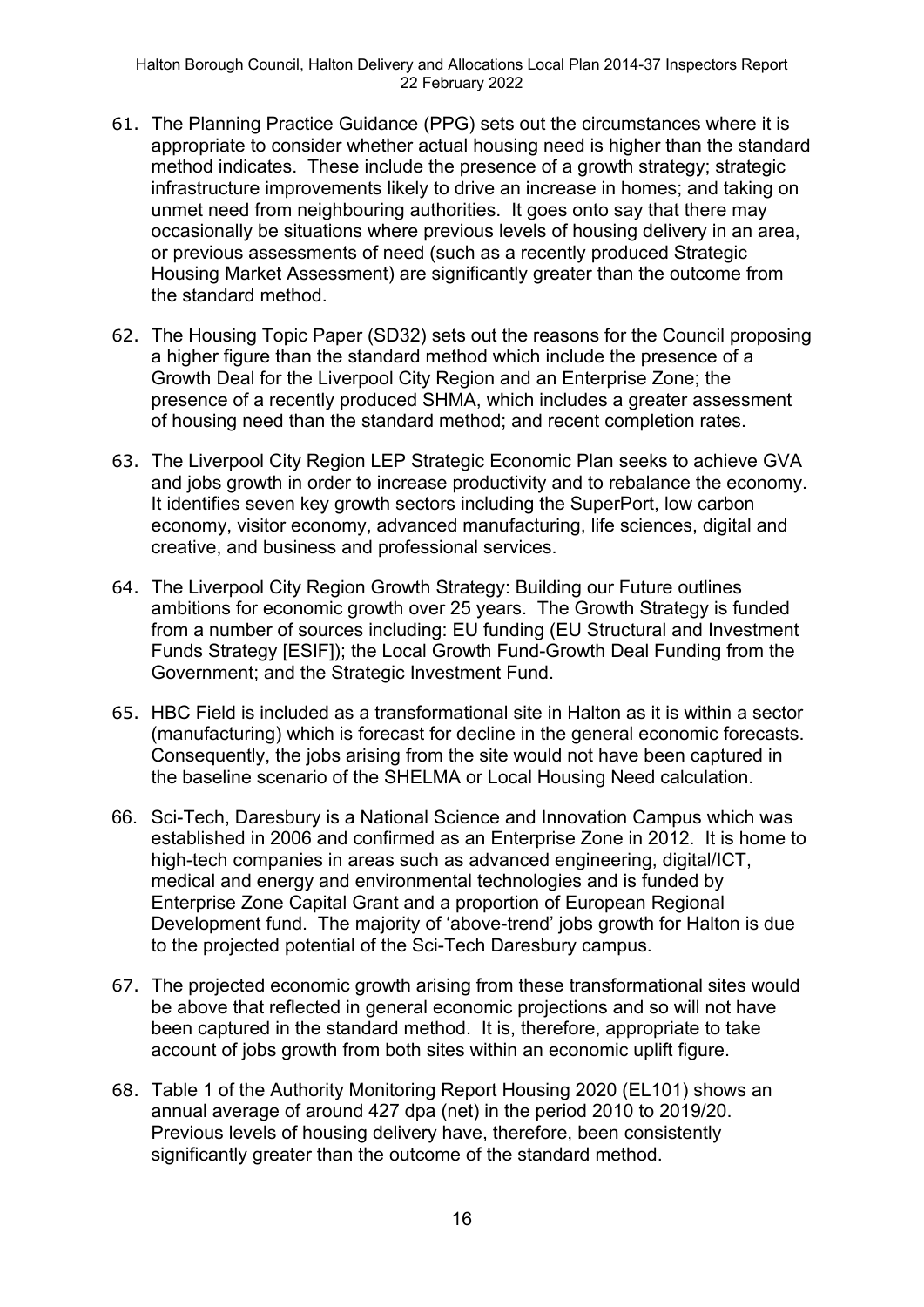61. The Planning Practice Guidance (PPG) sets out the circumstances where it is appropriate to consider whether actual housing need is higher than the standard method indicates. These include the presence of a growth strategy; strategic infrastructure improvements likely to drive an increase in homes; and taking on unmet need from neighbouring authorities. It goes onto say that there may occasionally be situations where previous levels of housing delivery in an area, or previous assessments of need (such as a recently produced Strategic Housing Market Assessment) are significantly greater than the outcome from the standard method.

62. The Housing Topic Paper (SD32) sets out the reasons for the Council proposing a higher figure than the standard method which include the presence of a Growth Deal for the Liverpool City Region and an Enterprise Zone; the presence of a recently produced SHMA, which includes a greater assessment of housing need than the standard method; and recent completion rates.

63. The Liverpool City Region LEP Strategic Economic Plan seeks to achieve GVA and jobs growth in order to increase productivity and to rebalance the economy. It identifies seven key growth sectors including the SuperPort, low carbon economy, visitor economy, advanced manufacturing, life sciences, digital and creative, and business and professional services.

64. The Liverpool City Region Growth Strategy: Building our Future outlines ambitions for economic growth over 25 years. The Growth Strategy is funded from a number of sources including: EU funding (EU Structural and Investment Funds Strategy [ESIF]); the Local Growth Fund-Growth Deal Funding from the Government; and the Strategic Investment Fund.

65. HBC Field is included as a transformational site in Halton as it is within a sector (manufacturing) which is forecast for decline in the general economic forecasts. Consequently, the jobs arising from the site would not have been captured in the baseline scenario of the SHELMA or Local Housing Need calculation.

66. Sci-Tech, Daresbury is a National Science and Innovation Campus which was established in 2006 and confirmed as an Enterprise Zone in 2012. It is home to high-tech companies in areas such as advanced engineering, digital/ICT, medical and energy and environmental technologies and is funded by Enterprise Zone Capital Grant and a proportion of European Regional Development fund. The majority of 'above-trend' jobs growth for Halton is due to the projected potential of the Sci-Tech Daresbury campus.

67. The projected economic growth arising from these transformational sites would be above that reflected in general economic projections and so will not have been captured in the standard method. It is, therefore, appropriate to take account of jobs growth from both sites within an economic uplift figure.

68. Table 1 of the Authority Monitoring Report Housing 2020 (EL101) shows an annual average of around 427 dpa (net) in the period 2010 to 2019/20. Previous levels of housing delivery have, therefore, been consistently significantly greater than the outcome of the standard method.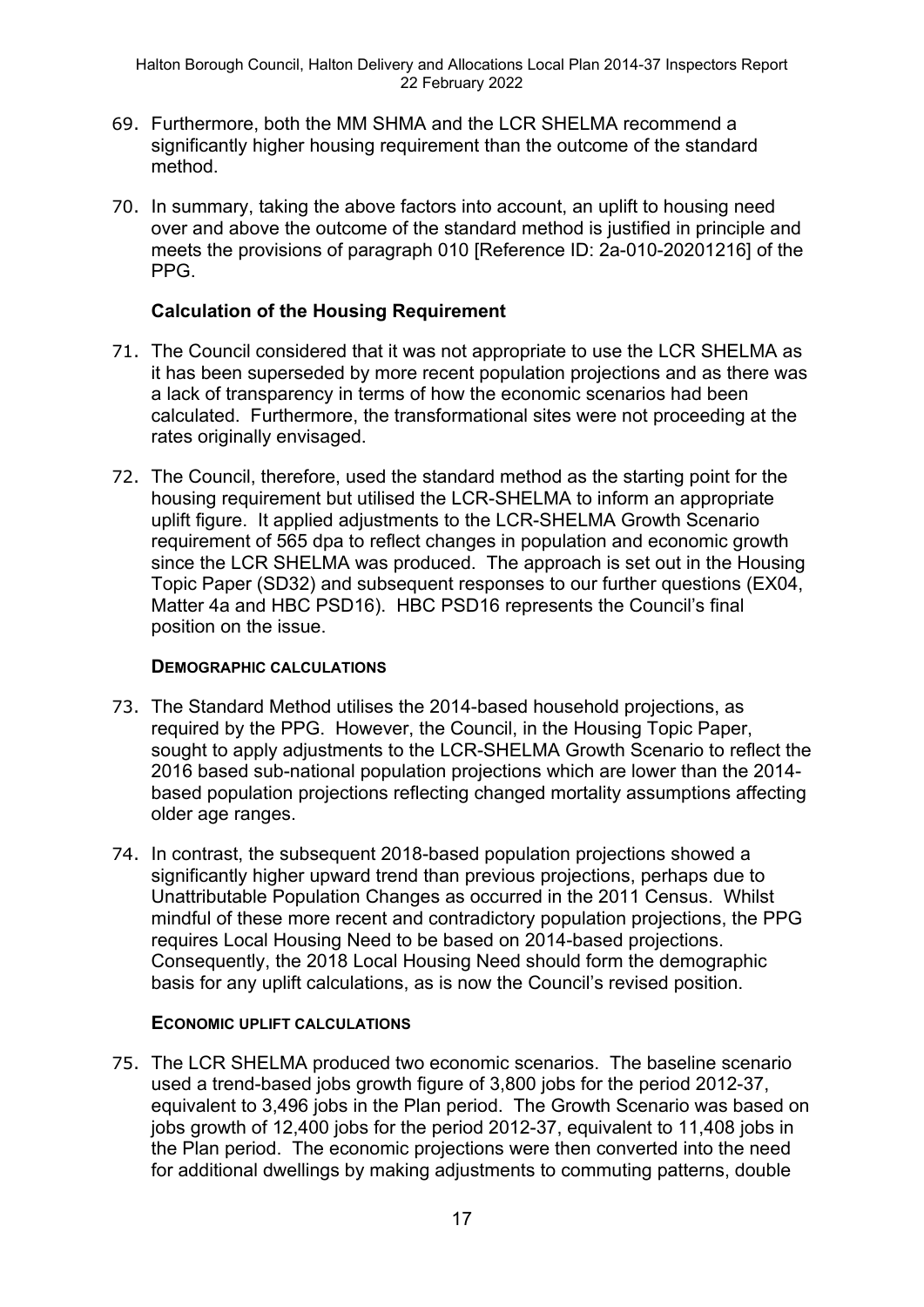69. Furthermore, both the MM SHMA and the LCR SHELMA recommend a significantly higher housing requirement than the outcome of the standard method.

70. In summary, taking the above factors into account, an uplift to housing need over and above the outcome of the standard method is justified in principle and meets the provisions of paragraph 010 [Reference ID: 2a-010-20201216] of the PPG.

### Calculation of the Housing Requirement

71. The Council considered that it was not appropriate to use the LCR SHELMA as it has been superseded by more recent population projections and as there was a lack of transparency in terms of how the economic scenarios had been calculated. Furthermore, the transformational sites were not proceeding at the rates originally envisaged.

72. The Council, therefore, used the standard method as the starting point for the housing requirement but utilised the LCR-SHELMA to inform an appropriate uplift figure. It applied adjustments to the LCR-SHELMA Growth Scenario requirement of 565 dpa to reflect changes in population and economic growth since the LCR SHELMA was produced. The approach is set out in the Housing Topic Paper (SD32) and subsequent responses to our further questions (EX04, Matter 4a and HBC PSD16). HBC PSD16 represents the Council's final position on the issue.

#### Demographic calculations

73. The Standard Method utilises the 2014-based household projections, as required by the PPG. However, the Council, in the Housing Topic Paper, sought to apply adjustments to the LCR-SHELMA Growth Scenario to reflect the 2016 based sub-national population projections which are lower than the 2014-based population projections reflecting changed mortality assumptions affecting older age ranges.

74. In contrast, the subsequent 2018-based population projections showed a significantly higher upward trend than previous projections, perhaps due to Unattributable Population Changes as occurred in the 2011 Census. Whilst mindful of these more recent and contradictory population projections, the PPG requires Local Housing Need to be based on 2014-based projections. Consequently, the 2018 Local Housing Need should form the demographic basis for any uplift calculations, as is now the Council's revised position.

#### Economic uplift calculations

75. The LCR SHELMA produced two economic scenarios. The baseline scenario used a trend-based jobs growth figure of 3,800 jobs for the period 2012-37, equivalent to 3,496 jobs in the Plan period. The Growth Scenario was based on jobs growth of 12,400 jobs for the period 2012-37, equivalent to 11,408 jobs in the Plan period. The economic projections were then converted into the need for additional dwellings by making adjustments to commuting patterns, double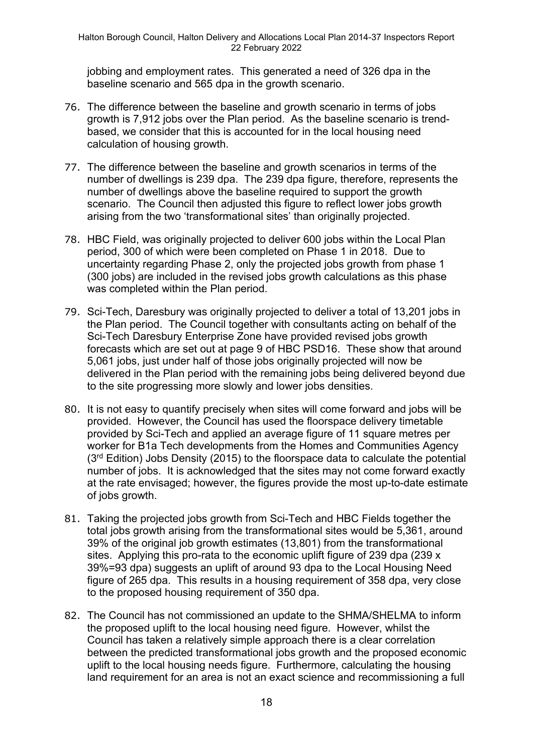jobbing and employment rates. This generated a need of 326 dpa in the baseline scenario and 565 dpa in the growth scenario.

76. The difference between the baseline and growth scenario in terms of jobs growth is 7,912 jobs over the Plan period. As the baseline scenario is trend-based, we consider that this is accounted for in the local housing need calculation of housing growth.

77. The difference between the baseline and growth scenarios in terms of the number of dwellings is 239 dpa. The 239 dpa figure, therefore, represents the number of dwellings above the baseline required to support the growth scenario. The Council then adjusted this figure to reflect lower jobs growth arising from the two 'transformational sites' than originally projected.

78. HBC Field, was originally projected to deliver 600 jobs within the Local Plan period, 300 of which were been completed on Phase 1 in 2018. Due to uncertainty regarding Phase 2, only the projected jobs growth from phase 1 (300 jobs) are included in the revised jobs growth calculations as this phase was completed within the Plan period.

79. Sci-Tech, Daresbury was originally projected to deliver a total of 13,201 jobs in the Plan period. The Council together with consultants acting on behalf of the Sci-Tech Daresbury Enterprise Zone have provided revised jobs growth forecasts which are set out at page 9 of HBC PSD16. These show that around 5,061 jobs, just under half of those jobs originally projected will now be delivered in the Plan period with the remaining jobs being delivered beyond due to the site progressing more slowly and lower jobs densities.

80. It is not easy to quantify precisely when sites will come forward and jobs will be provided. However, the Council has used the floorspace delivery timetable provided by Sci-Tech and applied an average figure of 11 square metres per worker for B1a Tech developments from the Homes and Communities Agency (3rd Edition) Jobs Density (2015) to the floorspace data to calculate the potential number of jobs. It is acknowledged that the sites may not come forward exactly at the rate envisaged; however, the figures provide the most up-to-date estimate of jobs growth.

81. Taking the projected jobs growth from Sci-Tech and HBC Fields together the total jobs growth arising from the transformational sites would be 5,361, around 39% of the original job growth estimates (13,801) from the transformational sites. Applying this pro-rata to the economic uplift figure of 239 dpa (239 x 39%=93 dpa) suggests an uplift of around 93 dpa to the Local Housing Need figure of 265 dpa. This results in a housing requirement of 358 dpa, very close to the proposed housing requirement of 350 dpa.

82. The Council has not commissioned an update to the SHMA/SHELMA to inform the proposed uplift to the local housing need figure. However, whilst the Council has taken a relatively simple approach there is a clear correlation between the predicted transformational jobs growth and the proposed economic uplift to the local housing needs figure. Furthermore, calculating the housing land requirement for an area is not an exact science and recommissioning a full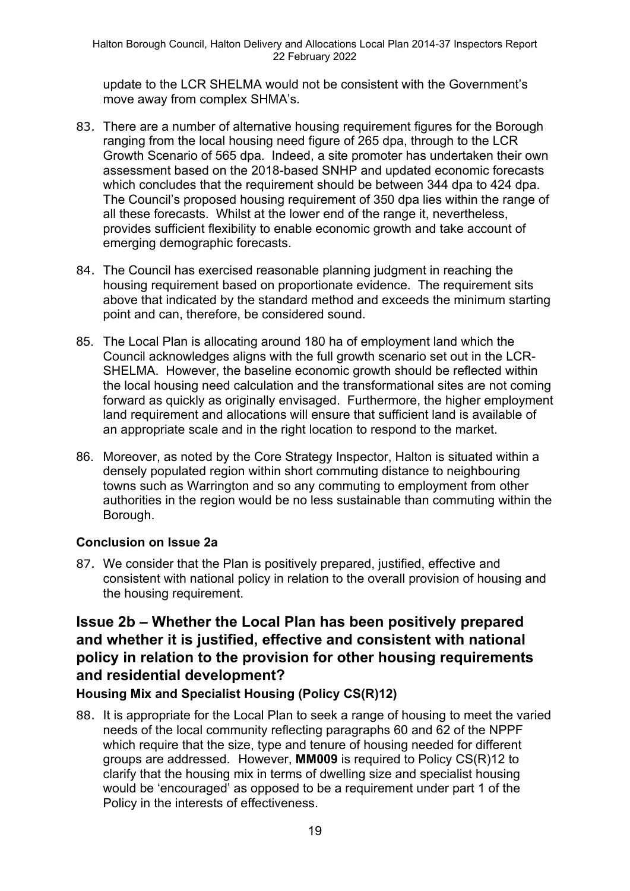update to the LCR SHELMA would not be consistent with the Government's move away from complex SHMA's.

83. There are a number of alternative housing requirement figures for the Borough ranging from the local housing need figure of 265 dpa, through to the LCR Growth Scenario of 565 dpa. Indeed, a site promoter has undertaken their own assessment based on the 2018-based SNHP and updated economic forecasts which concludes that the requirement should be between 344 dpa to 424 dpa. The Council's proposed housing requirement of 350 dpa lies within the range of all these forecasts. Whilst at the lower end of the range it, nevertheless, provides sufficient flexibility to enable economic growth and take account of emerging demographic forecasts.

84. The Council has exercised reasonable planning judgment in reaching the housing requirement based on proportionate evidence. The requirement sits above that indicated by the standard method and exceeds the minimum starting point and can, therefore, be considered sound.

85. The Local Plan is allocating around 180 ha of employment land which the Council acknowledges aligns with the full growth scenario set out in the LCR-SHELMA. However, the baseline economic growth should be reflected within the local housing need calculation and the transformational sites are not coming forward as quickly as originally envisaged. Furthermore, the higher employment land requirement and allocations will ensure that sufficient land is available of an appropriate scale and in the right location to respond to the market.

86. Moreover, as noted by the Core Strategy Inspector, Halton is situated within a densely populated region within short commuting distance to neighbouring towns such as Warrington and so any commuting to employment from other authorities in the region would be no less sustainable than commuting within the Borough.

### Conclusion on Issue 2a

87. We consider that the Plan is positively prepared, justified, effective and consistent with national policy in relation to the overall provision of housing and the housing requirement.

## Issue 2b – Whether the Local Plan has been positively prepared and whether it is justified, effective and consistent with national policy in relation to the provision for other housing requirements and residential development?

### Housing Mix and Specialist Housing (Policy CS(R)12)

88. It is appropriate for the Local Plan to seek a range of housing to meet the varied needs of the local community reflecting paragraphs 60 and 62 of the NPPF which require that the size, type and tenure of housing needed for different groups are addressed. However, **MM009** is required to Policy CS(R)12 to clarify that the housing mix in terms of dwelling size and specialist housing would be 'encouraged' as opposed to be a requirement under part 1 of the Policy in the interests of effectiveness.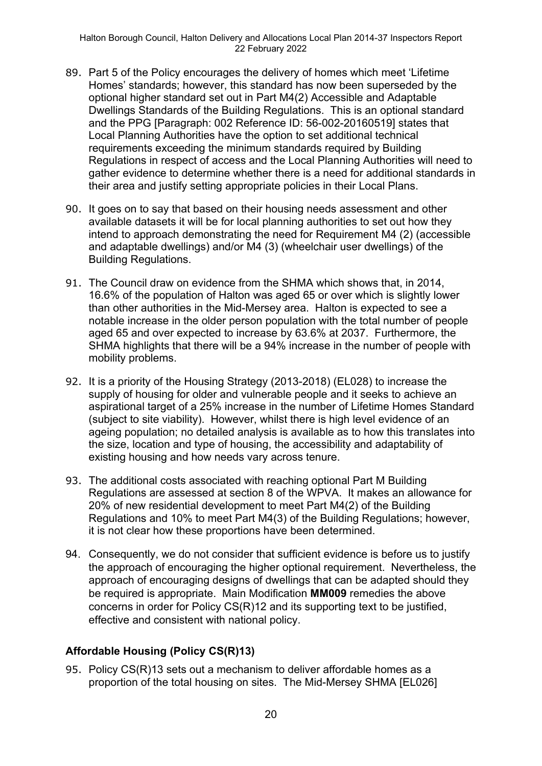89. Part 5 of the Policy encourages the delivery of homes which meet 'Lifetime Homes' standards; however, this standard has now been superseded by the optional higher standard set out in Part M4(2) Accessible and Adaptable Dwellings Standards of the Building Regulations. This is an optional standard and the PPG [Paragraph: 002 Reference ID: 56-002-20160519] states that Local Planning Authorities have the option to set additional technical requirements exceeding the minimum standards required by Building Regulations in respect of access and the Local Planning Authorities will need to gather evidence to determine whether there is a need for additional standards in their area and justify setting appropriate policies in their Local Plans.

90. It goes on to say that based on their housing needs assessment and other available datasets it will be for local planning authorities to set out how they intend to approach demonstrating the need for Requirement M4 (2) (accessible and adaptable dwellings) and/or M4 (3) (wheelchair user dwellings) of the Building Regulations.

91. The Council draw on evidence from the SHMA which shows that, in 2014, 16.6% of the population of Halton was aged 65 or over which is slightly lower than other authorities in the Mid-Mersey area. Halton is expected to see a notable increase in the older person population with the total number of people aged 65 and over expected to increase by 63.6% at 2037. Furthermore, the SHMA highlights that there will be a 94% increase in the number of people with mobility problems.

92. It is a priority of the Housing Strategy (2013-2018) (EL028) to increase the supply of housing for older and vulnerable people and it seeks to achieve an aspirational target of a 25% increase in the number of Lifetime Homes Standard (subject to site viability). However, whilst there is high level evidence of an ageing population; no detailed analysis is available as to how this translates into the size, location and type of housing, the accessibility and adaptability of existing housing and how needs vary across tenure.

93. The additional costs associated with reaching optional Part M Building Regulations are assessed at section 8 of the WPVA. It makes an allowance for 20% of new residential development to meet Part M4(2) of the Building Regulations and 10% to meet Part M4(3) of the Building Regulations; however, it is not clear how these proportions have been determined.

94. Consequently, we do not consider that sufficient evidence is before us to justify the approach of encouraging the higher optional requirement. Nevertheless, the approach of encouraging designs of dwellings that can be adapted should they be required is appropriate. Main Modification **MM009** remedies the above concerns in order for Policy CS(R)12 and its supporting text to be justified, effective and consistent with national policy.

### Affordable Housing (Policy CS(R)13)

95. Policy CS(R)13 sets out a mechanism to deliver affordable homes as a proportion of the total housing on sites. The Mid-Mersey SHMA [EL026]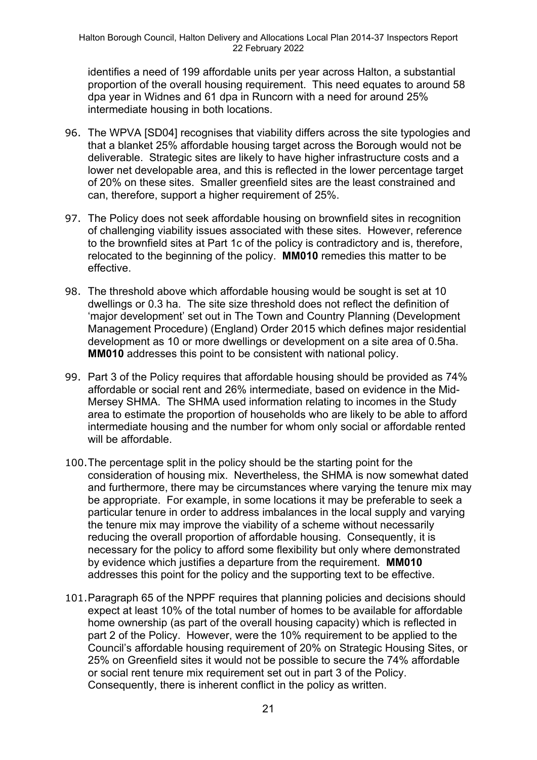identifies a need of 199 affordable units per year across Halton, a substantial proportion of the overall housing requirement. This need equates to around 58 dpa year in Widnes and 61 dpa in Runcorn with a need for around 25% intermediate housing in both locations.

96. The WPVA [SD04] recognises that viability differs across the site typologies and that a blanket 25% affordable housing target across the Borough would not be deliverable. Strategic sites are likely to have higher infrastructure costs and a lower net developable area, and this is reflected in the lower percentage target of 20% on these sites. Smaller greenfield sites are the least constrained and can, therefore, support a higher requirement of 25%.

97. The Policy does not seek affordable housing on brownfield sites in recognition of challenging viability issues associated with these sites. However, reference to the brownfield sites at Part 1c of the policy is contradictory and is, therefore, relocated to the beginning of the policy. **MM010** remedies this matter to be effective.

98. The threshold above which affordable housing would be sought is set at 10 dwellings or 0.3 ha. The site size threshold does not reflect the definition of 'major development' set out in The Town and Country Planning (Development Management Procedure) (England) Order 2015 which defines major residential development as 10 or more dwellings or development on a site area of 0.5ha. **MM010** addresses this point to be consistent with national policy.

99. Part 3 of the Policy requires that affordable housing should be provided as 74% affordable or social rent and 26% intermediate, based on evidence in the Mid-Mersey SHMA. The SHMA used information relating to incomes in the Study area to estimate the proportion of households who are likely to be able to afford intermediate housing and the number for whom only social or affordable rented will be affordable.

100. The percentage split in the policy should be the starting point for the consideration of housing mix. Nevertheless, the SHMA is now somewhat dated and furthermore, there may be circumstances where varying the tenure mix may be appropriate. For example, in some locations it may be preferable to seek a particular tenure in order to address imbalances in the local supply and varying the tenure mix may improve the viability of a scheme without necessarily reducing the overall proportion of affordable housing. Consequently, it is necessary for the policy to afford some flexibility but only where demonstrated by evidence which justifies a departure from the requirement. **MM010** addresses this point for the policy and the supporting text to be effective.

101. Paragraph 65 of the NPPF requires that planning policies and decisions should expect at least 10% of the total number of homes to be available for affordable home ownership (as part of the overall housing capacity) which is reflected in part 2 of the Policy. However, were the 10% requirement to be applied to the Council's affordable housing requirement of 20% on Strategic Housing Sites, or 25% on Greenfield sites it would not be possible to secure the 74% affordable or social rent tenure mix requirement set out in part 3 of the Policy. Consequently, there is inherent conflict in the policy as written.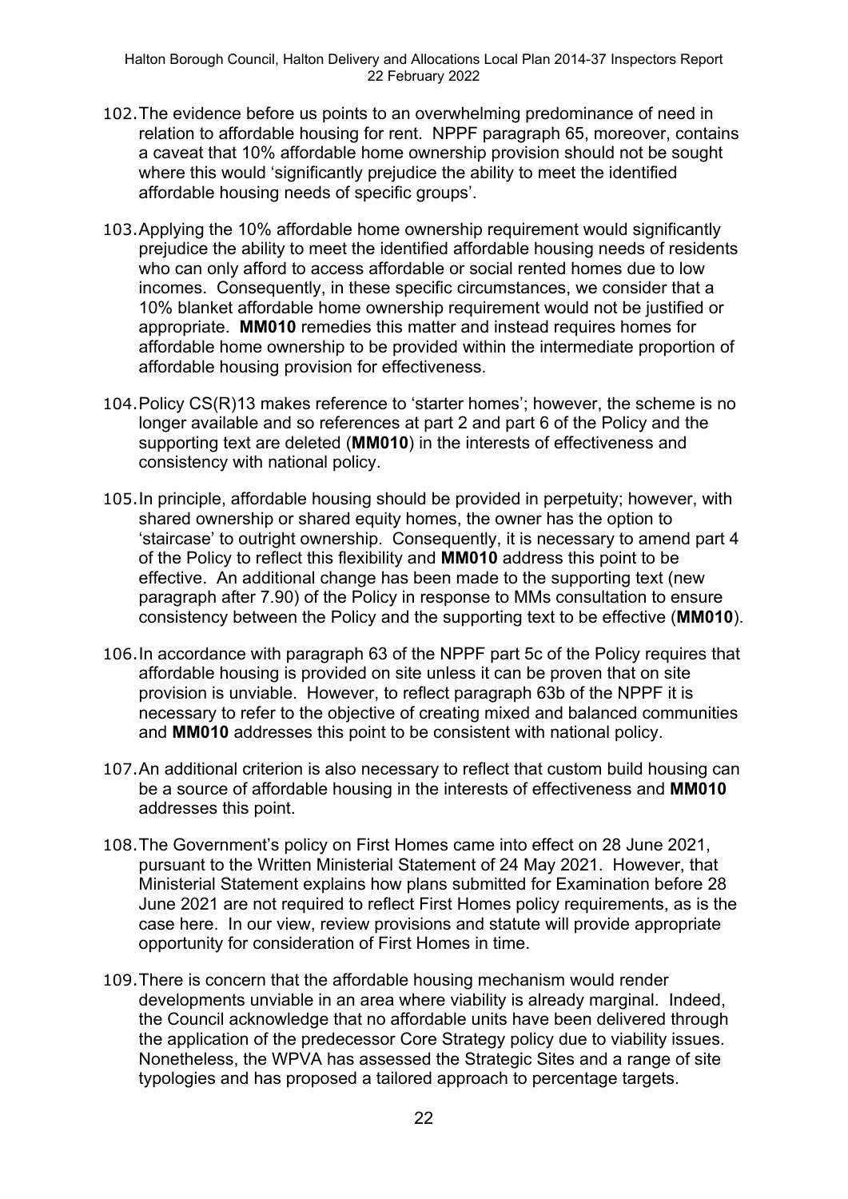102. The evidence before us points to an overwhelming predominance of need in relation to affordable housing for rent. NPPF paragraph 65, moreover, contains a caveat that 10% affordable home ownership provision should not be sought where this would 'significantly prejudice the ability to meet the identified affordable housing needs of specific groups'.

103. Applying the 10% affordable home ownership requirement would significantly prejudice the ability to meet the identified affordable housing needs of residents who can only afford to access affordable or social rented homes due to low incomes. Consequently, in these specific circumstances, we consider that a 10% blanket affordable home ownership requirement would not be justified or appropriate. **MM010** remedies this matter and instead requires homes for affordable home ownership to be provided within the intermediate proportion of affordable housing provision for effectiveness.

104. Policy CS(R)13 makes reference to 'starter homes'; however, the scheme is no longer available and so references at part 2 and part 6 of the Policy and the supporting text are deleted (**MM010**) in the interests of effectiveness and consistency with national policy.

105. In principle, affordable housing should be provided in perpetuity; however, with shared ownership or shared equity homes, the owner has the option to 'staircase' to outright ownership. Consequently, it is necessary to amend part 4 of the Policy to reflect this flexibility and **MM010** address this point to be effective. An additional change has been made to the supporting text (new paragraph after 7.90) of the Policy in response to MMs consultation to ensure consistency between the Policy and the supporting text to be effective (**MM010**).

106. In accordance with paragraph 63 of the NPPF part 5c of the Policy requires that affordable housing is provided on site unless it can be proven that on site provision is unviable. However, to reflect paragraph 63b of the NPPF it is necessary to refer to the objective of creating mixed and balanced communities and **MM010** addresses this point to be consistent with national policy.

107. An additional criterion is also necessary to reflect that custom build housing can be a source of affordable housing in the interests of effectiveness and **MM010** addresses this point.

108. The Government's policy on First Homes came into effect on 28 June 2021, pursuant to the Written Ministerial Statement of 24 May 2021. However, that Ministerial Statement explains how plans submitted for Examination before 28 June 2021 are not required to reflect First Homes policy requirements, as is the case here. In our view, review provisions and statute will provide appropriate opportunity for consideration of First Homes in time.

109. There is concern that the affordable housing mechanism would render developments unviable in an area where viability is already marginal. Indeed, the Council acknowledge that no affordable units have been delivered through the application of the predecessor Core Strategy policy due to viability issues. Nonetheless, the WPVA has assessed the Strategic Sites and a range of site typologies and has proposed a tailored approach to percentage targets.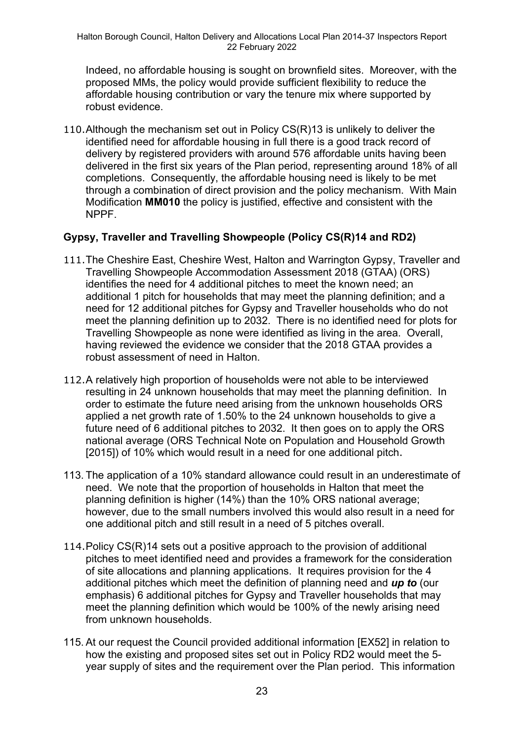Indeed, no affordable housing is sought on brownfield sites. Moreover, with the proposed MMs, the policy would provide sufficient flexibility to reduce the affordable housing contribution or vary the tenure mix where supported by robust evidence.

110. Although the mechanism set out in Policy CS(R)13 is unlikely to deliver the identified need for affordable housing in full there is a good track record of delivery by registered providers with around 576 affordable units having been delivered in the first six years of the Plan period, representing around 18% of all completions. Consequently, the affordable housing need is likely to be met through a combination of direct provision and the policy mechanism. With Main Modification **MM010** the policy is justified, effective and consistent with the NPPF.

### Gypsy, Traveller and Travelling Showpeople (Policy CS(R)14 and RD2)

111. The Cheshire East, Cheshire West, Halton and Warrington Gypsy, Traveller and Travelling Showpeople Accommodation Assessment 2018 (GTAA) (ORS) identifies the need for 4 additional pitches to meet the known need; an additional 1 pitch for households that may meet the planning definition; and a need for 12 additional pitches for Gypsy and Traveller households who do not meet the planning definition up to 2032. There is no identified need for plots for Travelling Showpeople as none were identified as living in the area. Overall, having reviewed the evidence we consider that the 2018 GTAA provides a robust assessment of need in Halton.

112. A relatively high proportion of households were not able to be interviewed resulting in 24 unknown households that may meet the planning definition. In order to estimate the future need arising from the unknown households ORS applied a net growth rate of 1.50% to the 24 unknown households to give a future need of 6 additional pitches to 2032. It then goes on to apply the ORS national average (ORS Technical Note on Population and Household Growth [2015]) of 10% which would result in a need for one additional pitch.

113. The application of a 10% standard allowance could result in an underestimate of need. We note that the proportion of households in Halton that meet the planning definition is higher (14%) than the 10% ORS national average; however, due to the small numbers involved this would also result in a need for one additional pitch and still result in a need of 5 pitches overall.

114. Policy CS(R)14 sets out a positive approach to the provision of additional pitches to meet identified need and provides a framework for the consideration of site allocations and planning applications. It requires provision for the 4 additional pitches which meet the definition of planning need and ***up to*** (our emphasis) 6 additional pitches for Gypsy and Traveller households that may meet the planning definition which would be 100% of the newly arising need from unknown households.

115. At our request the Council provided additional information [EX52] in relation to how the existing and proposed sites set out in Policy RD2 would meet the 5-year supply of sites and the requirement over the Plan period. This information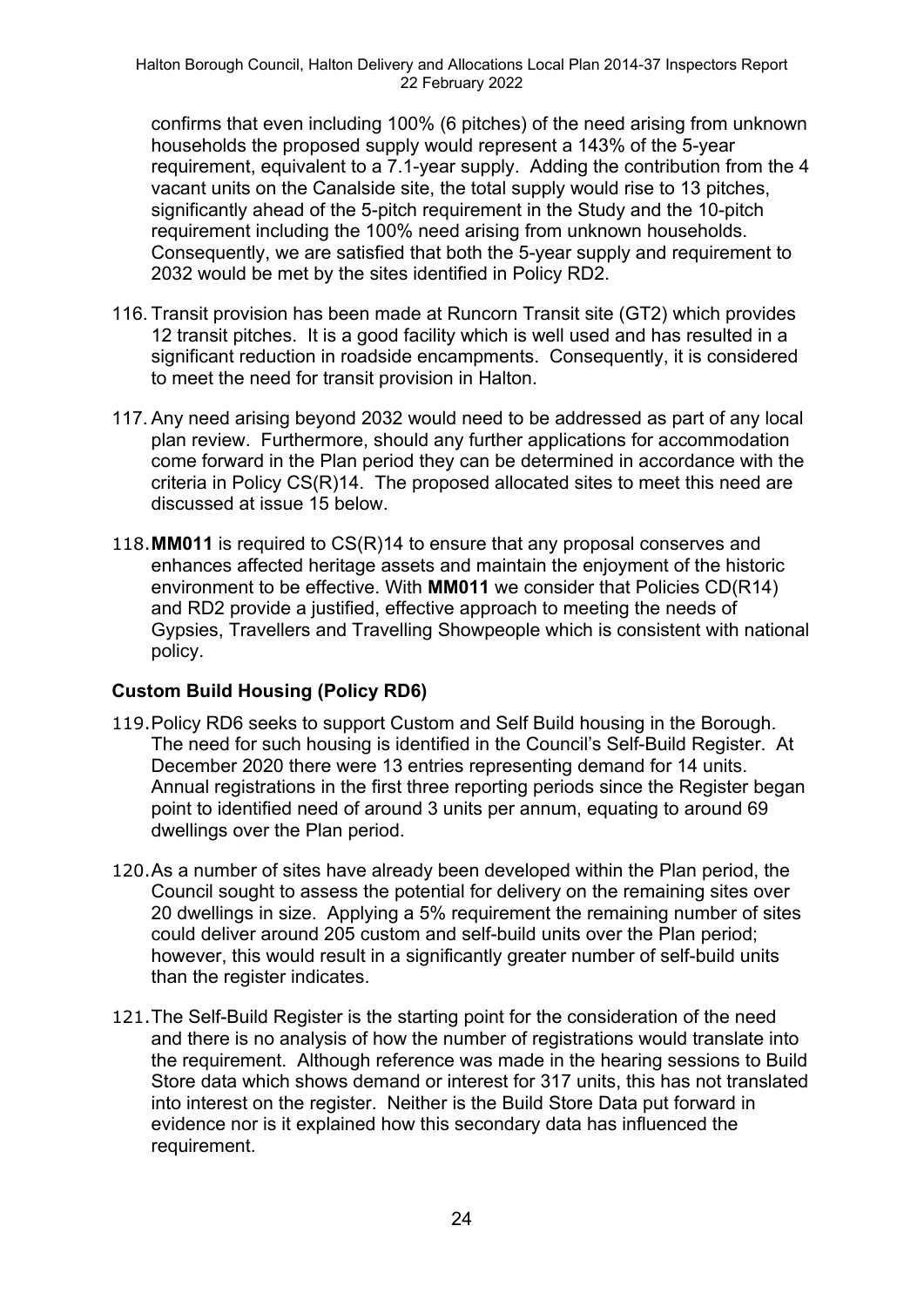confirms that even including 100% (6 pitches) of the need arising from unknown households the proposed supply would represent a 143% of the 5-year requirement, equivalent to a 7.1-year supply. Adding the contribution from the 4 vacant units on the Canalside site, the total supply would rise to 13 pitches, significantly ahead of the 5-pitch requirement in the Study and the 10-pitch requirement including the 100% need arising from unknown households. Consequently, we are satisfied that both the 5-year supply and requirement to 2032 would be met by the sites identified in Policy RD2.

116. Transit provision has been made at Runcorn Transit site (GT2) which provides 12 transit pitches. It is a good facility which is well used and has resulted in a significant reduction in roadside encampments. Consequently, it is considered to meet the need for transit provision in Halton.

117. Any need arising beyond 2032 would need to be addressed as part of any local plan review. Furthermore, should any further applications for accommodation come forward in the Plan period they can be determined in accordance with the criteria in Policy CS(R)14. The proposed allocated sites to meet this need are discussed at issue 15 below.

118. **MM011** is required to CS(R)14 to ensure that any proposal conserves and enhances affected heritage assets and maintain the enjoyment of the historic environment to be effective. With **MM011** we consider that Policies CD(R14) and RD2 provide a justified, effective approach to meeting the needs of Gypsies, Travellers and Travelling Showpeople which is consistent with national policy.

### Custom Build Housing (Policy RD6)

119. Policy RD6 seeks to support Custom and Self Build housing in the Borough. The need for such housing is identified in the Council's Self-Build Register. At December 2020 there were 13 entries representing demand for 14 units. Annual registrations in the first three reporting periods since the Register began point to identified need of around 3 units per annum, equating to around 69 dwellings over the Plan period.

120. As a number of sites have already been developed within the Plan period, the Council sought to assess the potential for delivery on the remaining sites over 20 dwellings in size. Applying a 5% requirement the remaining number of sites could deliver around 205 custom and self-build units over the Plan period; however, this would result in a significantly greater number of self-build units than the register indicates.

121. The Self-Build Register is the starting point for the consideration of the need and there is no analysis of how the number of registrations would translate into the requirement. Although reference was made in the hearing sessions to Build Store data which shows demand or interest for 317 units, this has not translated into interest on the register. Neither is the Build Store Data put forward in evidence nor is it explained how this secondary data has influenced the requirement.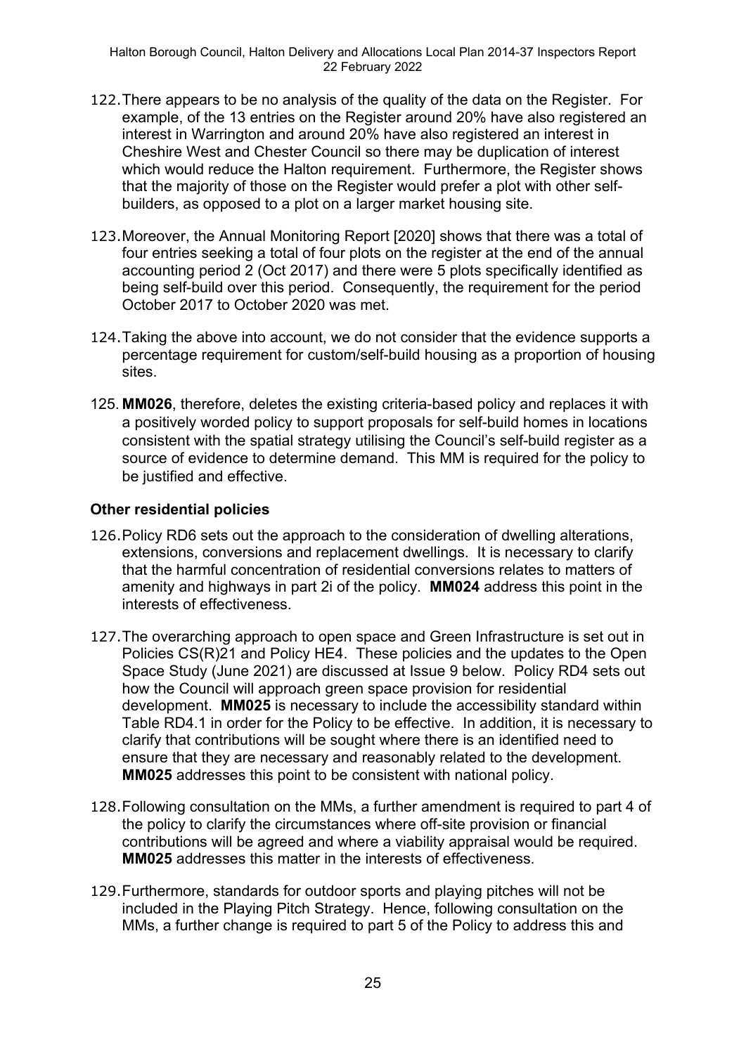122. There appears to be no analysis of the quality of the data on the Register. For example, of the 13 entries on the Register around 20% have also registered an interest in Warrington and around 20% have also registered an interest in Cheshire West and Chester Council so there may be duplication of interest which would reduce the Halton requirement. Furthermore, the Register shows that the majority of those on the Register would prefer a plot with other self-builders, as opposed to a plot on a larger market housing site.

123. Moreover, the Annual Monitoring Report [2020] shows that there was a total of four entries seeking a total of four plots on the register at the end of the annual accounting period 2 (Oct 2017) and there were 5 plots specifically identified as being self-build over this period. Consequently, the requirement for the period October 2017 to October 2020 was met.

124. Taking the above into account, we do not consider that the evidence supports a percentage requirement for custom/self-build housing as a proportion of housing sites.

125. **MM026**, therefore, deletes the existing criteria-based policy and replaces it with a positively worded policy to support proposals for self-build homes in locations consistent with the spatial strategy utilising the Council's self-build register as a source of evidence to determine demand. This MM is required for the policy to be justified and effective.

### Other residential policies

126. Policy RD6 sets out the approach to the consideration of dwelling alterations, extensions, conversions and replacement dwellings. It is necessary to clarify that the harmful concentration of residential conversions relates to matters of amenity and highways in part 2i of the policy. **MM024** address this point in the interests of effectiveness.

127. The overarching approach to open space and Green Infrastructure is set out in Policies CS(R)21 and Policy HE4. These policies and the updates to the Open Space Study (June 2021) are discussed at Issue 9 below. Policy RD4 sets out how the Council will approach green space provision for residential development. **MM025** is necessary to include the accessibility standard within Table RD4.1 in order for the Policy to be effective. In addition, it is necessary to clarify that contributions will be sought where there is an identified need to ensure that they are necessary and reasonably related to the development. **MM025** addresses this point to be consistent with national policy.

128. Following consultation on the MMs, a further amendment is required to part 4 of the policy to clarify the circumstances where off-site provision or financial contributions will be agreed and where a viability appraisal would be required. **MM025** addresses this matter in the interests of effectiveness.

129. Furthermore, standards for outdoor sports and playing pitches will not be included in the Playing Pitch Strategy. Hence, following consultation on the MMs, a further change is required to part 5 of the Policy to address this and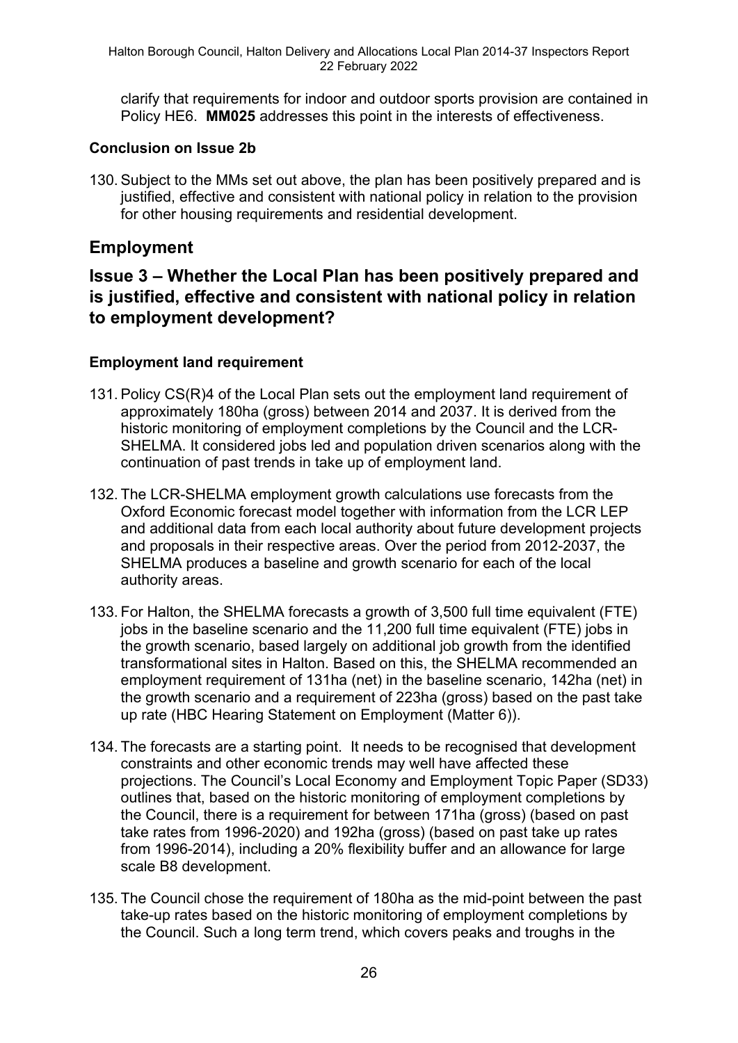clarify that requirements for indoor and outdoor sports provision are contained in Policy HE6. **MM025** addresses this point in the interests of effectiveness.

### Conclusion on Issue 2b

130. Subject to the MMs set out above, the plan has been positively prepared and is justified, effective and consistent with national policy in relation to the provision for other housing requirements and residential development.

## Employment

## Issue 3 – Whether the Local Plan has been positively prepared and is justified, effective and consistent with national policy in relation to employment development?

### Employment land requirement

131. Policy CS(R)4 of the Local Plan sets out the employment land requirement of approximately 180ha (gross) between 2014 and 2037. It is derived from the historic monitoring of employment completions by the Council and the LCR-SHELMA. It considered jobs led and population driven scenarios along with the continuation of past trends in take up of employment land.

132. The LCR-SHELMA employment growth calculations use forecasts from the Oxford Economic forecast model together with information from the LCR LEP and additional data from each local authority about future development projects and proposals in their respective areas. Over the period from 2012-2037, the SHELMA produces a baseline and growth scenario for each of the local authority areas.

133. For Halton, the SHELMA forecasts a growth of 3,500 full time equivalent (FTE) jobs in the baseline scenario and the 11,200 full time equivalent (FTE) jobs in the growth scenario, based largely on additional job growth from the identified transformational sites in Halton. Based on this, the SHELMA recommended an employment requirement of 131ha (net) in the baseline scenario, 142ha (net) in the growth scenario and a requirement of 223ha (gross) based on the past take up rate (HBC Hearing Statement on Employment (Matter 6)).

134. The forecasts are a starting point. It needs to be recognised that development constraints and other economic trends may well have affected these projections. The Council's Local Economy and Employment Topic Paper (SD33) outlines that, based on the historic monitoring of employment completions by the Council, there is a requirement for between 171ha (gross) (based on past take rates from 1996-2020) and 192ha (gross) (based on past take up rates from 1996-2014), including a 20% flexibility buffer and an allowance for large scale B8 development.

135. The Council chose the requirement of 180ha as the mid-point between the past take-up rates based on the historic monitoring of employment completions by the Council. Such a long term trend, which covers peaks and troughs in the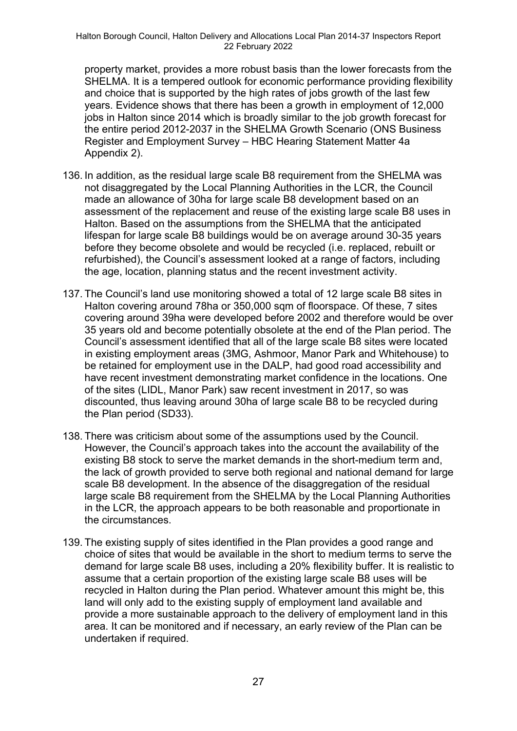property market, provides a more robust basis than the lower forecasts from the SHELMA. It is a tempered outlook for economic performance providing flexibility and choice that is supported by the high rates of jobs growth of the last few years. Evidence shows that there has been a growth in employment of 12,000 jobs in Halton since 2014 which is broadly similar to the job growth forecast for the entire period 2012-2037 in the SHELMA Growth Scenario (ONS Business Register and Employment Survey – HBC Hearing Statement Matter 4a Appendix 2).

136. In addition, as the residual large scale B8 requirement from the SHELMA was not disaggregated by the Local Planning Authorities in the LCR, the Council made an allowance of 30ha for large scale B8 development based on an assessment of the replacement and reuse of the existing large scale B8 uses in Halton. Based on the assumptions from the SHELMA that the anticipated lifespan for large scale B8 buildings would be on average around 30-35 years before they become obsolete and would be recycled (i.e. replaced, rebuilt or refurbished), the Council's assessment looked at a range of factors, including the age, location, planning status and the recent investment activity.

137. The Council's land use monitoring showed a total of 12 large scale B8 sites in Halton covering around 78ha or 350,000 sqm of floorspace. Of these, 7 sites covering around 39ha were developed before 2002 and therefore would be over 35 years old and become potentially obsolete at the end of the Plan period. The Council's assessment identified that all of the large scale B8 sites were located in existing employment areas (3MG, Ashmoor, Manor Park and Whitehouse) to be retained for employment use in the DALP, had good road accessibility and have recent investment demonstrating market confidence in the locations. One of the sites (LIDL, Manor Park) saw recent investment in 2017, so was discounted, thus leaving around 30ha of large scale B8 to be recycled during the Plan period (SD33).

138. There was criticism about some of the assumptions used by the Council. However, the Council's approach takes into the account the availability of the existing B8 stock to serve the market demands in the short-medium term and, the lack of growth provided to serve both regional and national demand for large scale B8 development. In the absence of the disaggregation of the residual large scale B8 requirement from the SHELMA by the Local Planning Authorities in the LCR, the approach appears to be both reasonable and proportionate in the circumstances.

139. The existing supply of sites identified in the Plan provides a good range and choice of sites that would be available in the short to medium terms to serve the demand for large scale B8 uses, including a 20% flexibility buffer. It is realistic to assume that a certain proportion of the existing large scale B8 uses will be recycled in Halton during the Plan period. Whatever amount this might be, this land will only add to the existing supply of employment land available and provide a more sustainable approach to the delivery of employment land in this area. It can be monitored and if necessary, an early review of the Plan can be undertaken if required.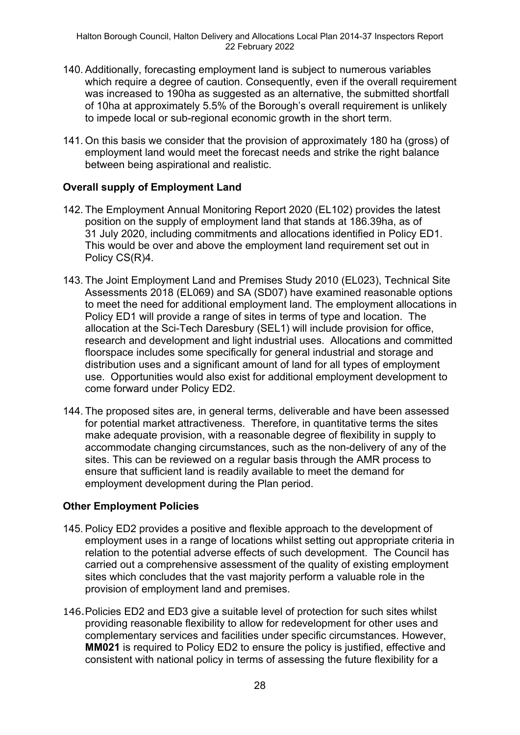140. Additionally, forecasting employment land is subject to numerous variables which require a degree of caution. Consequently, even if the overall requirement was increased to 190ha as suggested as an alternative, the submitted shortfall of 10ha at approximately 5.5% of the Borough's overall requirement is unlikely to impede local or sub-regional economic growth in the short term.

141. On this basis we consider that the provision of approximately 180 ha (gross) of employment land would meet the forecast needs and strike the right balance between being aspirational and realistic.

**Overall supply of Employment Land**

142. The Employment Annual Monitoring Report 2020 (EL102) provides the latest position on the supply of employment land that stands at 186.39ha, as of 31 July 2020, including commitments and allocations identified in Policy ED1. This would be over and above the employment land requirement set out in Policy CS(R)4.

143. The Joint Employment Land and Premises Study 2010 (EL023), Technical Site Assessments 2018 (EL069) and SA (SD07) have examined reasonable options to meet the need for additional employment land. The employment allocations in Policy ED1 will provide a range of sites in terms of type and location. The allocation at the Sci-Tech Daresbury (SEL1) will include provision for office, research and development and light industrial uses. Allocations and committed floorspace includes some specifically for general industrial and storage and distribution uses and a significant amount of land for all types of employment use. Opportunities would also exist for additional employment development to come forward under Policy ED2.

144. The proposed sites are, in general terms, deliverable and have been assessed for potential market attractiveness. Therefore, in quantitative terms the sites make adequate provision, with a reasonable degree of flexibility in supply to accommodate changing circumstances, such as the non-delivery of any of the sites. This can be reviewed on a regular basis through the AMR process to ensure that sufficient land is readily available to meet the demand for employment development during the Plan period.

**Other Employment Policies**

145. Policy ED2 provides a positive and flexible approach to the development of employment uses in a range of locations whilst setting out appropriate criteria in relation to the potential adverse effects of such development. The Council has carried out a comprehensive assessment of the quality of existing employment sites which concludes that the vast majority perform a valuable role in the provision of employment land and premises.

146. Policies ED2 and ED3 give a suitable level of protection for such sites whilst providing reasonable flexibility to allow for redevelopment for other uses and complementary services and facilities under specific circumstances. However, **MM021** is required to Policy ED2 to ensure the policy is justified, effective and consistent with national policy in terms of assessing the future flexibility for a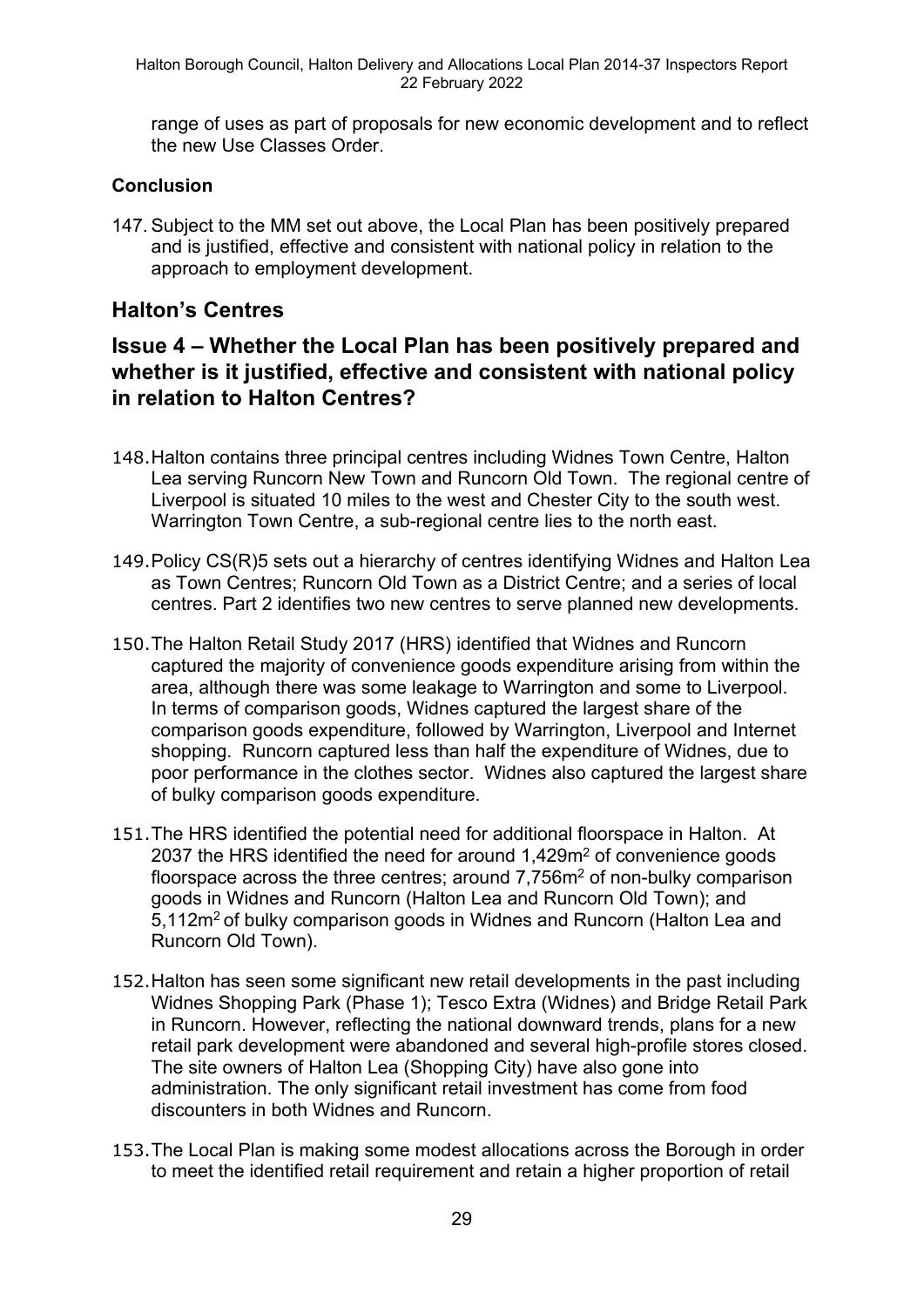range of uses as part of proposals for new economic development and to reflect the new Use Classes Order.

**Conclusion**

147. Subject to the MM set out above, the Local Plan has been positively prepared and is justified, effective and consistent with national policy in relation to the approach to employment development.

## Halton's Centres

## Issue 4 – Whether the Local Plan has been positively prepared and whether is it justified, effective and consistent with national policy in relation to Halton Centres?

148. Halton contains three principal centres including Widnes Town Centre, Halton Lea serving Runcorn New Town and Runcorn Old Town. The regional centre of Liverpool is situated 10 miles to the west and Chester City to the south west. Warrington Town Centre, a sub-regional centre lies to the north east.

149. Policy CS(R)5 sets out a hierarchy of centres identifying Widnes and Halton Lea as Town Centres; Runcorn Old Town as a District Centre; and a series of local centres. Part 2 identifies two new centres to serve planned new developments.

150. The Halton Retail Study 2017 (HRS) identified that Widnes and Runcorn captured the majority of convenience goods expenditure arising from within the area, although there was some leakage to Warrington and some to Liverpool. In terms of comparison goods, Widnes captured the largest share of the comparison goods expenditure, followed by Warrington, Liverpool and Internet shopping. Runcorn captured less than half the expenditure of Widnes, due to poor performance in the clothes sector. Widnes also captured the largest share of bulky comparison goods expenditure.

151. The HRS identified the potential need for additional floorspace in Halton. At 2037 the HRS identified the need for around 1,429m$^2$ of convenience goods floorspace across the three centres; around 7,756m$^2$ of non-bulky comparison goods in Widnes and Runcorn (Halton Lea and Runcorn Old Town); and 5,112m$^2$ of bulky comparison goods in Widnes and Runcorn (Halton Lea and Runcorn Old Town).

152. Halton has seen some significant new retail developments in the past including Widnes Shopping Park (Phase 1); Tesco Extra (Widnes) and Bridge Retail Park in Runcorn. However, reflecting the national downward trends, plans for a new retail park development were abandoned and several high-profile stores closed. The site owners of Halton Lea (Shopping City) have also gone into administration. The only significant retail investment has come from food discounters in both Widnes and Runcorn.

153. The Local Plan is making some modest allocations across the Borough in order to meet the identified retail requirement and retain a higher proportion of retail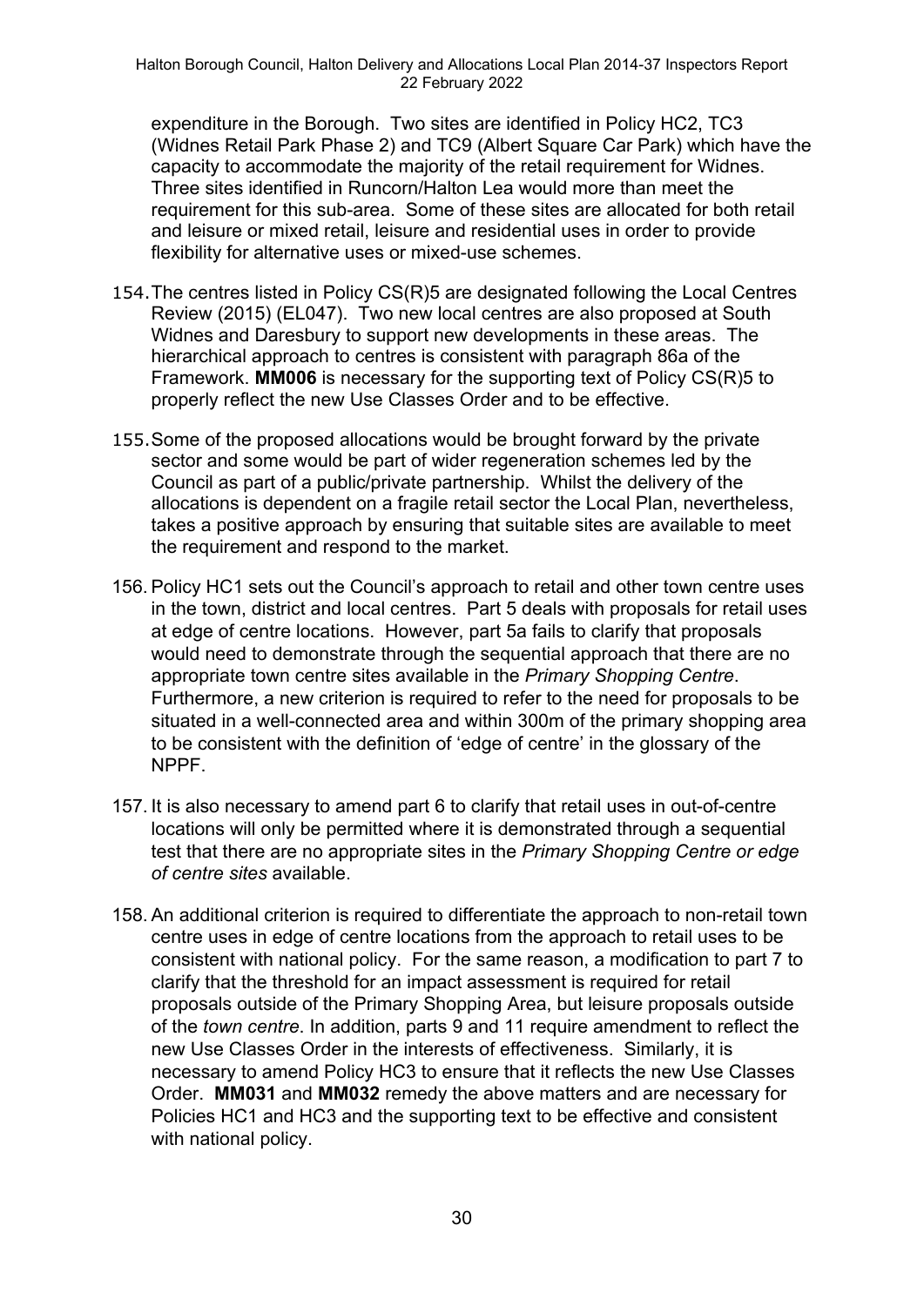expenditure in the Borough. Two sites are identified in Policy HC2, TC3 (Widnes Retail Park Phase 2) and TC9 (Albert Square Car Park) which have the capacity to accommodate the majority of the retail requirement for Widnes. Three sites identified in Runcorn/Halton Lea would more than meet the requirement for this sub-area. Some of these sites are allocated for both retail and leisure or mixed retail, leisure and residential uses in order to provide flexibility for alternative uses or mixed-use schemes.

154. The centres listed in Policy CS(R)5 are designated following the Local Centres Review (2015) (EL047). Two new local centres are also proposed at South Widnes and Daresbury to support new developments in these areas. The hierarchical approach to centres is consistent with paragraph 86a of the Framework. **MM006** is necessary for the supporting text of Policy CS(R)5 to properly reflect the new Use Classes Order and to be effective.

155. Some of the proposed allocations would be brought forward by the private sector and some would be part of wider regeneration schemes led by the Council as part of a public/private partnership. Whilst the delivery of the allocations is dependent on a fragile retail sector the Local Plan, nevertheless, takes a positive approach by ensuring that suitable sites are available to meet the requirement and respond to the market.

156. Policy HC1 sets out the Council's approach to retail and other town centre uses in the town, district and local centres. Part 5 deals with proposals for retail uses at edge of centre locations. However, part 5a fails to clarify that proposals would need to demonstrate through the sequential approach that there are no appropriate town centre sites available in the *Primary Shopping Centre*. Furthermore, a new criterion is required to refer to the need for proposals to be situated in a well-connected area and within 300m of the primary shopping area to be consistent with the definition of 'edge of centre' in the glossary of the NPPF.

157. It is also necessary to amend part 6 to clarify that retail uses in out-of-centre locations will only be permitted where it is demonstrated through a sequential test that there are no appropriate sites in the *Primary Shopping Centre or edge of centre sites* available.

158. An additional criterion is required to differentiate the approach to non-retail town centre uses in edge of centre locations from the approach to retail uses to be consistent with national policy. For the same reason, a modification to part 7 to clarify that the threshold for an impact assessment is required for retail proposals outside of the Primary Shopping Area, but leisure proposals outside of the *town centre*. In addition, parts 9 and 11 require amendment to reflect the new Use Classes Order in the interests of effectiveness. Similarly, it is necessary to amend Policy HC3 to ensure that it reflects the new Use Classes Order. **MM031** and **MM032** remedy the above matters and are necessary for Policies HC1 and HC3 and the supporting text to be effective and consistent with national policy.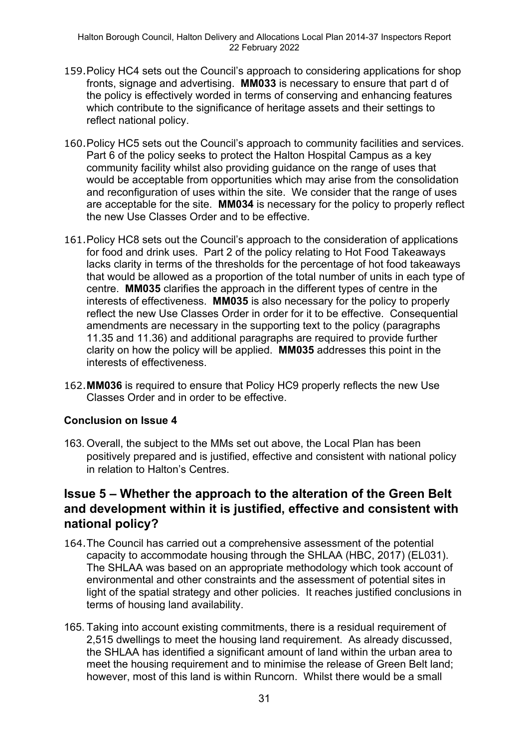159. Policy HC4 sets out the Council's approach to considering applications for shop fronts, signage and advertising. **MM033** is necessary to ensure that part d of the policy is effectively worded in terms of conserving and enhancing features which contribute to the significance of heritage assets and their settings to reflect national policy.

160. Policy HC5 sets out the Council's approach to community facilities and services. Part 6 of the policy seeks to protect the Halton Hospital Campus as a key community facility whilst also providing guidance on the range of uses that would be acceptable from opportunities which may arise from the consolidation and reconfiguration of uses within the site. We consider that the range of uses are acceptable for the site. **MM034** is necessary for the policy to properly reflect the new Use Classes Order and to be effective.

161. Policy HC8 sets out the Council's approach to the consideration of applications for food and drink uses. Part 2 of the policy relating to Hot Food Takeaways lacks clarity in terms of the thresholds for the percentage of hot food takeaways that would be allowed as a proportion of the total number of units in each type of centre. **MM035** clarifies the approach in the different types of centre in the interests of effectiveness. **MM035** is also necessary for the policy to properly reflect the new Use Classes Order in order for it to be effective. Consequential amendments are necessary in the supporting text to the policy (paragraphs 11.35 and 11.36) and additional paragraphs are required to provide further clarity on how the policy will be applied. **MM035** addresses this point in the interests of effectiveness.

162. **MM036** is required to ensure that Policy HC9 properly reflects the new Use Classes Order and in order to be effective.

### Conclusion on Issue 4

163. Overall, the subject to the MMs set out above, the Local Plan has been positively prepared and is justified, effective and consistent with national policy in relation to Halton's Centres.

## Issue 5 – Whether the approach to the alteration of the Green Belt and development within it is justified, effective and consistent with national policy?

164. The Council has carried out a comprehensive assessment of the potential capacity to accommodate housing through the SHLAA (HBC, 2017) (EL031). The SHLAA was based on an appropriate methodology which took account of environmental and other constraints and the assessment of potential sites in light of the spatial strategy and other policies. It reaches justified conclusions in terms of housing land availability.

165. Taking into account existing commitments, there is a residual requirement of 2,515 dwellings to meet the housing land requirement. As already discussed, the SHLAA has identified a significant amount of land within the urban area to meet the housing requirement and to minimise the release of Green Belt land; however, most of this land is within Runcorn. Whilst there would be a small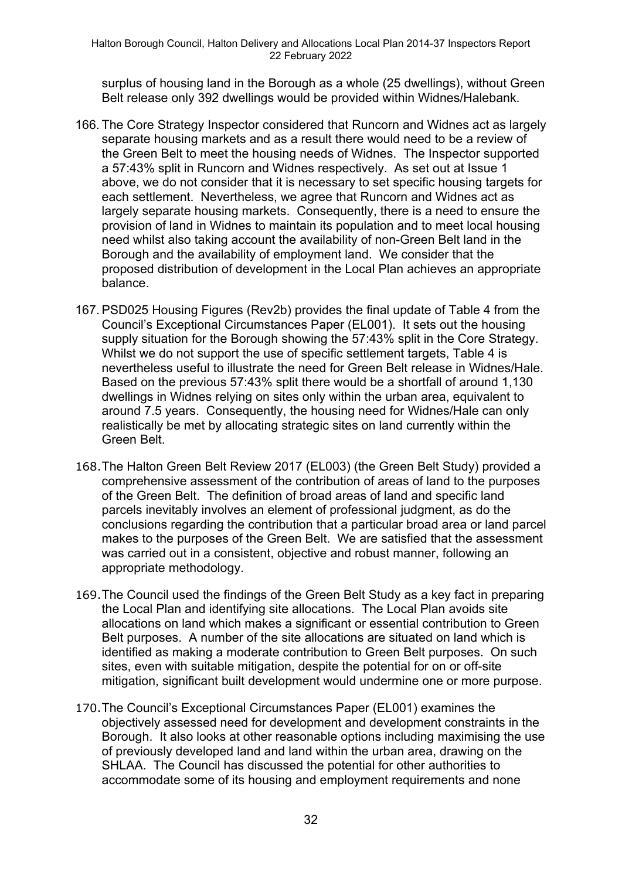surplus of housing land in the Borough as a whole (25 dwellings), without Green Belt release only 392 dwellings would be provided within Widnes/Halebank.

166. The Core Strategy Inspector considered that Runcorn and Widnes act as largely separate housing markets and as a result there would need to be a review of the Green Belt to meet the housing needs of Widnes. The Inspector supported a 57:43% split in Runcorn and Widnes respectively. As set out at Issue 1 above, we do not consider that it is necessary to set specific housing targets for each settlement. Nevertheless, we agree that Runcorn and Widnes act as largely separate housing markets. Consequently, there is a need to ensure the provision of land in Widnes to maintain its population and to meet local housing need whilst also taking account the availability of non-Green Belt land in the Borough and the availability of employment land. We consider that the proposed distribution of development in the Local Plan achieves an appropriate balance.

167. PSD025 Housing Figures (Rev2b) provides the final update of Table 4 from the Council's Exceptional Circumstances Paper (EL001). It sets out the housing supply situation for the Borough showing the 57:43% split in the Core Strategy. Whilst we do not support the use of specific settlement targets, Table 4 is nevertheless useful to illustrate the need for Green Belt release in Widnes/Hale. Based on the previous 57:43% split there would be a shortfall of around 1,130 dwellings in Widnes relying on sites only within the urban area, equivalent to around 7.5 years. Consequently, the housing need for Widnes/Hale can only realistically be met by allocating strategic sites on land currently within the Green Belt.

168. The Halton Green Belt Review 2017 (EL003) (the Green Belt Study) provided a comprehensive assessment of the contribution of areas of land to the purposes of the Green Belt. The definition of broad areas of land and specific land parcels inevitably involves an element of professional judgment, as do the conclusions regarding the contribution that a particular broad area or land parcel makes to the purposes of the Green Belt. We are satisfied that the assessment was carried out in a consistent, objective and robust manner, following an appropriate methodology.

169. The Council used the findings of the Green Belt Study as a key fact in preparing the Local Plan and identifying site allocations. The Local Plan avoids site allocations on land which makes a significant or essential contribution to Green Belt purposes. A number of the site allocations are situated on land which is identified as making a moderate contribution to Green Belt purposes. On such sites, even with suitable mitigation, despite the potential for on or off-site mitigation, significant built development would undermine one or more purpose.

170. The Council's Exceptional Circumstances Paper (EL001) examines the objectively assessed need for development and development constraints in the Borough. It also looks at other reasonable options including maximising the use of previously developed land and land within the urban area, drawing on the SHLAA. The Council has discussed the potential for other authorities to accommodate some of its housing and employment requirements and none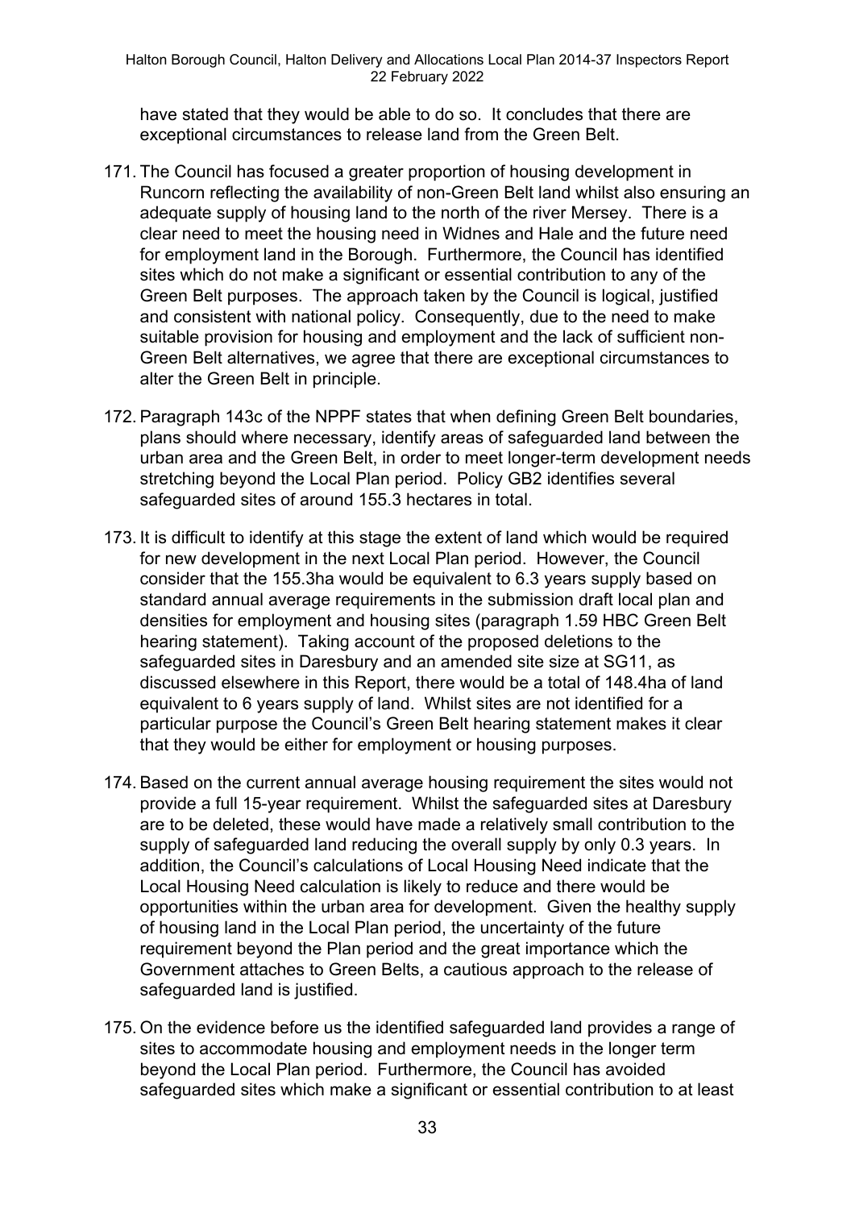have stated that they would be able to do so. It concludes that there are exceptional circumstances to release land from the Green Belt.

171. The Council has focused a greater proportion of housing development in Runcorn reflecting the availability of non-Green Belt land whilst also ensuring an adequate supply of housing land to the north of the river Mersey. There is a clear need to meet the housing need in Widnes and Hale and the future need for employment land in the Borough. Furthermore, the Council has identified sites which do not make a significant or essential contribution to any of the Green Belt purposes. The approach taken by the Council is logical, justified and consistent with national policy. Consequently, due to the need to make suitable provision for housing and employment and the lack of sufficient non-Green Belt alternatives, we agree that there are exceptional circumstances to alter the Green Belt in principle.

172. Paragraph 143c of the NPPF states that when defining Green Belt boundaries, plans should where necessary, identify areas of safeguarded land between the urban area and the Green Belt, in order to meet longer-term development needs stretching beyond the Local Plan period. Policy GB2 identifies several safeguarded sites of around 155.3 hectares in total.

173. It is difficult to identify at this stage the extent of land which would be required for new development in the next Local Plan period. However, the Council consider that the 155.3ha would be equivalent to 6.3 years supply based on standard annual average requirements in the submission draft local plan and densities for employment and housing sites (paragraph 1.59 HBC Green Belt hearing statement). Taking account of the proposed deletions to the safeguarded sites in Daresbury and an amended site size at SG11, as discussed elsewhere in this Report, there would be a total of 148.4ha of land equivalent to 6 years supply of land. Whilst sites are not identified for a particular purpose the Council's Green Belt hearing statement makes it clear that they would be either for employment or housing purposes.

174. Based on the current annual average housing requirement the sites would not provide a full 15-year requirement. Whilst the safeguarded sites at Daresbury are to be deleted, these would have made a relatively small contribution to the supply of safeguarded land reducing the overall supply by only 0.3 years. In addition, the Council's calculations of Local Housing Need indicate that the Local Housing Need calculation is likely to reduce and there would be opportunities within the urban area for development. Given the healthy supply of housing land in the Local Plan period, the uncertainty of the future requirement beyond the Plan period and the great importance which the Government attaches to Green Belts, a cautious approach to the release of safeguarded land is justified.

175. On the evidence before us the identified safeguarded land provides a range of sites to accommodate housing and employment needs in the longer term beyond the Local Plan period. Furthermore, the Council has avoided safeguarded sites which make a significant or essential contribution to at least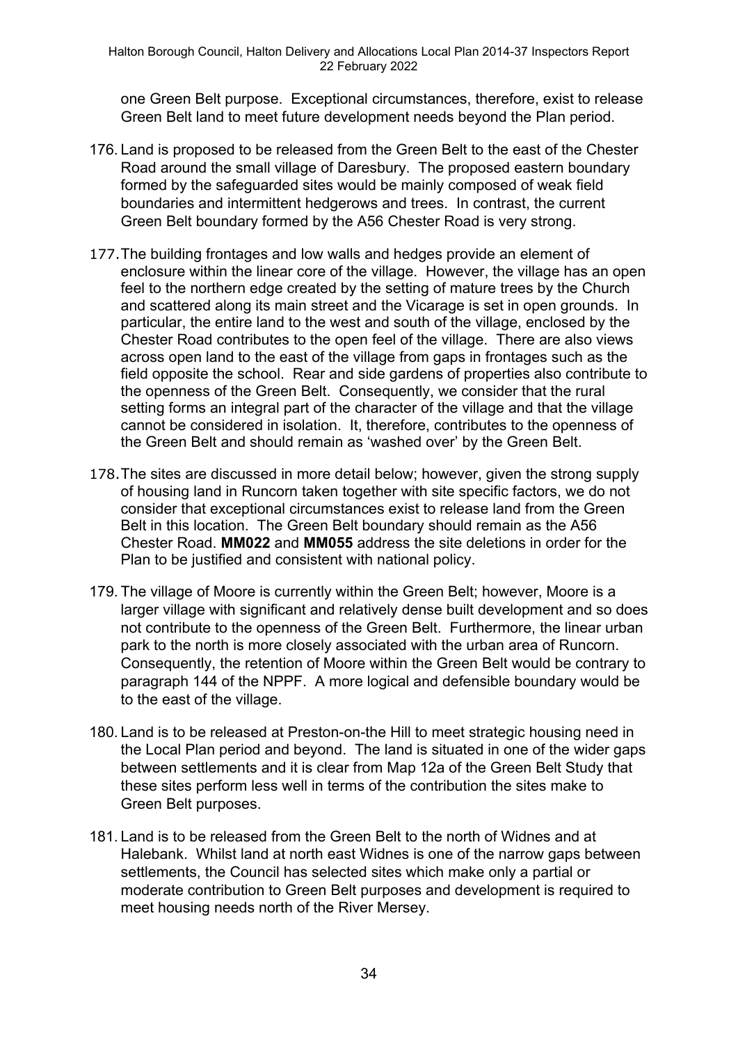one Green Belt purpose. Exceptional circumstances, therefore, exist to release Green Belt land to meet future development needs beyond the Plan period.

176. Land is proposed to be released from the Green Belt to the east of the Chester Road around the small village of Daresbury. The proposed eastern boundary formed by the safeguarded sites would be mainly composed of weak field boundaries and intermittent hedgerows and trees. In contrast, the current Green Belt boundary formed by the A56 Chester Road is very strong.

177. The building frontages and low walls and hedges provide an element of enclosure within the linear core of the village. However, the village has an open feel to the northern edge created by the setting of mature trees by the Church and scattered along its main street and the Vicarage is set in open grounds. In particular, the entire land to the west and south of the village, enclosed by the Chester Road contributes to the open feel of the village. There are also views across open land to the east of the village from gaps in frontages such as the field opposite the school. Rear and side gardens of properties also contribute to the openness of the Green Belt. Consequently, we consider that the rural setting forms an integral part of the character of the village and that the village cannot be considered in isolation. It, therefore, contributes to the openness of the Green Belt and should remain as 'washed over' by the Green Belt.

178. The sites are discussed in more detail below; however, given the strong supply of housing land in Runcorn taken together with site specific factors, we do not consider that exceptional circumstances exist to release land from the Green Belt in this location. The Green Belt boundary should remain as the A56 Chester Road. **MM022** and **MM055** address the site deletions in order for the Plan to be justified and consistent with national policy.

179. The village of Moore is currently within the Green Belt; however, Moore is a larger village with significant and relatively dense built development and so does not contribute to the openness of the Green Belt. Furthermore, the linear urban park to the north is more closely associated with the urban area of Runcorn. Consequently, the retention of Moore within the Green Belt would be contrary to paragraph 144 of the NPPF. A more logical and defensible boundary would be to the east of the village.

180. Land is to be released at Preston-on-the Hill to meet strategic housing need in the Local Plan period and beyond. The land is situated in one of the wider gaps between settlements and it is clear from Map 12a of the Green Belt Study that these sites perform less well in terms of the contribution the sites make to Green Belt purposes.

181. Land is to be released from the Green Belt to the north of Widnes and at Halebank. Whilst land at north east Widnes is one of the narrow gaps between settlements, the Council has selected sites which make only a partial or moderate contribution to Green Belt purposes and development is required to meet housing needs north of the River Mersey.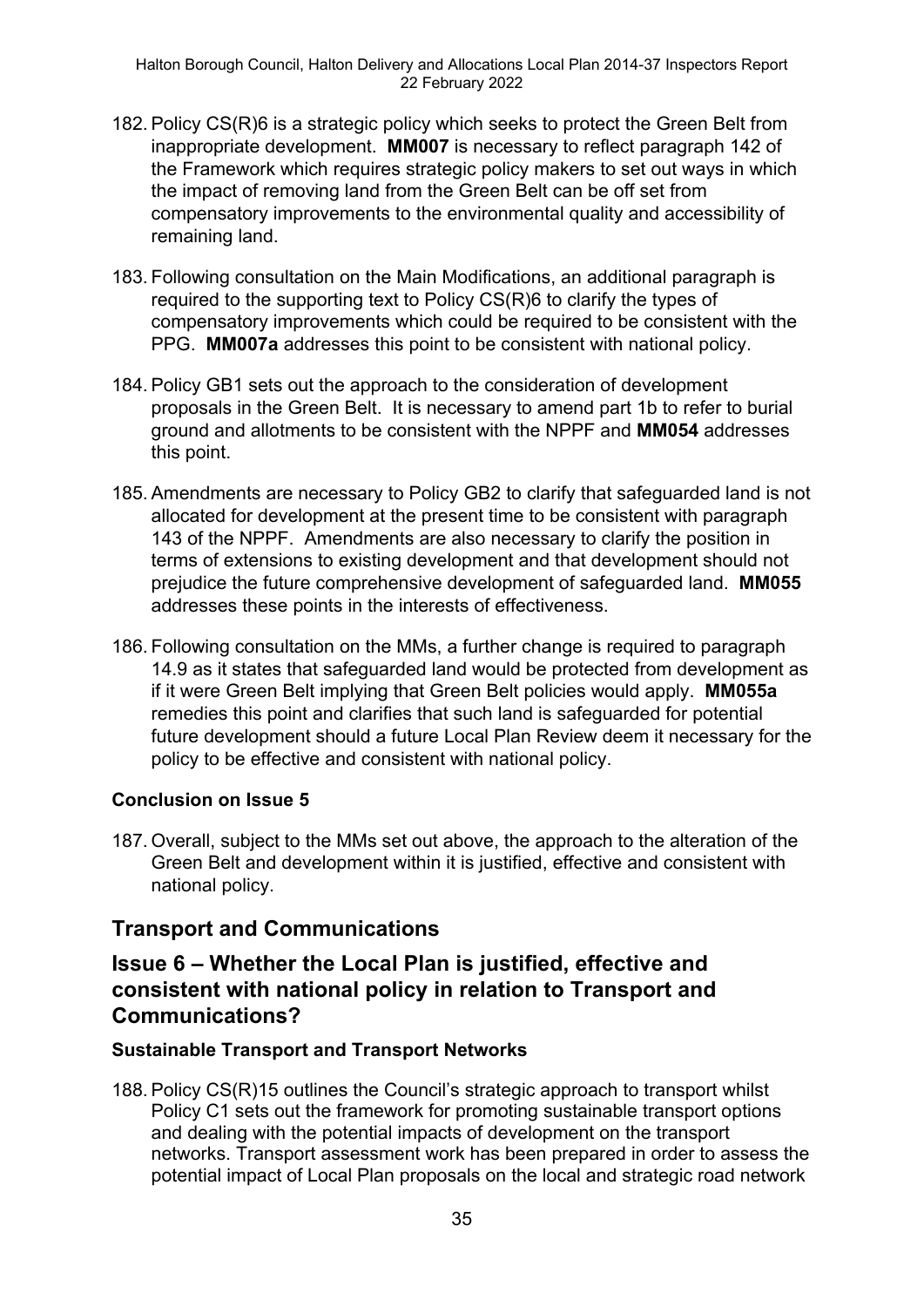182. Policy CS(R)6 is a strategic policy which seeks to protect the Green Belt from inappropriate development. **MM007** is necessary to reflect paragraph 142 of the Framework which requires strategic policy makers to set out ways in which the impact of removing land from the Green Belt can be off set from compensatory improvements to the environmental quality and accessibility of remaining land.

183. Following consultation on the Main Modifications, an additional paragraph is required to the supporting text to Policy CS(R)6 to clarify the types of compensatory improvements which could be required to be consistent with the PPG. **MM007a** addresses this point to be consistent with national policy.

184. Policy GB1 sets out the approach to the consideration of development proposals in the Green Belt. It is necessary to amend part 1b to refer to burial ground and allotments to be consistent with the NPPF and **MM054** addresses this point.

185. Amendments are necessary to Policy GB2 to clarify that safeguarded land is not allocated for development at the present time to be consistent with paragraph 143 of the NPPF. Amendments are also necessary to clarify the position in terms of extensions to existing development and that development should not prejudice the future comprehensive development of safeguarded land. **MM055** addresses these points in the interests of effectiveness.

186. Following consultation on the MMs, a further change is required to paragraph 14.9 as it states that safeguarded land would be protected from development as if it were Green Belt implying that Green Belt policies would apply. **MM055a** remedies this point and clarifies that such land is safeguarded for potential future development should a future Local Plan Review deem it necessary for the policy to be effective and consistent with national policy.

### Conclusion on Issue 5

187. Overall, subject to the MMs set out above, the approach to the alteration of the Green Belt and development within it is justified, effective and consistent with national policy.

## Transport and Communications

## Issue 6 – Whether the Local Plan is justified, effective and consistent with national policy in relation to Transport and Communications?

### Sustainable Transport and Transport Networks

188. Policy CS(R)15 outlines the Council's strategic approach to transport whilst Policy C1 sets out the framework for promoting sustainable transport options and dealing with the potential impacts of development on the transport networks. Transport assessment work has been prepared in order to assess the potential impact of Local Plan proposals on the local and strategic road network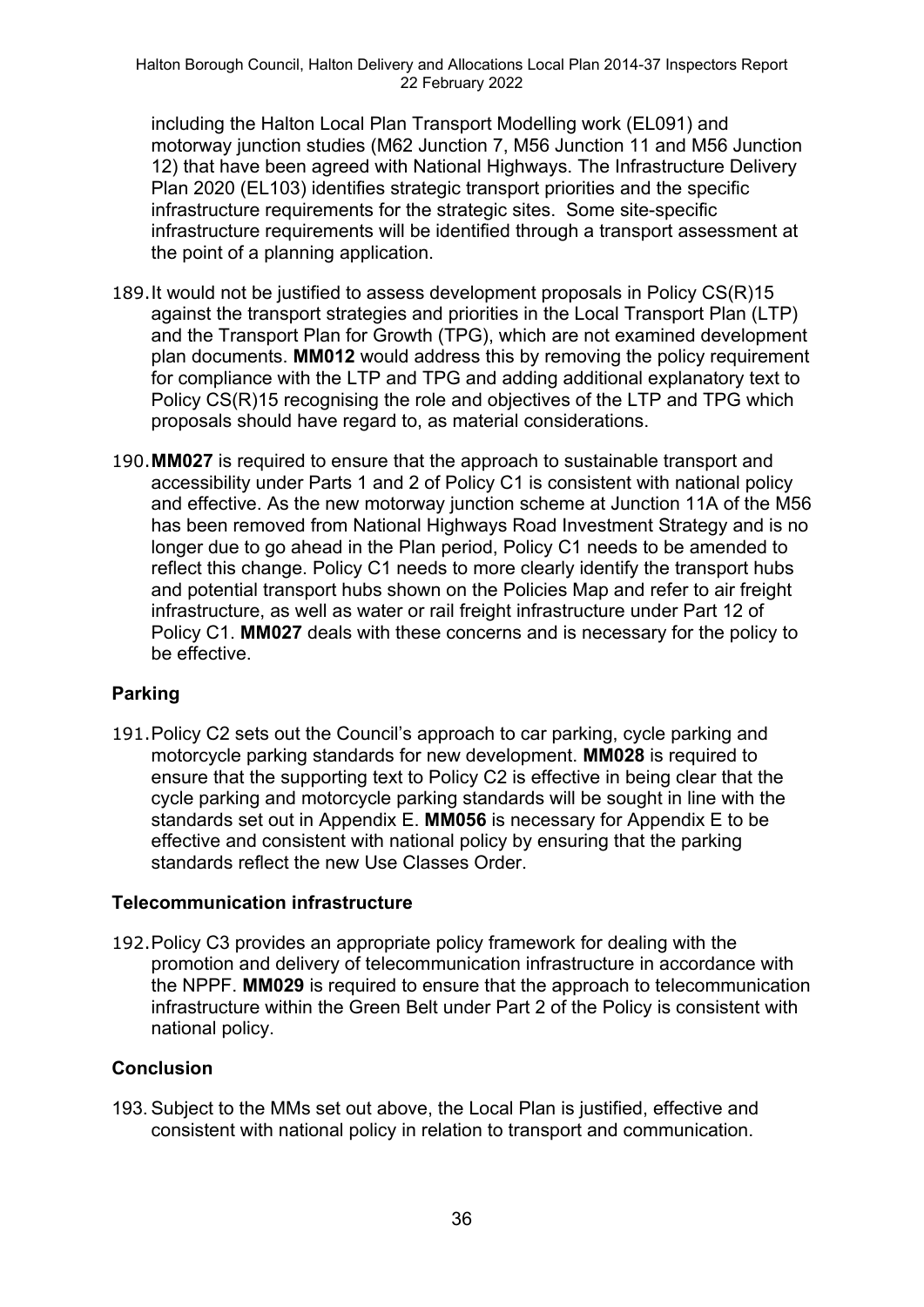including the Halton Local Plan Transport Modelling work (EL091) and motorway junction studies (M62 Junction 7, M56 Junction 11 and M56 Junction 12) that have been agreed with National Highways. The Infrastructure Delivery Plan 2020 (EL103) identifies strategic transport priorities and the specific infrastructure requirements for the strategic sites. Some site-specific infrastructure requirements will be identified through a transport assessment at the point of a planning application.

189. It would not be justified to assess development proposals in Policy CS(R)15 against the transport strategies and priorities in the Local Transport Plan (LTP) and the Transport Plan for Growth (TPG), which are not examined development plan documents. **MM012** would address this by removing the policy requirement for compliance with the LTP and TPG and adding additional explanatory text to Policy CS(R)15 recognising the role and objectives of the LTP and TPG which proposals should have regard to, as material considerations.

190. **MM027** is required to ensure that the approach to sustainable transport and accessibility under Parts 1 and 2 of Policy C1 is consistent with national policy and effective. As the new motorway junction scheme at Junction 11A of the M56 has been removed from National Highways Road Investment Strategy and is no longer due to go ahead in the Plan period, Policy C1 needs to be amended to reflect this change. Policy C1 needs to more clearly identify the transport hubs and potential transport hubs shown on the Policies Map and refer to air freight infrastructure, as well as water or rail freight infrastructure under Part 12 of Policy C1. **MM027** deals with these concerns and is necessary for the policy to be effective.

### Parking

191. Policy C2 sets out the Council's approach to car parking, cycle parking and motorcycle parking standards for new development. **MM028** is required to ensure that the supporting text to Policy C2 is effective in being clear that the cycle parking and motorcycle parking standards will be sought in line with the standards set out in Appendix E. **MM056** is necessary for Appendix E to be effective and consistent with national policy by ensuring that the parking standards reflect the new Use Classes Order.

### Telecommunication infrastructure

192. Policy C3 provides an appropriate policy framework for dealing with the promotion and delivery of telecommunication infrastructure in accordance with the NPPF. **MM029** is required to ensure that the approach to telecommunication infrastructure within the Green Belt under Part 2 of the Policy is consistent with national policy.

### Conclusion

193. Subject to the MMs set out above, the Local Plan is justified, effective and consistent with national policy in relation to transport and communication.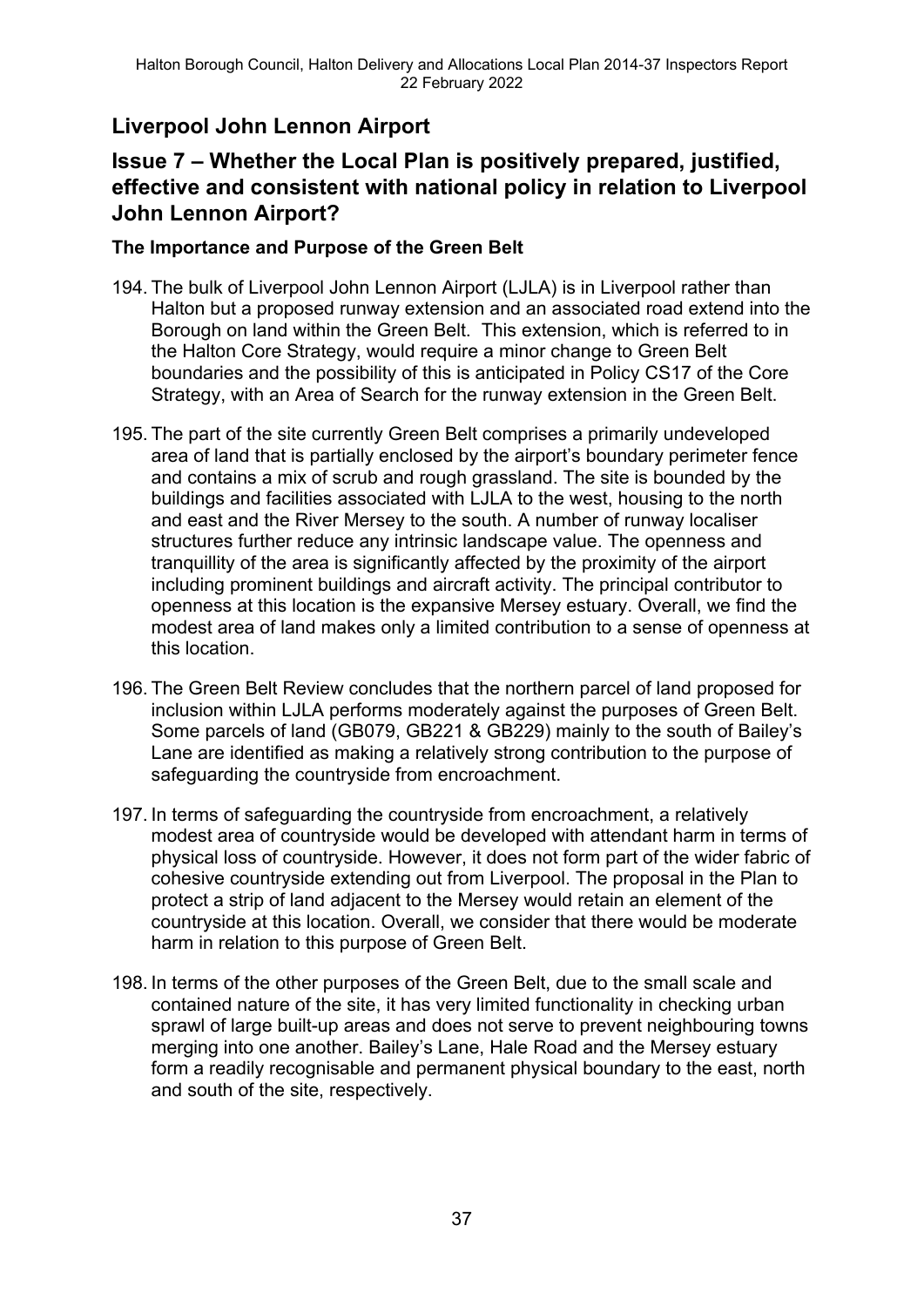## Liverpool John Lennon Airport

## Issue 7 – Whether the Local Plan is positively prepared, justified, effective and consistent with national policy in relation to Liverpool John Lennon Airport?

### The Importance and Purpose of the Green Belt

194. The bulk of Liverpool John Lennon Airport (LJLA) is in Liverpool rather than Halton but a proposed runway extension and an associated road extend into the Borough on land within the Green Belt. This extension, which is referred to in the Halton Core Strategy, would require a minor change to Green Belt boundaries and the possibility of this is anticipated in Policy CS17 of the Core Strategy, with an Area of Search for the runway extension in the Green Belt.

195. The part of the site currently Green Belt comprises a primarily undeveloped area of land that is partially enclosed by the airport's boundary perimeter fence and contains a mix of scrub and rough grassland. The site is bounded by the buildings and facilities associated with LJLA to the west, housing to the north and east and the River Mersey to the south. A number of runway localiser structures further reduce any intrinsic landscape value. The openness and tranquillity of the area is significantly affected by the proximity of the airport including prominent buildings and aircraft activity. The principal contributor to openness at this location is the expansive Mersey estuary. Overall, we find the modest area of land makes only a limited contribution to a sense of openness at this location.

196. The Green Belt Review concludes that the northern parcel of land proposed for inclusion within LJLA performs moderately against the purposes of Green Belt. Some parcels of land (GB079, GB221 & GB229) mainly to the south of Bailey's Lane are identified as making a relatively strong contribution to the purpose of safeguarding the countryside from encroachment.

197. In terms of safeguarding the countryside from encroachment, a relatively modest area of countryside would be developed with attendant harm in terms of physical loss of countryside. However, it does not form part of the wider fabric of cohesive countryside extending out from Liverpool. The proposal in the Plan to protect a strip of land adjacent to the Mersey would retain an element of the countryside at this location. Overall, we consider that there would be moderate harm in relation to this purpose of Green Belt.

198. In terms of the other purposes of the Green Belt, due to the small scale and contained nature of the site, it has very limited functionality in checking urban sprawl of large built-up areas and does not serve to prevent neighbouring towns merging into one another. Bailey's Lane, Hale Road and the Mersey estuary form a readily recognisable and permanent physical boundary to the east, north and south of the site, respectively.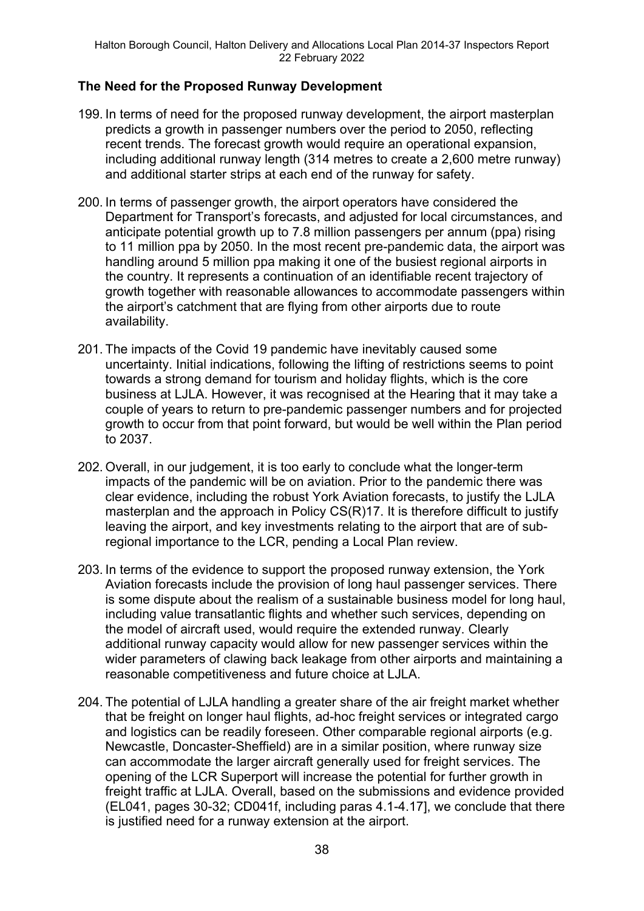## The Need for the Proposed Runway Development

199. In terms of need for the proposed runway development, the airport masterplan predicts a growth in passenger numbers over the period to 2050, reflecting recent trends. The forecast growth would require an operational expansion, including additional runway length (314 metres to create a 2,600 metre runway) and additional starter strips at each end of the runway for safety.

200. In terms of passenger growth, the airport operators have considered the Department for Transport's forecasts, and adjusted for local circumstances, and anticipate potential growth up to 7.8 million passengers per annum (ppa) rising to 11 million ppa by 2050. In the most recent pre-pandemic data, the airport was handling around 5 million ppa making it one of the busiest regional airports in the country. It represents a continuation of an identifiable recent trajectory of growth together with reasonable allowances to accommodate passengers within the airport's catchment that are flying from other airports due to route availability.

201. The impacts of the Covid 19 pandemic have inevitably caused some uncertainty. Initial indications, following the lifting of restrictions seems to point towards a strong demand for tourism and holiday flights, which is the core business at LJLA. However, it was recognised at the Hearing that it may take a couple of years to return to pre-pandemic passenger numbers and for projected growth to occur from that point forward, but would be well within the Plan period to 2037.

202. Overall, in our judgement, it is too early to conclude what the longer-term impacts of the pandemic will be on aviation. Prior to the pandemic there was clear evidence, including the robust York Aviation forecasts, to justify the LJLA masterplan and the approach in Policy CS(R)17. It is therefore difficult to justify leaving the airport, and key investments relating to the airport that are of sub-regional importance to the LCR, pending a Local Plan review.

203. In terms of the evidence to support the proposed runway extension, the York Aviation forecasts include the provision of long haul passenger services. There is some dispute about the realism of a sustainable business model for long haul, including value transatlantic flights and whether such services, depending on the model of aircraft used, would require the extended runway. Clearly additional runway capacity would allow for new passenger services within the wider parameters of clawing back leakage from other airports and maintaining a reasonable competitiveness and future choice at LJLA.

204. The potential of LJLA handling a greater share of the air freight market whether that be freight on longer haul flights, ad-hoc freight services or integrated cargo and logistics can be readily foreseen. Other comparable regional airports (e.g. Newcastle, Doncaster-Sheffield) are in a similar position, where runway size can accommodate the larger aircraft generally used for freight services. The opening of the LCR Superport will increase the potential for further growth in freight traffic at LJLA. Overall, based on the submissions and evidence provided (EL041, pages 30-32; CD041f, including paras 4.1-4.17], we conclude that there is justified need for a runway extension at the airport.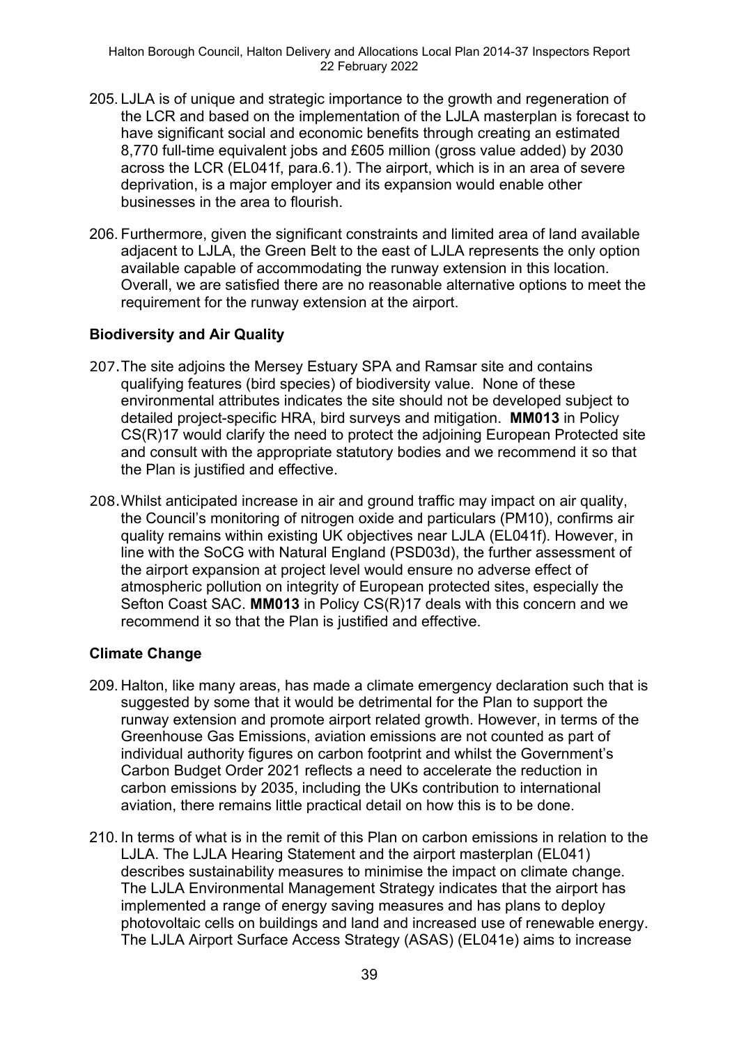205. LJLA is of unique and strategic importance to the growth and regeneration of the LCR and based on the implementation of the LJLA masterplan is forecast to have significant social and economic benefits through creating an estimated 8,770 full-time equivalent jobs and £605 million (gross value added) by 2030 across the LCR (EL041f, para.6.1). The airport, which is in an area of severe deprivation, is a major employer and its expansion would enable other businesses in the area to flourish.

206. Furthermore, given the significant constraints and limited area of land available adjacent to LJLA, the Green Belt to the east of LJLA represents the only option available capable of accommodating the runway extension in this location. Overall, we are satisfied there are no reasonable alternative options to meet the requirement for the runway extension at the airport.

### Biodiversity and Air Quality

207. The site adjoins the Mersey Estuary SPA and Ramsar site and contains qualifying features (bird species) of biodiversity value. None of these environmental attributes indicates the site should not be developed subject to detailed project-specific HRA, bird surveys and mitigation. **MM013** in Policy CS(R)17 would clarify the need to protect the adjoining European Protected site and consult with the appropriate statutory bodies and we recommend it so that the Plan is justified and effective.

208. Whilst anticipated increase in air and ground traffic may impact on air quality, the Council's monitoring of nitrogen oxide and particulars (PM10), confirms air quality remains within existing UK objectives near LJLA (EL041f). However, in line with the SoCG with Natural England (PSD03d), the further assessment of the airport expansion at project level would ensure no adverse effect of atmospheric pollution on integrity of European protected sites, especially the Sefton Coast SAC. **MM013** in Policy CS(R)17 deals with this concern and we recommend it so that the Plan is justified and effective.

### Climate Change

209. Halton, like many areas, has made a climate emergency declaration such that is suggested by some that it would be detrimental for the Plan to support the runway extension and promote airport related growth. However, in terms of the Greenhouse Gas Emissions, aviation emissions are not counted as part of individual authority figures on carbon footprint and whilst the Government's Carbon Budget Order 2021 reflects a need to accelerate the reduction in carbon emissions by 2035, including the UKs contribution to international aviation, there remains little practical detail on how this is to be done.

210. In terms of what is in the remit of this Plan on carbon emissions in relation to the LJLA. The LJLA Hearing Statement and the airport masterplan (EL041) describes sustainability measures to minimise the impact on climate change. The LJLA Environmental Management Strategy indicates that the airport has implemented a range of energy saving measures and has plans to deploy photovoltaic cells on buildings and land and increased use of renewable energy. The LJLA Airport Surface Access Strategy (ASAS) (EL041e) aims to increase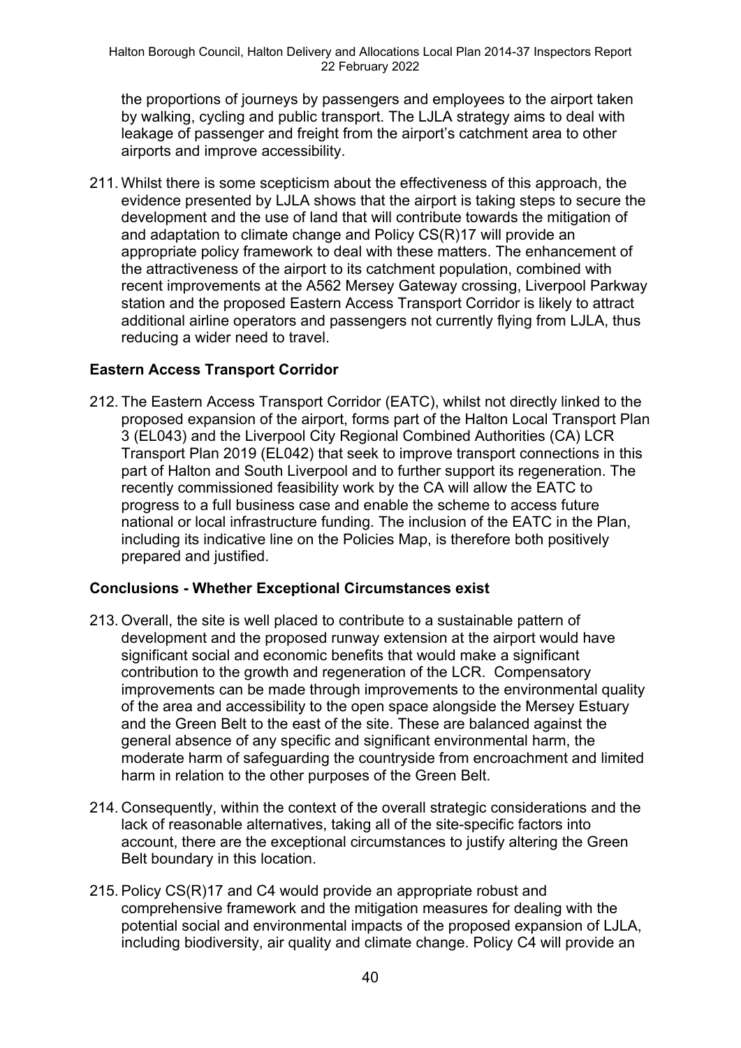the proportions of journeys by passengers and employees to the airport taken by walking, cycling and public transport. The LJLA strategy aims to deal with leakage of passenger and freight from the airport's catchment area to other airports and improve accessibility.

211. Whilst there is some scepticism about the effectiveness of this approach, the evidence presented by LJLA shows that the airport is taking steps to secure the development and the use of land that will contribute towards the mitigation of and adaptation to climate change and Policy CS(R)17 will provide an appropriate policy framework to deal with these matters. The enhancement of the attractiveness of the airport to its catchment population, combined with recent improvements at the A562 Mersey Gateway crossing, Liverpool Parkway station and the proposed Eastern Access Transport Corridor is likely to attract additional airline operators and passengers not currently flying from LJLA, thus reducing a wider need to travel.

**Eastern Access Transport Corridor**

212. The Eastern Access Transport Corridor (EATC), whilst not directly linked to the proposed expansion of the airport, forms part of the Halton Local Transport Plan 3 (EL043) and the Liverpool City Regional Combined Authorities (CA) LCR Transport Plan 2019 (EL042) that seek to improve transport connections in this part of Halton and South Liverpool and to further support its regeneration. The recently commissioned feasibility work by the CA will allow the EATC to progress to a full business case and enable the scheme to access future national or local infrastructure funding. The inclusion of the EATC in the Plan, including its indicative line on the Policies Map, is therefore both positively prepared and justified.

**Conclusions - Whether Exceptional Circumstances exist**

213. Overall, the site is well placed to contribute to a sustainable pattern of development and the proposed runway extension at the airport would have significant social and economic benefits that would make a significant contribution to the growth and regeneration of the LCR. Compensatory improvements can be made through improvements to the environmental quality of the area and accessibility to the open space alongside the Mersey Estuary and the Green Belt to the east of the site. These are balanced against the general absence of any specific and significant environmental harm, the moderate harm of safeguarding the countryside from encroachment and limited harm in relation to the other purposes of the Green Belt.

214. Consequently, within the context of the overall strategic considerations and the lack of reasonable alternatives, taking all of the site-specific factors into account, there are the exceptional circumstances to justify altering the Green Belt boundary in this location.

215. Policy CS(R)17 and C4 would provide an appropriate robust and comprehensive framework and the mitigation measures for dealing with the potential social and environmental impacts of the proposed expansion of LJLA, including biodiversity, air quality and climate change. Policy C4 will provide an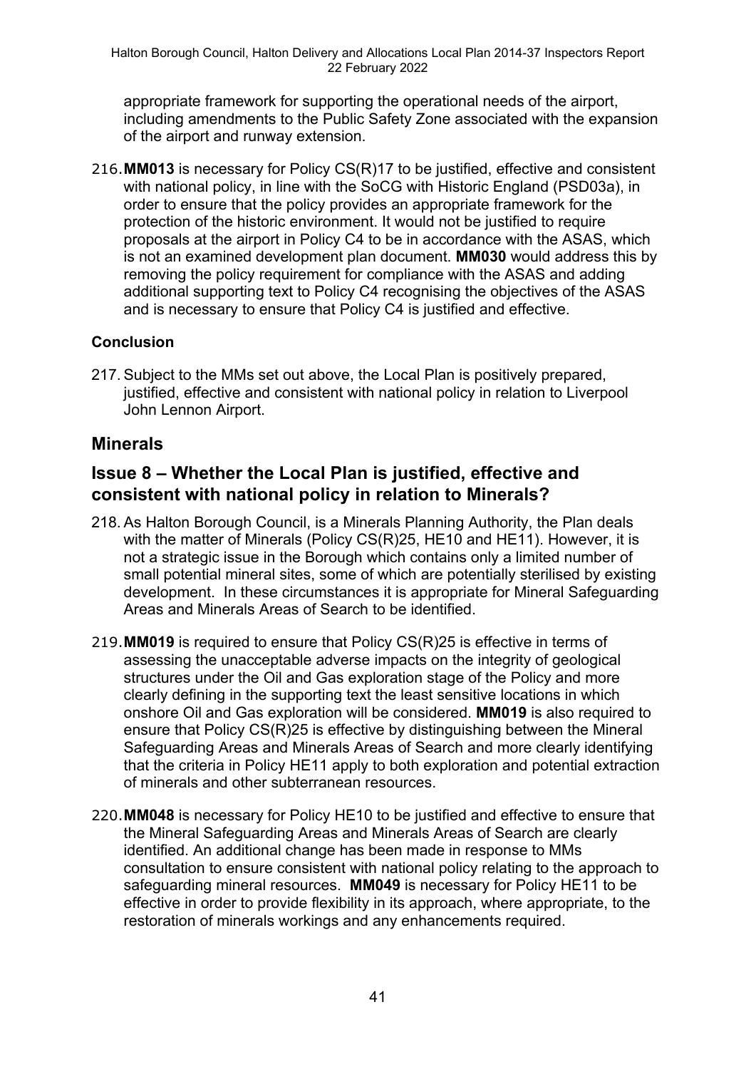appropriate framework for supporting the operational needs of the airport, including amendments to the Public Safety Zone associated with the expansion of the airport and runway extension.

216. **MM013** is necessary for Policy CS(R)17 to be justified, effective and consistent with national policy, in line with the SoCG with Historic England (PSD03a), in order to ensure that the policy provides an appropriate framework for the protection of the historic environment. It would not be justified to require proposals at the airport in Policy C4 to be in accordance with the ASAS, which is not an examined development plan document. **MM030** would address this by removing the policy requirement for compliance with the ASAS and adding additional supporting text to Policy C4 recognising the objectives of the ASAS and is necessary to ensure that Policy C4 is justified and effective.

**Conclusion**

217. Subject to the MMs set out above, the Local Plan is positively prepared, justified, effective and consistent with national policy in relation to Liverpool John Lennon Airport.

## Minerals

## Issue 8 – Whether the Local Plan is justified, effective and consistent with national policy in relation to Minerals?

218. As Halton Borough Council, is a Minerals Planning Authority, the Plan deals with the matter of Minerals (Policy CS(R)25, HE10 and HE11). However, it is not a strategic issue in the Borough which contains only a limited number of small potential mineral sites, some of which are potentially sterilised by existing development. In these circumstances it is appropriate for Mineral Safeguarding Areas and Minerals Areas of Search to be identified.

219. **MM019** is required to ensure that Policy CS(R)25 is effective in terms of assessing the unacceptable adverse impacts on the integrity of geological structures under the Oil and Gas exploration stage of the Policy and more clearly defining in the supporting text the least sensitive locations in which onshore Oil and Gas exploration will be considered. **MM019** is also required to ensure that Policy CS(R)25 is effective by distinguishing between the Mineral Safeguarding Areas and Minerals Areas of Search and more clearly identifying that the criteria in Policy HE11 apply to both exploration and potential extraction of minerals and other subterranean resources.

220. **MM048** is necessary for Policy HE10 to be justified and effective to ensure that the Mineral Safeguarding Areas and Minerals Areas of Search are clearly identified. An additional change has been made in response to MMs consultation to ensure consistent with national policy relating to the approach to safeguarding mineral resources. **MM049** is necessary for Policy HE11 to be effective in order to provide flexibility in its approach, where appropriate, to the restoration of minerals workings and any enhancements required.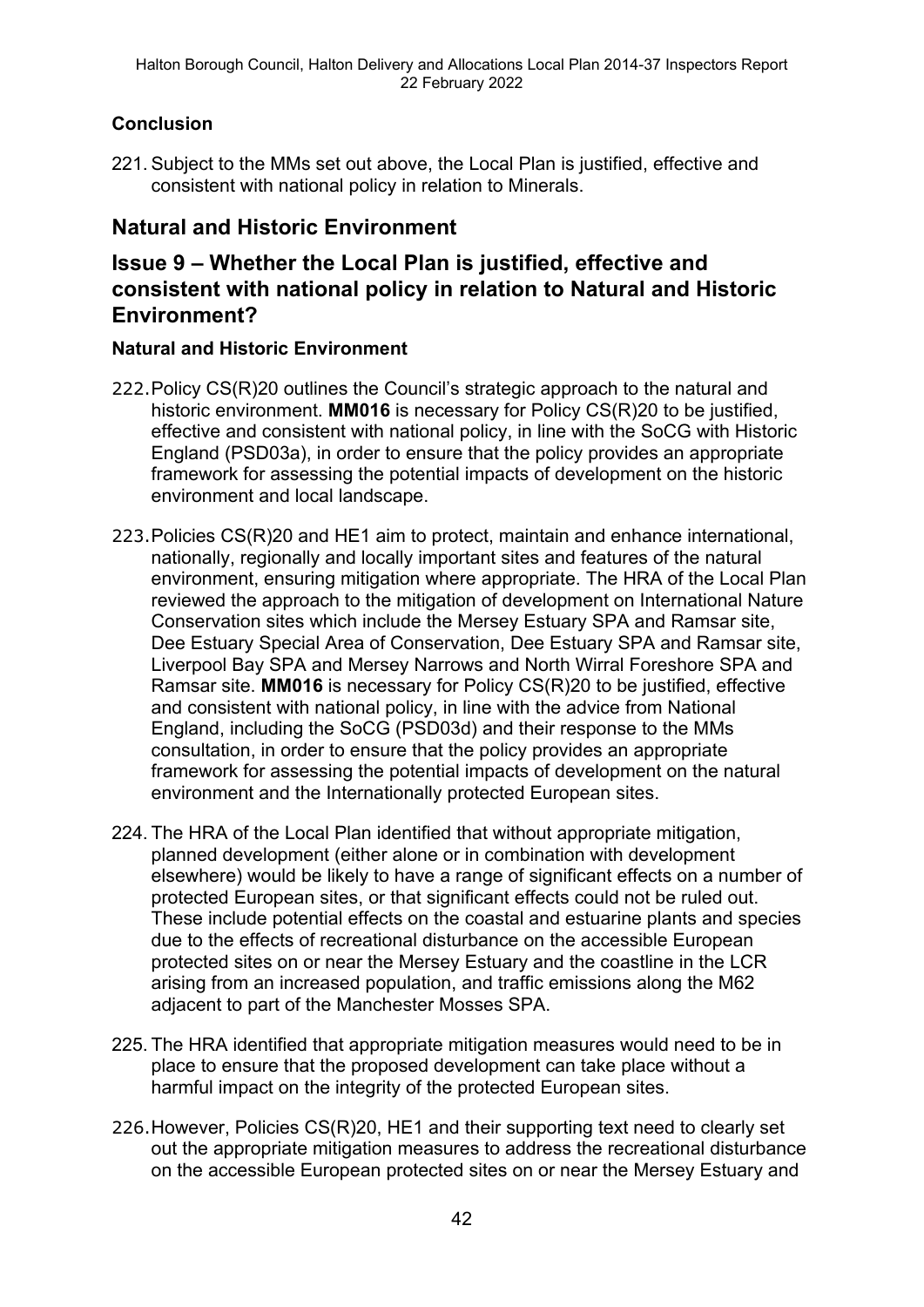### Conclusion

221. Subject to the MMs set out above, the Local Plan is justified, effective and consistent with national policy in relation to Minerals.

## Natural and Historic Environment

## Issue 9 – Whether the Local Plan is justified, effective and consistent with national policy in relation to Natural and Historic Environment?

### Natural and Historic Environment

222. Policy CS(R)20 outlines the Council's strategic approach to the natural and historic environment. **MM016** is necessary for Policy CS(R)20 to be justified, effective and consistent with national policy, in line with the SoCG with Historic England (PSD03a), in order to ensure that the policy provides an appropriate framework for assessing the potential impacts of development on the historic environment and local landscape.

223. Policies CS(R)20 and HE1 aim to protect, maintain and enhance international, nationally, regionally and locally important sites and features of the natural environment, ensuring mitigation where appropriate. The HRA of the Local Plan reviewed the approach to the mitigation of development on International Nature Conservation sites which include the Mersey Estuary SPA and Ramsar site, Dee Estuary Special Area of Conservation, Dee Estuary SPA and Ramsar site, Liverpool Bay SPA and Mersey Narrows and North Wirral Foreshore SPA and Ramsar site. **MM016** is necessary for Policy CS(R)20 to be justified, effective and consistent with national policy, in line with the advice from National England, including the SoCG (PSD03d) and their response to the MMs consultation, in order to ensure that the policy provides an appropriate framework for assessing the potential impacts of development on the natural environment and the Internationally protected European sites.

224. The HRA of the Local Plan identified that without appropriate mitigation, planned development (either alone or in combination with development elsewhere) would be likely to have a range of significant effects on a number of protected European sites, or that significant effects could not be ruled out. These include potential effects on the coastal and estuarine plants and species due to the effects of recreational disturbance on the accessible European protected sites on or near the Mersey Estuary and the coastline in the LCR arising from an increased population, and traffic emissions along the M62 adjacent to part of the Manchester Mosses SPA.

225. The HRA identified that appropriate mitigation measures would need to be in place to ensure that the proposed development can take place without a harmful impact on the integrity of the protected European sites.

226. However, Policies CS(R)20, HE1 and their supporting text need to clearly set out the appropriate mitigation measures to address the recreational disturbance on the accessible European protected sites on or near the Mersey Estuary and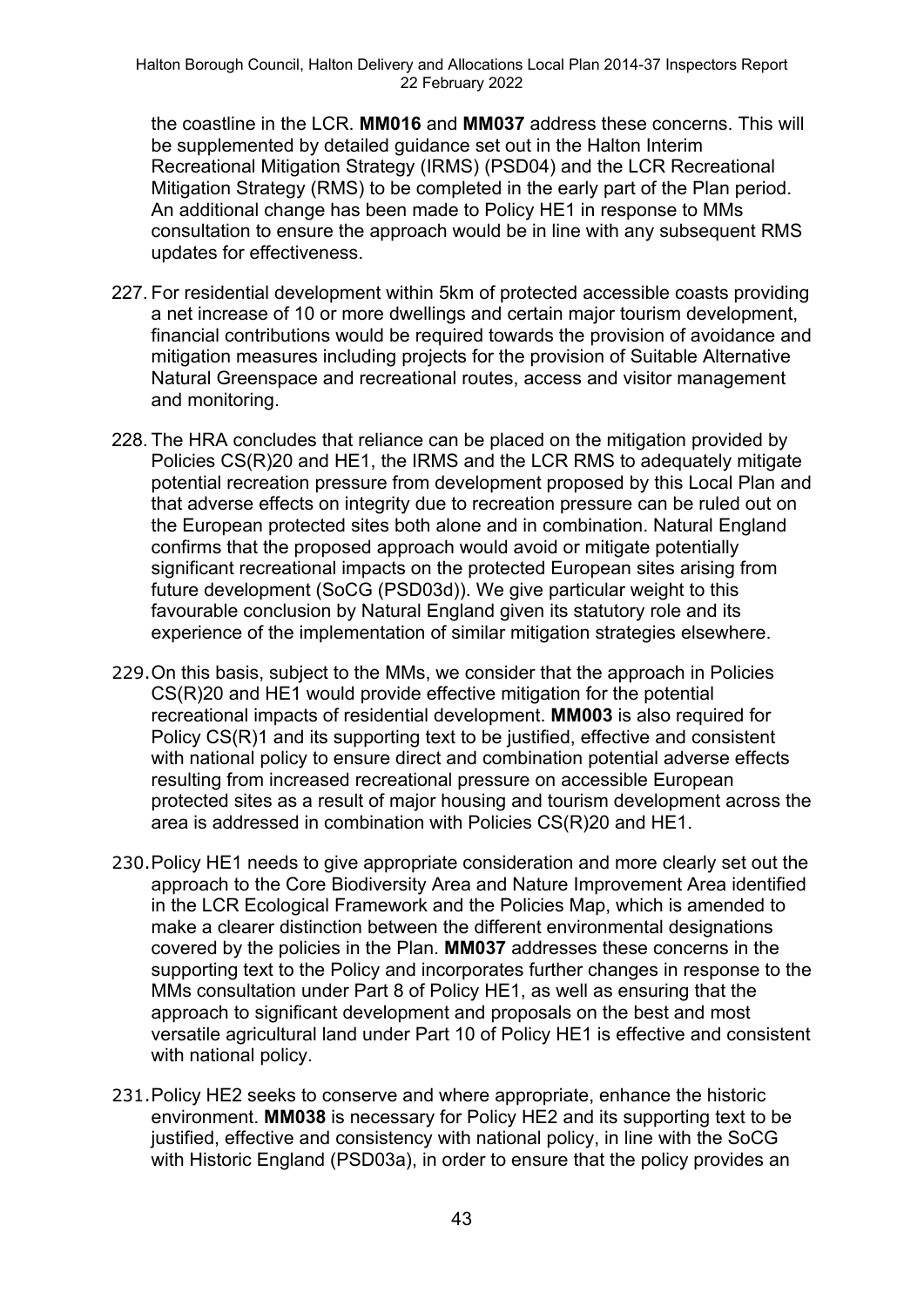the coastline in the LCR. **MM016** and **MM037** address these concerns. This will be supplemented by detailed guidance set out in the Halton Interim Recreational Mitigation Strategy (IRMS) (PSD04) and the LCR Recreational Mitigation Strategy (RMS) to be completed in the early part of the Plan period. An additional change has been made to Policy HE1 in response to MMs consultation to ensure the approach would be in line with any subsequent RMS updates for effectiveness.

227. For residential development within 5km of protected accessible coasts providing a net increase of 10 or more dwellings and certain major tourism development, financial contributions would be required towards the provision of avoidance and mitigation measures including projects for the provision of Suitable Alternative Natural Greenspace and recreational routes, access and visitor management and monitoring.

228. The HRA concludes that reliance can be placed on the mitigation provided by Policies CS(R)20 and HE1, the IRMS and the LCR RMS to adequately mitigate potential recreation pressure from development proposed by this Local Plan and that adverse effects on integrity due to recreation pressure can be ruled out on the European protected sites both alone and in combination. Natural England confirms that the proposed approach would avoid or mitigate potentially significant recreational impacts on the protected European sites arising from future development (SoCG (PSD03d)). We give particular weight to this favourable conclusion by Natural England given its statutory role and its experience of the implementation of similar mitigation strategies elsewhere.

229. On this basis, subject to the MMs, we consider that the approach in Policies CS(R)20 and HE1 would provide effective mitigation for the potential recreational impacts of residential development. **MM003** is also required for Policy CS(R)1 and its supporting text to be justified, effective and consistent with national policy to ensure direct and combination potential adverse effects resulting from increased recreational pressure on accessible European protected sites as a result of major housing and tourism development across the area is addressed in combination with Policies CS(R)20 and HE1.

230. Policy HE1 needs to give appropriate consideration and more clearly set out the approach to the Core Biodiversity Area and Nature Improvement Area identified in the LCR Ecological Framework and the Policies Map, which is amended to make a clearer distinction between the different environmental designations covered by the policies in the Plan. **MM037** addresses these concerns in the supporting text to the Policy and incorporates further changes in response to the MMs consultation under Part 8 of Policy HE1, as well as ensuring that the approach to significant development and proposals on the best and most versatile agricultural land under Part 10 of Policy HE1 is effective and consistent with national policy.

231. Policy HE2 seeks to conserve and where appropriate, enhance the historic environment. **MM038** is necessary for Policy HE2 and its supporting text to be justified, effective and consistency with national policy, in line with the SoCG with Historic England (PSD03a), in order to ensure that the policy provides an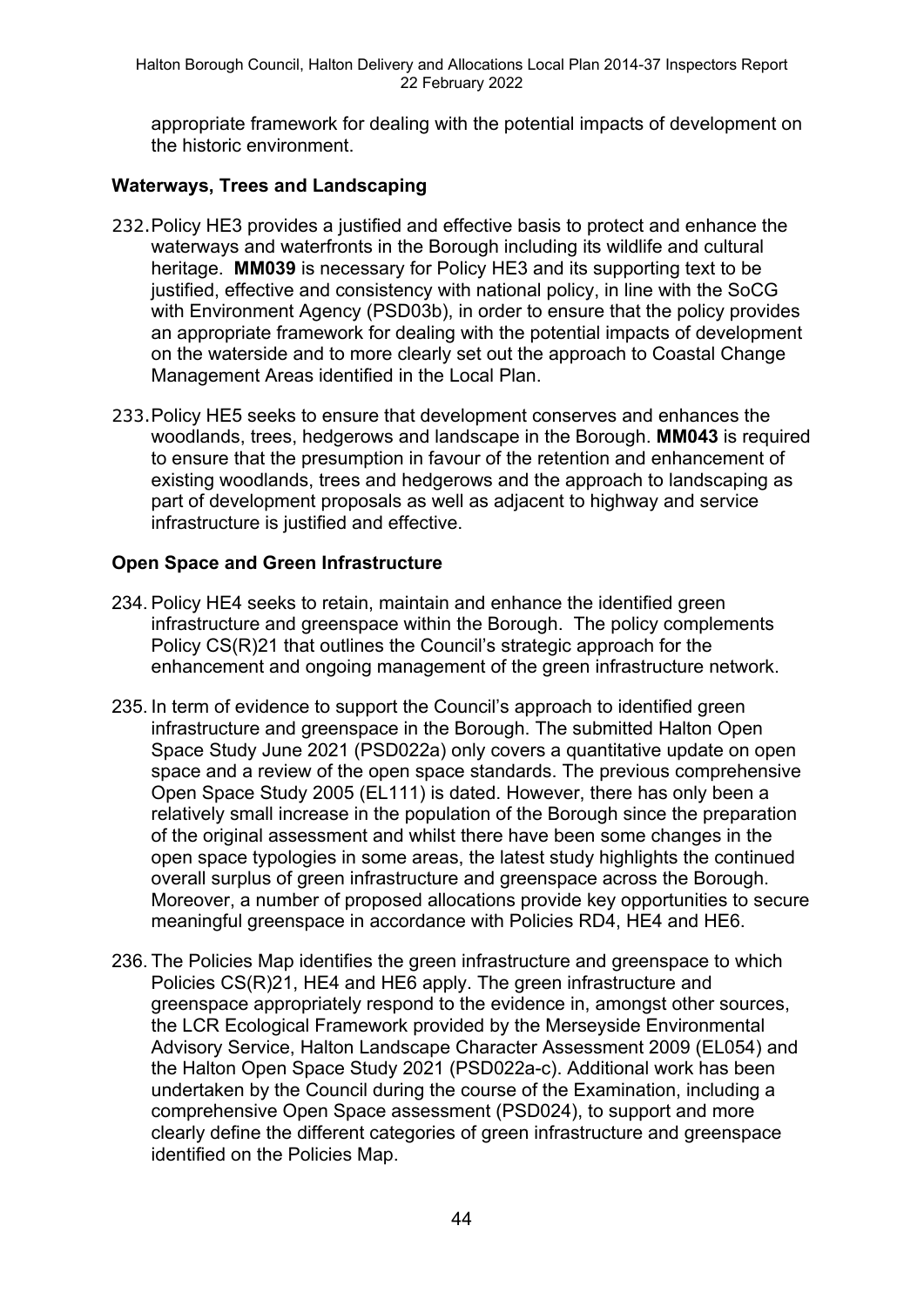appropriate framework for dealing with the potential impacts of development on the historic environment.

**Waterways, Trees and Landscaping**

232. Policy HE3 provides a justified and effective basis to protect and enhance the waterways and waterfronts in the Borough including its wildlife and cultural heritage. **MM039** is necessary for Policy HE3 and its supporting text to be justified, effective and consistency with national policy, in line with the SoCG with Environment Agency (PSD03b), in order to ensure that the policy provides an appropriate framework for dealing with the potential impacts of development on the waterside and to more clearly set out the approach to Coastal Change Management Areas identified in the Local Plan.

233. Policy HE5 seeks to ensure that development conserves and enhances the woodlands, trees, hedgerows and landscape in the Borough. **MM043** is required to ensure that the presumption in favour of the retention and enhancement of existing woodlands, trees and hedgerows and the approach to landscaping as part of development proposals as well as adjacent to highway and service infrastructure is justified and effective.

**Open Space and Green Infrastructure**

234. Policy HE4 seeks to retain, maintain and enhance the identified green infrastructure and greenspace within the Borough. The policy complements Policy CS(R)21 that outlines the Council's strategic approach for the enhancement and ongoing management of the green infrastructure network.

235. In term of evidence to support the Council's approach to identified green infrastructure and greenspace in the Borough. The submitted Halton Open Space Study June 2021 (PSD022a) only covers a quantitative update on open space and a review of the open space standards. The previous comprehensive Open Space Study 2005 (EL111) is dated. However, there has only been a relatively small increase in the population of the Borough since the preparation of the original assessment and whilst there have been some changes in the open space typologies in some areas, the latest study highlights the continued overall surplus of green infrastructure and greenspace across the Borough. Moreover, a number of proposed allocations provide key opportunities to secure meaningful greenspace in accordance with Policies RD4, HE4 and HE6.

236. The Policies Map identifies the green infrastructure and greenspace to which Policies CS(R)21, HE4 and HE6 apply. The green infrastructure and greenspace appropriately respond to the evidence in, amongst other sources, the LCR Ecological Framework provided by the Merseyside Environmental Advisory Service, Halton Landscape Character Assessment 2009 (EL054) and the Halton Open Space Study 2021 (PSD022a-c). Additional work has been undertaken by the Council during the course of the Examination, including a comprehensive Open Space assessment (PSD024), to support and more clearly define the different categories of green infrastructure and greenspace identified on the Policies Map.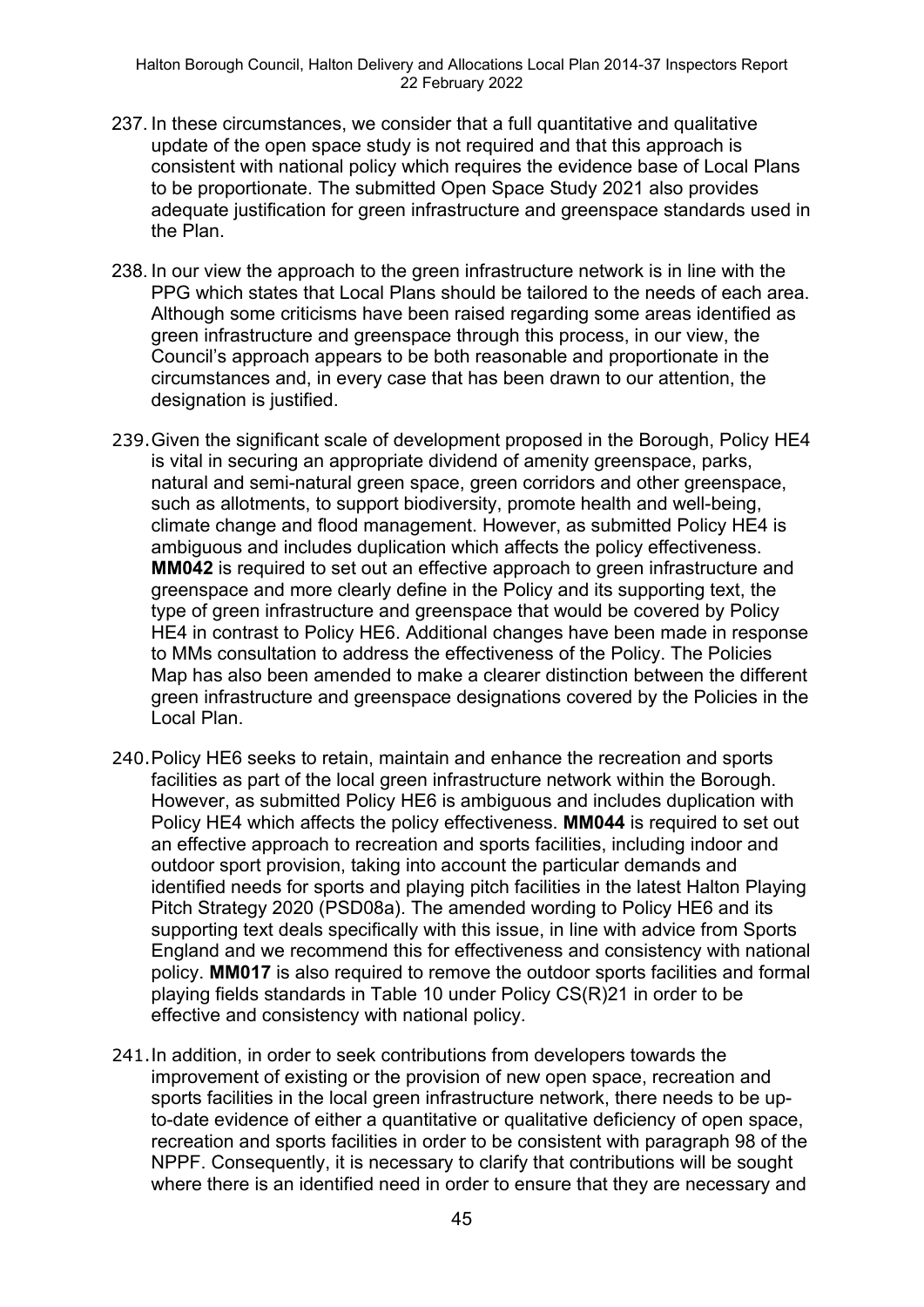237. In these circumstances, we consider that a full quantitative and qualitative update of the open space study is not required and that this approach is consistent with national policy which requires the evidence base of Local Plans to be proportionate. The submitted Open Space Study 2021 also provides adequate justification for green infrastructure and greenspace standards used in the Plan.

238. In our view the approach to the green infrastructure network is in line with the PPG which states that Local Plans should be tailored to the needs of each area. Although some criticisms have been raised regarding some areas identified as green infrastructure and greenspace through this process, in our view, the Council's approach appears to be both reasonable and proportionate in the circumstances and, in every case that has been drawn to our attention, the designation is justified.

239. Given the significant scale of development proposed in the Borough, Policy HE4 is vital in securing an appropriate dividend of amenity greenspace, parks, natural and semi-natural green space, green corridors and other greenspace, such as allotments, to support biodiversity, promote health and well-being, climate change and flood management. However, as submitted Policy HE4 is ambiguous and includes duplication which affects the policy effectiveness. **MM042** is required to set out an effective approach to green infrastructure and greenspace and more clearly define in the Policy and its supporting text, the type of green infrastructure and greenspace that would be covered by Policy HE4 in contrast to Policy HE6. Additional changes have been made in response to MMs consultation to address the effectiveness of the Policy. The Policies Map has also been amended to make a clearer distinction between the different green infrastructure and greenspace designations covered by the Policies in the Local Plan.

240. Policy HE6 seeks to retain, maintain and enhance the recreation and sports facilities as part of the local green infrastructure network within the Borough. However, as submitted Policy HE6 is ambiguous and includes duplication with Policy HE4 which affects the policy effectiveness. **MM044** is required to set out an effective approach to recreation and sports facilities, including indoor and outdoor sport provision, taking into account the particular demands and identified needs for sports and playing pitch facilities in the latest Halton Playing Pitch Strategy 2020 (PSD08a). The amended wording to Policy HE6 and its supporting text deals specifically with this issue, in line with advice from Sports England and we recommend this for effectiveness and consistency with national policy. **MM017** is also required to remove the outdoor sports facilities and formal playing fields standards in Table 10 under Policy CS(R)21 in order to be effective and consistency with national policy.

241. In addition, in order to seek contributions from developers towards the improvement of existing or the provision of new open space, recreation and sports facilities in the local green infrastructure network, there needs to be up-to-date evidence of either a quantitative or qualitative deficiency of open space, recreation and sports facilities in order to be consistent with paragraph 98 of the NPPF. Consequently, it is necessary to clarify that contributions will be sought where there is an identified need in order to ensure that they are necessary and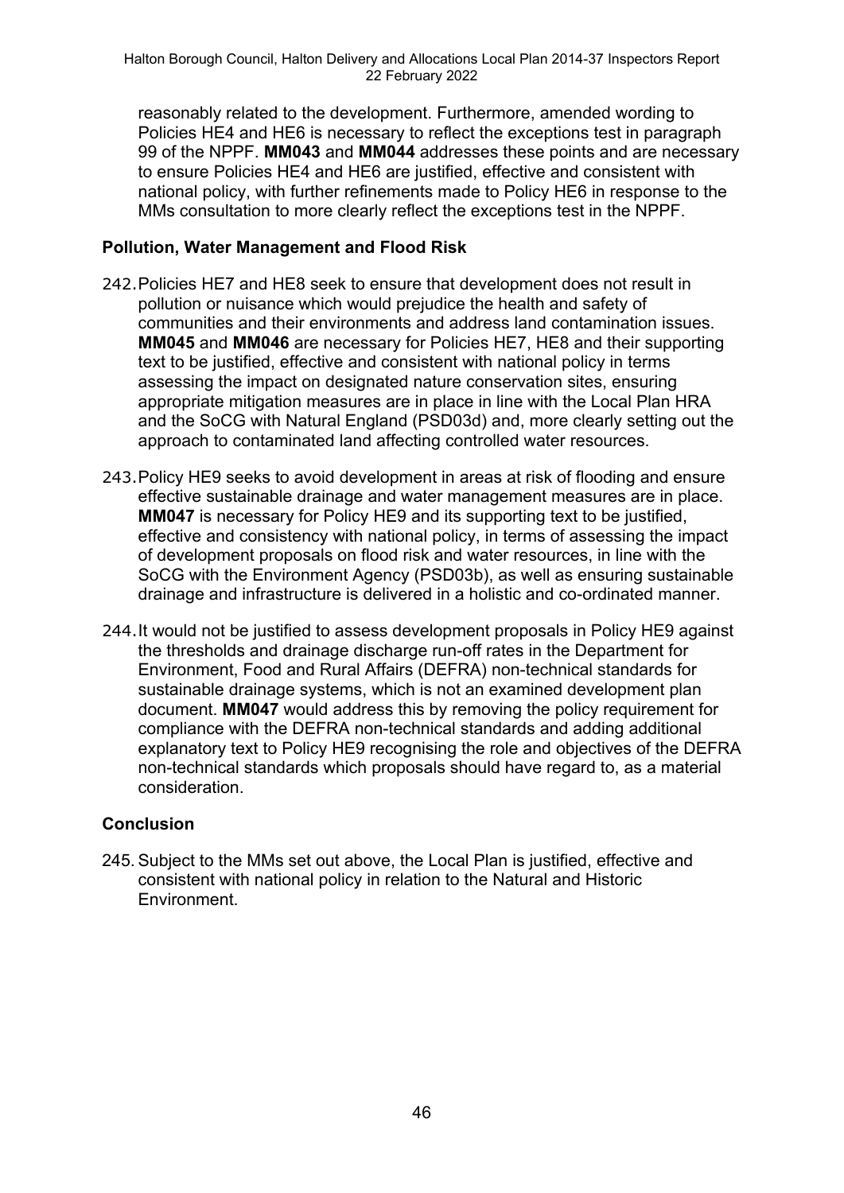reasonably related to the development. Furthermore, amended wording to Policies HE4 and HE6 is necessary to reflect the exceptions test in paragraph 99 of the NPPF. **MM043** and **MM044** addresses these points and are necessary to ensure Policies HE4 and HE6 are justified, effective and consistent with national policy, with further refinements made to Policy HE6 in response to the MMs consultation to more clearly reflect the exceptions test in the NPPF.

### Pollution, Water Management and Flood Risk

242. Policies HE7 and HE8 seek to ensure that development does not result in pollution or nuisance which would prejudice the health and safety of communities and their environments and address land contamination issues. **MM045** and **MM046** are necessary for Policies HE7, HE8 and their supporting text to be justified, effective and consistent with national policy in terms assessing the impact on designated nature conservation sites, ensuring appropriate mitigation measures are in place in line with the Local Plan HRA and the SoCG with Natural England (PSD03d) and, more clearly setting out the approach to contaminated land affecting controlled water resources.

243. Policy HE9 seeks to avoid development in areas at risk of flooding and ensure effective sustainable drainage and water management measures are in place. **MM047** is necessary for Policy HE9 and its supporting text to be justified, effective and consistency with national policy, in terms of assessing the impact of development proposals on flood risk and water resources, in line with the SoCG with the Environment Agency (PSD03b), as well as ensuring sustainable drainage and infrastructure is delivered in a holistic and co-ordinated manner.

244. It would not be justified to assess development proposals in Policy HE9 against the thresholds and drainage discharge run-off rates in the Department for Environment, Food and Rural Affairs (DEFRA) non-technical standards for sustainable drainage systems, which is not an examined development plan document. **MM047** would address this by removing the policy requirement for compliance with the DEFRA non-technical standards and adding additional explanatory text to Policy HE9 recognising the role and objectives of the DEFRA non-technical standards which proposals should have regard to, as a material consideration.

### Conclusion

245. Subject to the MMs set out above, the Local Plan is justified, effective and consistent with national policy in relation to the Natural and Historic Environment.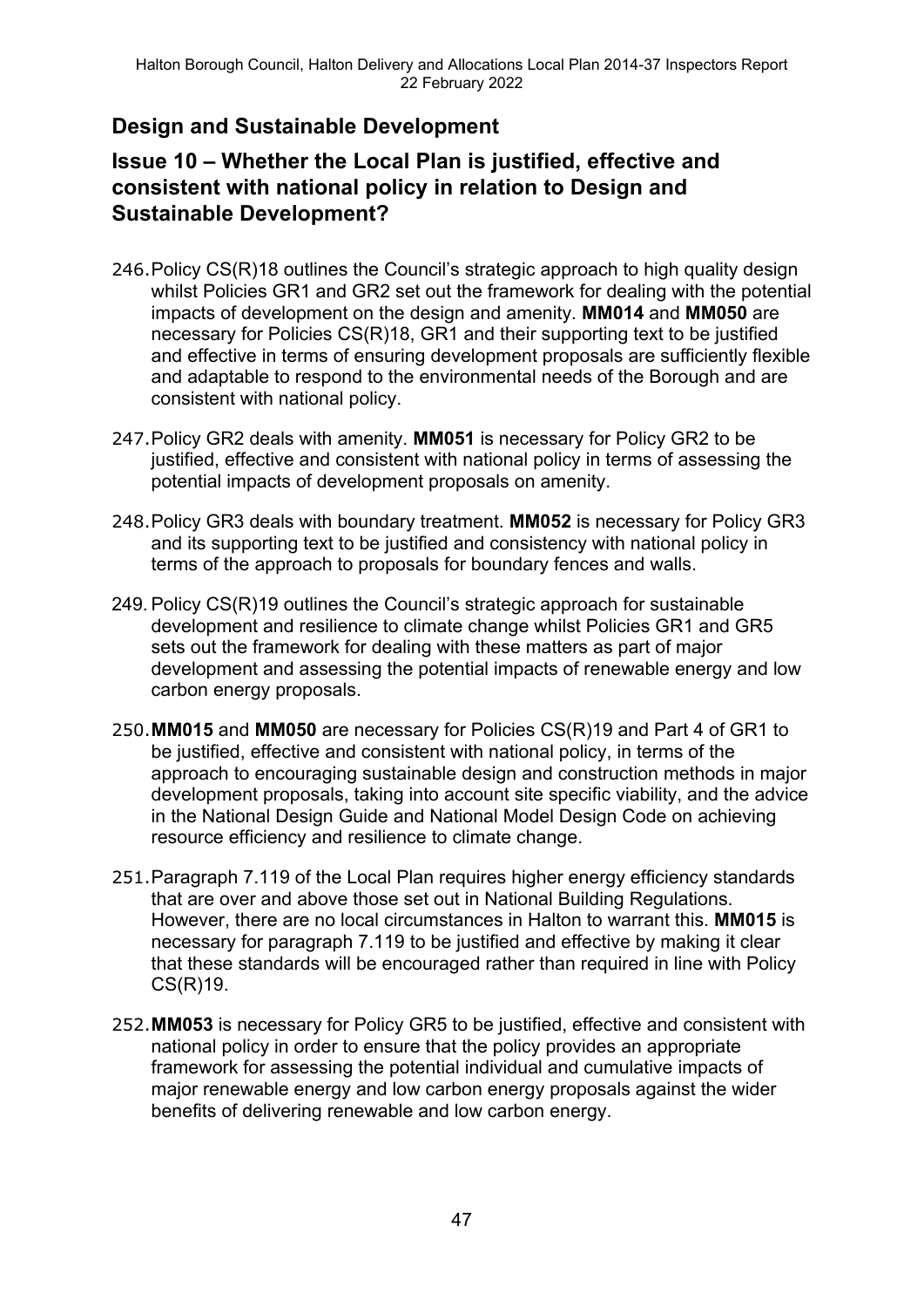## Design and Sustainable Development

## Issue 10 – Whether the Local Plan is justified, effective and consistent with national policy in relation to Design and Sustainable Development?

246. Policy CS(R)18 outlines the Council's strategic approach to high quality design whilst Policies GR1 and GR2 set out the framework for dealing with the potential impacts of development on the design and amenity. **MM014** and **MM050** are necessary for Policies CS(R)18, GR1 and their supporting text to be justified and effective in terms of ensuring development proposals are sufficiently flexible and adaptable to respond to the environmental needs of the Borough and are consistent with national policy.

247. Policy GR2 deals with amenity. **MM051** is necessary for Policy GR2 to be justified, effective and consistent with national policy in terms of assessing the potential impacts of development proposals on amenity.

248. Policy GR3 deals with boundary treatment. **MM052** is necessary for Policy GR3 and its supporting text to be justified and consistency with national policy in terms of the approach to proposals for boundary fences and walls.

249. Policy CS(R)19 outlines the Council's strategic approach for sustainable development and resilience to climate change whilst Policies GR1 and GR5 sets out the framework for dealing with these matters as part of major development and assessing the potential impacts of renewable energy and low carbon energy proposals.

250. **MM015** and **MM050** are necessary for Policies CS(R)19 and Part 4 of GR1 to be justified, effective and consistent with national policy, in terms of the approach to encouraging sustainable design and construction methods in major development proposals, taking into account site specific viability, and the advice in the National Design Guide and National Model Design Code on achieving resource efficiency and resilience to climate change.

251. Paragraph 7.119 of the Local Plan requires higher energy efficiency standards that are over and above those set out in National Building Regulations. However, there are no local circumstances in Halton to warrant this. **MM015** is necessary for paragraph 7.119 to be justified and effective by making it clear that these standards will be encouraged rather than required in line with Policy CS(R)19.

252. **MM053** is necessary for Policy GR5 to be justified, effective and consistent with national policy in order to ensure that the policy provides an appropriate framework for assessing the potential individual and cumulative impacts of major renewable energy and low carbon energy proposals against the wider benefits of delivering renewable and low carbon energy.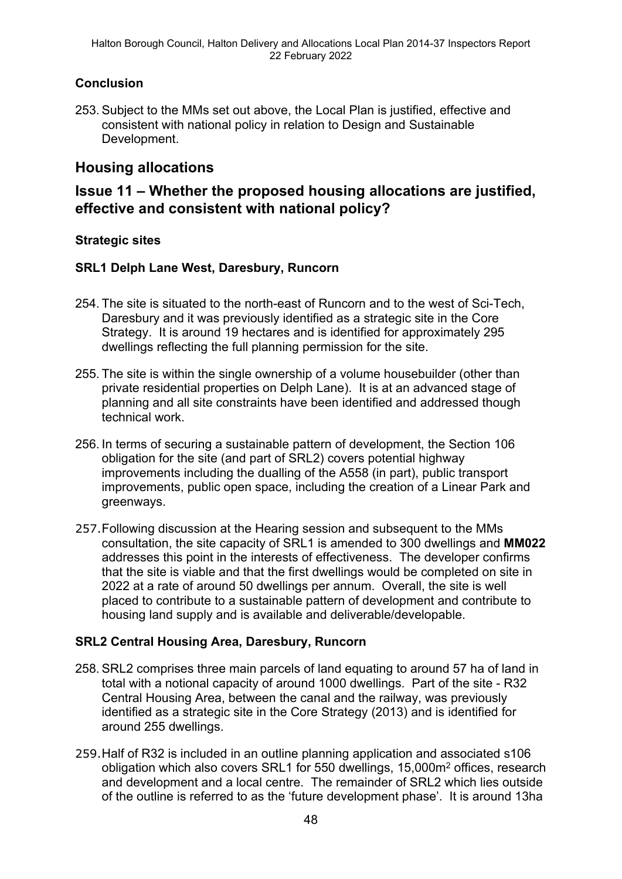### Conclusion

253. Subject to the MMs set out above, the Local Plan is justified, effective and consistent with national policy in relation to Design and Sustainable Development.

## Housing allocations

## Issue 11 – Whether the proposed housing allocations are justified, effective and consistent with national policy?

### Strategic sites

### SRL1 Delph Lane West, Daresbury, Runcorn

254. The site is situated to the north-east of Runcorn and to the west of Sci-Tech, Daresbury and it was previously identified as a strategic site in the Core Strategy. It is around 19 hectares and is identified for approximately 295 dwellings reflecting the full planning permission for the site.

255. The site is within the single ownership of a volume housebuilder (other than private residential properties on Delph Lane). It is at an advanced stage of planning and all site constraints have been identified and addressed though technical work.

256. In terms of securing a sustainable pattern of development, the Section 106 obligation for the site (and part of SRL2) covers potential highway improvements including the dualling of the A558 (in part), public transport improvements, public open space, including the creation of a Linear Park and greenways.

257. Following discussion at the Hearing session and subsequent to the MMs consultation, the site capacity of SRL1 is amended to 300 dwellings and **MM022** addresses this point in the interests of effectiveness. The developer confirms that the site is viable and that the first dwellings would be completed on site in 2022 at a rate of around 50 dwellings per annum. Overall, the site is well placed to contribute to a sustainable pattern of development and contribute to housing land supply and is available and deliverable/developable.

### SRL2 Central Housing Area, Daresbury, Runcorn

258. SRL2 comprises three main parcels of land equating to around 57 ha of land in total with a notional capacity of around 1000 dwellings. Part of the site - R32 Central Housing Area, between the canal and the railway, was previously identified as a strategic site in the Core Strategy (2013) and is identified for around 255 dwellings.

259. Half of R32 is included in an outline planning application and associated s106 obligation which also covers SRL1 for 550 dwellings, 15,000m$^2$ offices, research and development and a local centre. The remainder of SRL2 which lies outside of the outline is referred to as the 'future development phase'. It is around 13ha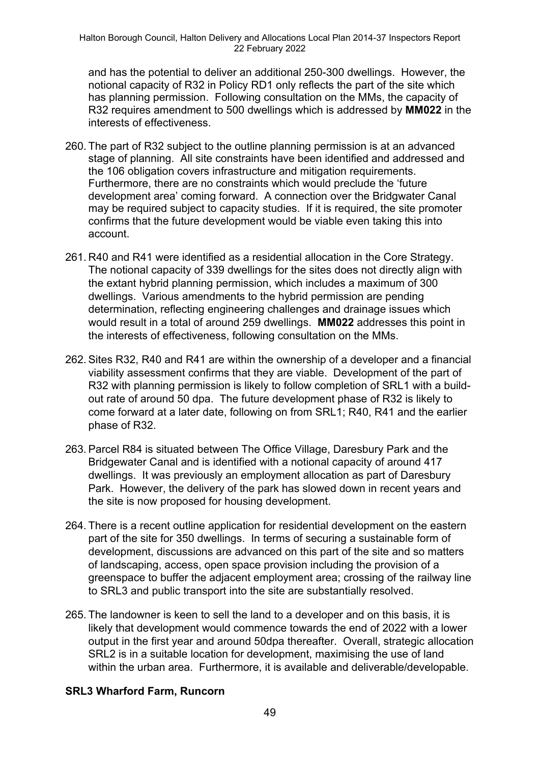and has the potential to deliver an additional 250-300 dwellings. However, the notional capacity of R32 in Policy RD1 only reflects the part of the site which has planning permission. Following consultation on the MMs, the capacity of R32 requires amendment to 500 dwellings which is addressed by **MM022** in the interests of effectiveness.

260. The part of R32 subject to the outline planning permission is at an advanced stage of planning. All site constraints have been identified and addressed and the 106 obligation covers infrastructure and mitigation requirements. Furthermore, there are no constraints which would preclude the 'future development area' coming forward. A connection over the Bridgwater Canal may be required subject to capacity studies. If it is required, the site promoter confirms that the future development would be viable even taking this into account.

261. R40 and R41 were identified as a residential allocation in the Core Strategy. The notional capacity of 339 dwellings for the sites does not directly align with the extant hybrid planning permission, which includes a maximum of 300 dwellings. Various amendments to the hybrid permission are pending determination, reflecting engineering challenges and drainage issues which would result in a total of around 259 dwellings. **MM022** addresses this point in the interests of effectiveness, following consultation on the MMs.

262. Sites R32, R40 and R41 are within the ownership of a developer and a financial viability assessment confirms that they are viable. Development of the part of R32 with planning permission is likely to follow completion of SRL1 with a build-out rate of around 50 dpa. The future development phase of R32 is likely to come forward at a later date, following on from SRL1; R40, R41 and the earlier phase of R32.

263. Parcel R84 is situated between The Office Village, Daresbury Park and the Bridgewater Canal and is identified with a notional capacity of around 417 dwellings. It was previously an employment allocation as part of Daresbury Park. However, the delivery of the park has slowed down in recent years and the site is now proposed for housing development.

264. There is a recent outline application for residential development on the eastern part of the site for 350 dwellings. In terms of securing a sustainable form of development, discussions are advanced on this part of the site and so matters of landscaping, access, open space provision including the provision of a greenspace to buffer the adjacent employment area; crossing of the railway line to SRL3 and public transport into the site are substantially resolved.

265. The landowner is keen to sell the land to a developer and on this basis, it is likely that development would commence towards the end of 2022 with a lower output in the first year and around 50dpa thereafter. Overall, strategic allocation SRL2 is in a suitable location for development, maximising the use of land within the urban area. Furthermore, it is available and deliverable/developable.

**SRL3 Wharford Farm, Runcorn**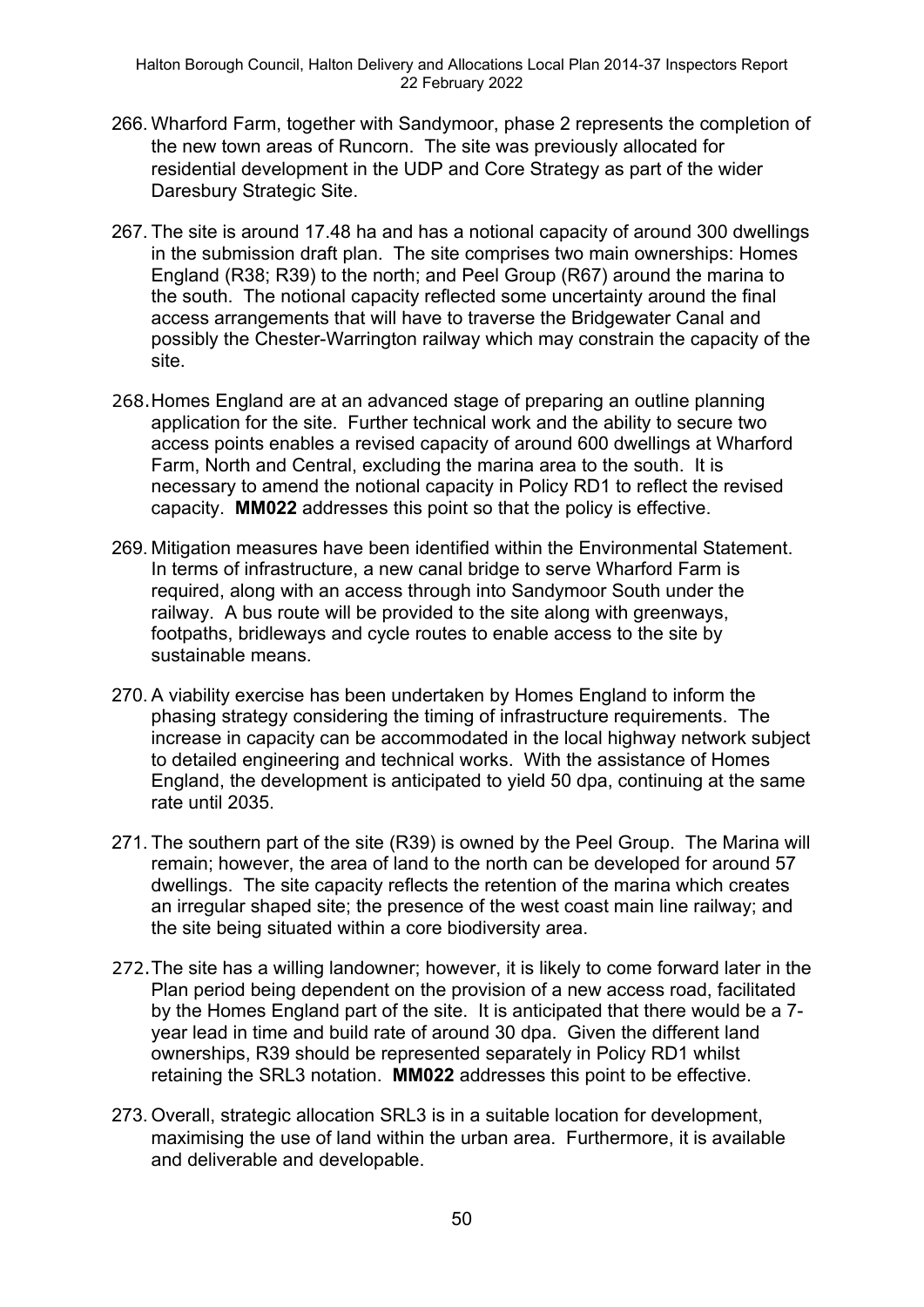266. Wharford Farm, together with Sandymoor, phase 2 represents the completion of the new town areas of Runcorn. The site was previously allocated for residential development in the UDP and Core Strategy as part of the wider Daresbury Strategic Site.

267. The site is around 17.48 ha and has a notional capacity of around 300 dwellings in the submission draft plan. The site comprises two main ownerships: Homes England (R38; R39) to the north; and Peel Group (R67) around the marina to the south. The notional capacity reflected some uncertainty around the final access arrangements that will have to traverse the Bridgewater Canal and possibly the Chester-Warrington railway which may constrain the capacity of the site.

268. Homes England are at an advanced stage of preparing an outline planning application for the site. Further technical work and the ability to secure two access points enables a revised capacity of around 600 dwellings at Wharford Farm, North and Central, excluding the marina area to the south. It is necessary to amend the notional capacity in Policy RD1 to reflect the revised capacity. **MM022** addresses this point so that the policy is effective.

269. Mitigation measures have been identified within the Environmental Statement. In terms of infrastructure, a new canal bridge to serve Wharford Farm is required, along with an access through into Sandymoor South under the railway. A bus route will be provided to the site along with greenways, footpaths, bridleways and cycle routes to enable access to the site by sustainable means.

270. A viability exercise has been undertaken by Homes England to inform the phasing strategy considering the timing of infrastructure requirements. The increase in capacity can be accommodated in the local highway network subject to detailed engineering and technical works. With the assistance of Homes England, the development is anticipated to yield 50 dpa, continuing at the same rate until 2035.

271. The southern part of the site (R39) is owned by the Peel Group. The Marina will remain; however, the area of land to the north can be developed for around 57 dwellings. The site capacity reflects the retention of the marina which creates an irregular shaped site; the presence of the west coast main line railway; and the site being situated within a core biodiversity area.

272. The site has a willing landowner; however, it is likely to come forward later in the Plan period being dependent on the provision of a new access road, facilitated by the Homes England part of the site. It is anticipated that there would be a 7-year lead in time and build rate of around 30 dpa. Given the different land ownerships, R39 should be represented separately in Policy RD1 whilst retaining the SRL3 notation. **MM022** addresses this point to be effective.

273. Overall, strategic allocation SRL3 is in a suitable location for development, maximising the use of land within the urban area. Furthermore, it is available and deliverable and developable.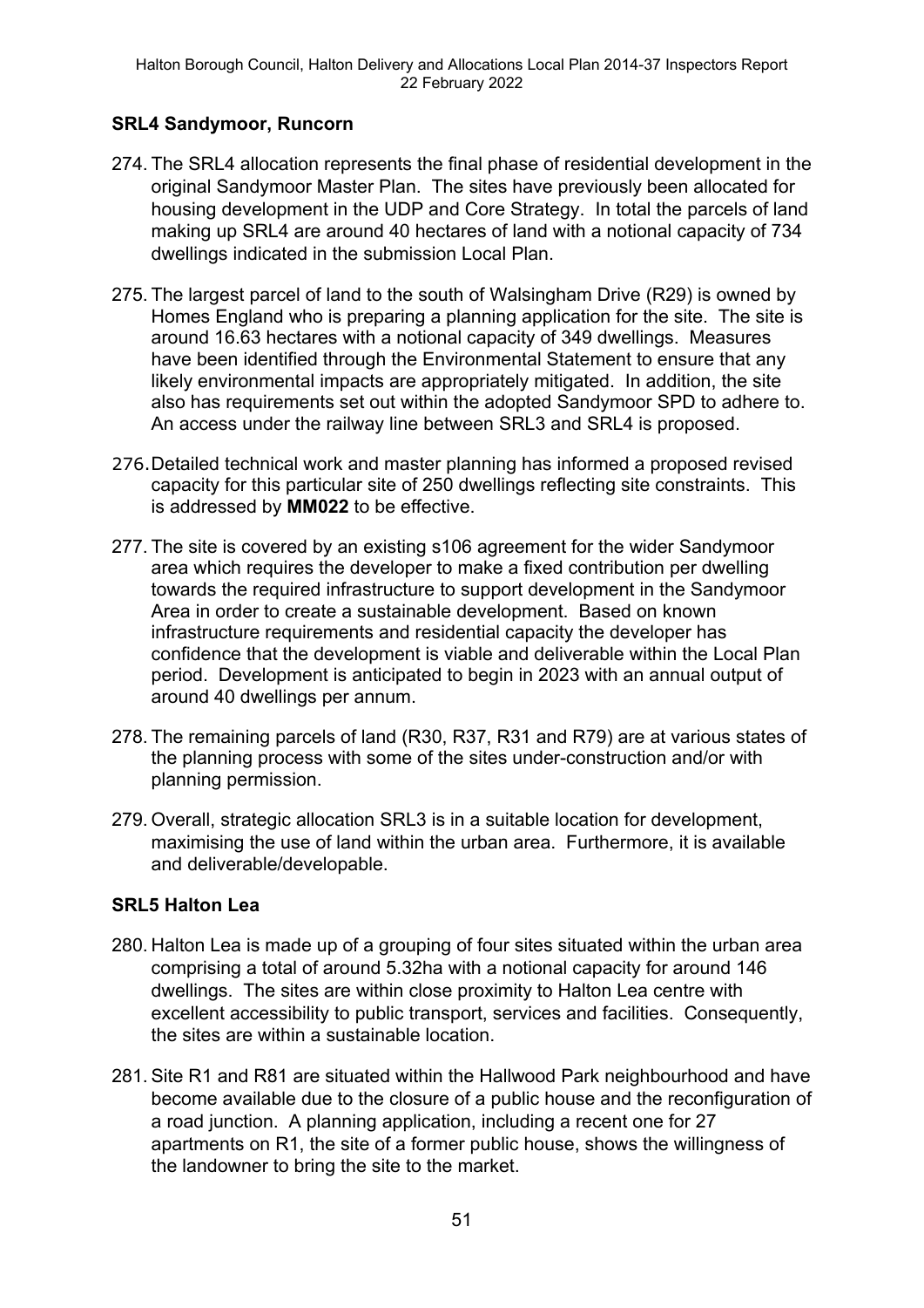**SRL4 Sandymoor, Runcorn**

274. The SRL4 allocation represents the final phase of residential development in the original Sandymoor Master Plan. The sites have previously been allocated for housing development in the UDP and Core Strategy. In total the parcels of land making up SRL4 are around 40 hectares of land with a notional capacity of 734 dwellings indicated in the submission Local Plan.

275. The largest parcel of land to the south of Walsingham Drive (R29) is owned by Homes England who is preparing a planning application for the site. The site is around 16.63 hectares with a notional capacity of 349 dwellings. Measures have been identified through the Environmental Statement to ensure that any likely environmental impacts are appropriately mitigated. In addition, the site also has requirements set out within the adopted Sandymoor SPD to adhere to. An access under the railway line between SRL3 and SRL4 is proposed.

276. Detailed technical work and master planning has informed a proposed revised capacity for this particular site of 250 dwellings reflecting site constraints. This is addressed by **MM022** to be effective.

277. The site is covered by an existing s106 agreement for the wider Sandymoor area which requires the developer to make a fixed contribution per dwelling towards the required infrastructure to support development in the Sandymoor Area in order to create a sustainable development. Based on known infrastructure requirements and residential capacity the developer has confidence that the development is viable and deliverable within the Local Plan period. Development is anticipated to begin in 2023 with an annual output of around 40 dwellings per annum.

278. The remaining parcels of land (R30, R37, R31 and R79) are at various states of the planning process with some of the sites under-construction and/or with planning permission.

279. Overall, strategic allocation SRL3 is in a suitable location for development, maximising the use of land within the urban area. Furthermore, it is available and deliverable/developable.

**SRL5 Halton Lea**

280. Halton Lea is made up of a grouping of four sites situated within the urban area comprising a total of around 5.32ha with a notional capacity for around 146 dwellings. The sites are within close proximity to Halton Lea centre with excellent accessibility to public transport, services and facilities. Consequently, the sites are within a sustainable location.

281. Site R1 and R81 are situated within the Hallwood Park neighbourhood and have become available due to the closure of a public house and the reconfiguration of a road junction. A planning application, including a recent one for 27 apartments on R1, the site of a former public house, shows the willingness of the landowner to bring the site to the market.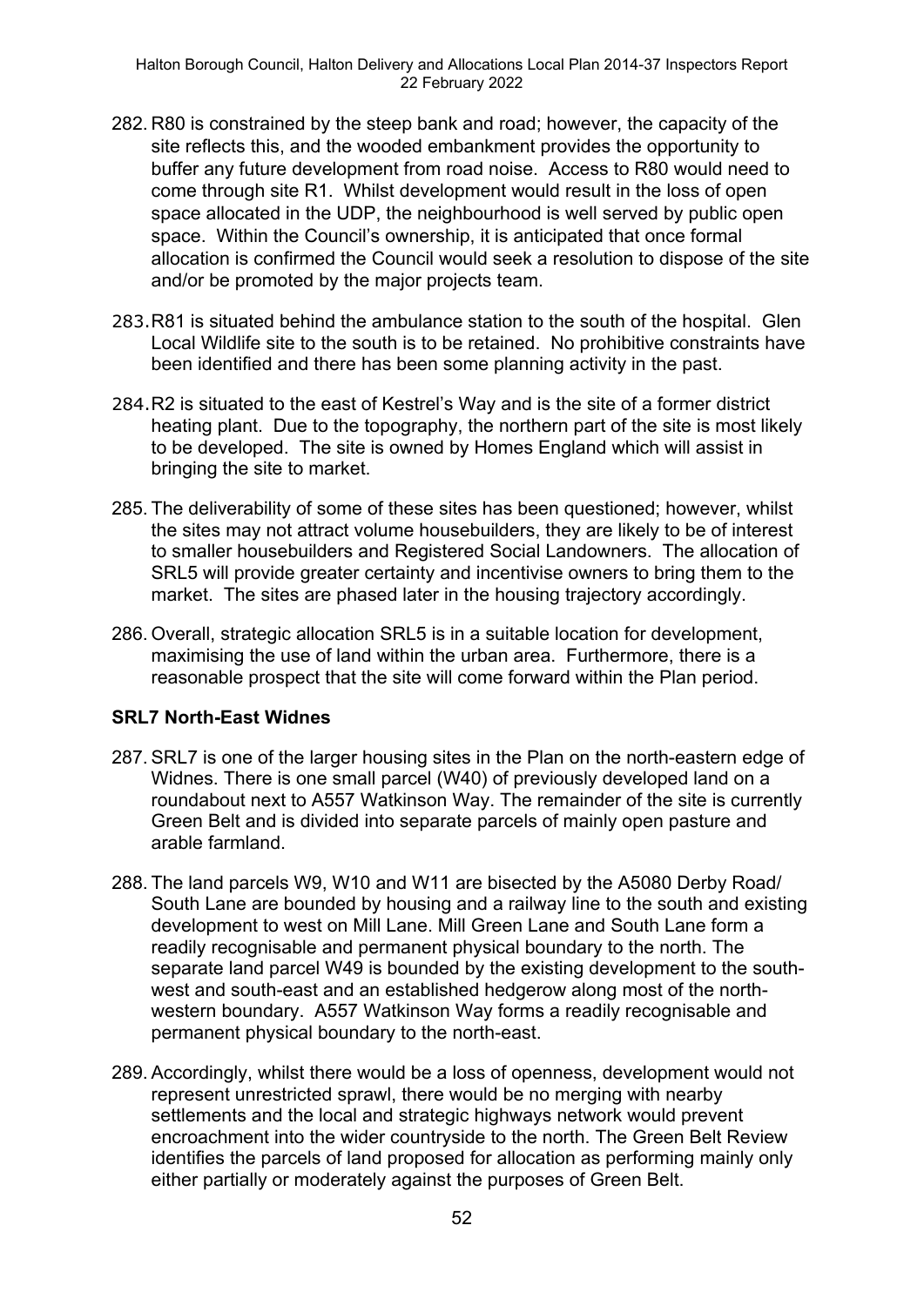282. R80 is constrained by the steep bank and road; however, the capacity of the site reflects this, and the wooded embankment provides the opportunity to buffer any future development from road noise. Access to R80 would need to come through site R1. Whilst development would result in the loss of open space allocated in the UDP, the neighbourhood is well served by public open space. Within the Council's ownership, it is anticipated that once formal allocation is confirmed the Council would seek a resolution to dispose of the site and/or be promoted by the major projects team.

283. R81 is situated behind the ambulance station to the south of the hospital. Glen Local Wildlife site to the south is to be retained. No prohibitive constraints have been identified and there has been some planning activity in the past.

284. R2 is situated to the east of Kestrel's Way and is the site of a former district heating plant. Due to the topography, the northern part of the site is most likely to be developed. The site is owned by Homes England which will assist in bringing the site to market.

285. The deliverability of some of these sites has been questioned; however, whilst the sites may not attract volume housebuilders, they are likely to be of interest to smaller housebuilders and Registered Social Landowners. The allocation of SRL5 will provide greater certainty and incentivise owners to bring them to the market. The sites are phased later in the housing trajectory accordingly.

286. Overall, strategic allocation SRL5 is in a suitable location for development, maximising the use of land within the urban area. Furthermore, there is a reasonable prospect that the site will come forward within the Plan period.

### SRL7 North-East Widnes

287. SRL7 is one of the larger housing sites in the Plan on the north-eastern edge of Widnes. There is one small parcel (W40) of previously developed land on a roundabout next to A557 Watkinson Way. The remainder of the site is currently Green Belt and is divided into separate parcels of mainly open pasture and arable farmland.

288. The land parcels W9, W10 and W11 are bisected by the A5080 Derby Road/ South Lane are bounded by housing and a railway line to the south and existing development to west on Mill Lane. Mill Green Lane and South Lane form a readily recognisable and permanent physical boundary to the north. The separate land parcel W49 is bounded by the existing development to the south-west and south-east and an established hedgerow along most of the north-western boundary. A557 Watkinson Way forms a readily recognisable and permanent physical boundary to the north-east.

289. Accordingly, whilst there would be a loss of openness, development would not represent unrestricted sprawl, there would be no merging with nearby settlements and the local and strategic highways network would prevent encroachment into the wider countryside to the north. The Green Belt Review identifies the parcels of land proposed for allocation as performing mainly only either partially or moderately against the purposes of Green Belt.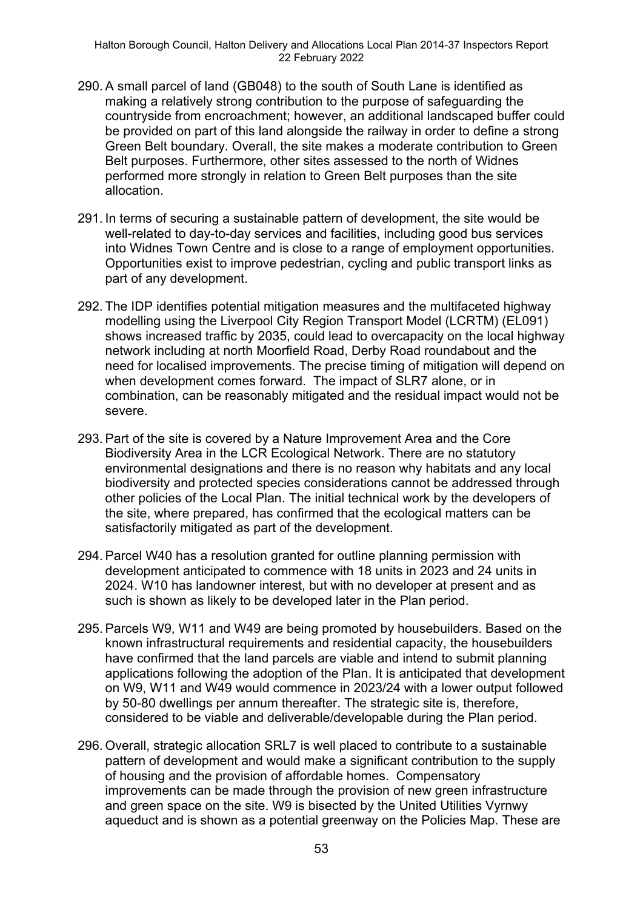290. A small parcel of land (GB048) to the south of South Lane is identified as making a relatively strong contribution to the purpose of safeguarding the countryside from encroachment; however, an additional landscaped buffer could be provided on part of this land alongside the railway in order to define a strong Green Belt boundary. Overall, the site makes a moderate contribution to Green Belt purposes. Furthermore, other sites assessed to the north of Widnes performed more strongly in relation to Green Belt purposes than the site allocation.

291. In terms of securing a sustainable pattern of development, the site would be well-related to day-to-day services and facilities, including good bus services into Widnes Town Centre and is close to a range of employment opportunities. Opportunities exist to improve pedestrian, cycling and public transport links as part of any development.

292. The IDP identifies potential mitigation measures and the multifaceted highway modelling using the Liverpool City Region Transport Model (LCRTM) (EL091) shows increased traffic by 2035, could lead to overcapacity on the local highway network including at north Moorfield Road, Derby Road roundabout and the need for localised improvements. The precise timing of mitigation will depend on when development comes forward. The impact of SLR7 alone, or in combination, can be reasonably mitigated and the residual impact would not be severe.

293. Part of the site is covered by a Nature Improvement Area and the Core Biodiversity Area in the LCR Ecological Network. There are no statutory environmental designations and there is no reason why habitats and any local biodiversity and protected species considerations cannot be addressed through other policies of the Local Plan. The initial technical work by the developers of the site, where prepared, has confirmed that the ecological matters can be satisfactorily mitigated as part of the development.

294. Parcel W40 has a resolution granted for outline planning permission with development anticipated to commence with 18 units in 2023 and 24 units in 2024. W10 has landowner interest, but with no developer at present and as such is shown as likely to be developed later in the Plan period.

295. Parcels W9, W11 and W49 are being promoted by housebuilders. Based on the known infrastructural requirements and residential capacity, the housebuilders have confirmed that the land parcels are viable and intend to submit planning applications following the adoption of the Plan. It is anticipated that development on W9, W11 and W49 would commence in 2023/24 with a lower output followed by 50-80 dwellings per annum thereafter. The strategic site is, therefore, considered to be viable and deliverable/developable during the Plan period.

296. Overall, strategic allocation SRL7 is well placed to contribute to a sustainable pattern of development and would make a significant contribution to the supply of housing and the provision of affordable homes. Compensatory improvements can be made through the provision of new green infrastructure and green space on the site. W9 is bisected by the United Utilities Vyrnwy aqueduct and is shown as a potential greenway on the Policies Map. These are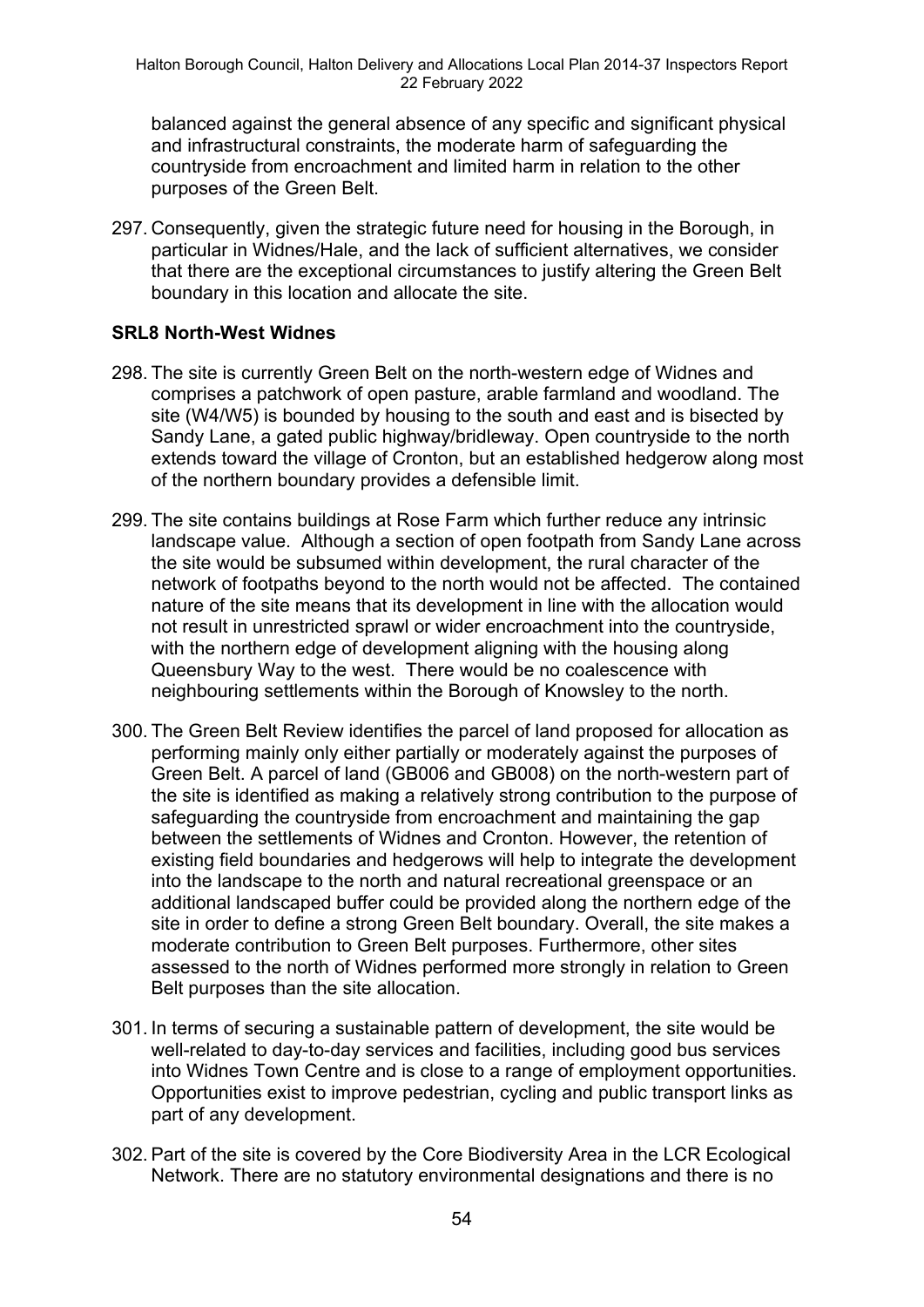balanced against the general absence of any specific and significant physical and infrastructural constraints, the moderate harm of safeguarding the countryside from encroachment and limited harm in relation to the other purposes of the Green Belt.

297. Consequently, given the strategic future need for housing in the Borough, in particular in Widnes/Hale, and the lack of sufficient alternatives, we consider that there are the exceptional circumstances to justify altering the Green Belt boundary in this location and allocate the site.

**SRL8 North-West Widnes**

298. The site is currently Green Belt on the north-western edge of Widnes and comprises a patchwork of open pasture, arable farmland and woodland. The site (W4/W5) is bounded by housing to the south and east and is bisected by Sandy Lane, a gated public highway/bridleway. Open countryside to the north extends toward the village of Cronton, but an established hedgerow along most of the northern boundary provides a defensible limit.

299. The site contains buildings at Rose Farm which further reduce any intrinsic landscape value. Although a section of open footpath from Sandy Lane across the site would be subsumed within development, the rural character of the network of footpaths beyond to the north would not be affected. The contained nature of the site means that its development in line with the allocation would not result in unrestricted sprawl or wider encroachment into the countryside, with the northern edge of development aligning with the housing along Queensbury Way to the west. There would be no coalescence with neighbouring settlements within the Borough of Knowsley to the north.

300. The Green Belt Review identifies the parcel of land proposed for allocation as performing mainly only either partially or moderately against the purposes of Green Belt. A parcel of land (GB006 and GB008) on the north-western part of the site is identified as making a relatively strong contribution to the purpose of safeguarding the countryside from encroachment and maintaining the gap between the settlements of Widnes and Cronton. However, the retention of existing field boundaries and hedgerows will help to integrate the development into the landscape to the north and natural recreational greenspace or an additional landscaped buffer could be provided along the northern edge of the site in order to define a strong Green Belt boundary. Overall, the site makes a moderate contribution to Green Belt purposes. Furthermore, other sites assessed to the north of Widnes performed more strongly in relation to Green Belt purposes than the site allocation.

301. In terms of securing a sustainable pattern of development, the site would be well-related to day-to-day services and facilities, including good bus services into Widnes Town Centre and is close to a range of employment opportunities. Opportunities exist to improve pedestrian, cycling and public transport links as part of any development.

302. Part of the site is covered by the Core Biodiversity Area in the LCR Ecological Network. There are no statutory environmental designations and there is no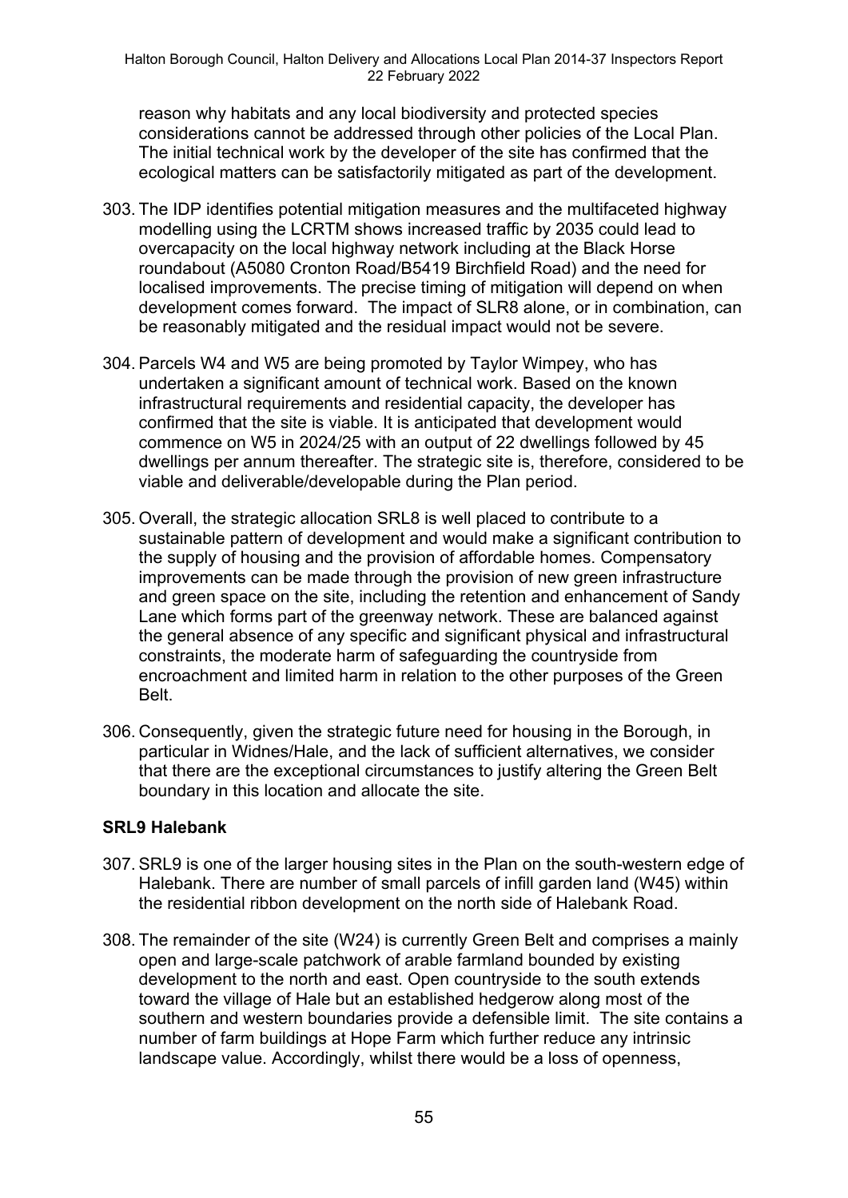reason why habitats and any local biodiversity and protected species considerations cannot be addressed through other policies of the Local Plan. The initial technical work by the developer of the site has confirmed that the ecological matters can be satisfactorily mitigated as part of the development.

303. The IDP identifies potential mitigation measures and the multifaceted highway modelling using the LCRTM shows increased traffic by 2035 could lead to overcapacity on the local highway network including at the Black Horse roundabout (A5080 Cronton Road/B5419 Birchfield Road) and the need for localised improvements. The precise timing of mitigation will depend on when development comes forward. The impact of SLR8 alone, or in combination, can be reasonably mitigated and the residual impact would not be severe.

304. Parcels W4 and W5 are being promoted by Taylor Wimpey, who has undertaken a significant amount of technical work. Based on the known infrastructural requirements and residential capacity, the developer has confirmed that the site is viable. It is anticipated that development would commence on W5 in 2024/25 with an output of 22 dwellings followed by 45 dwellings per annum thereafter. The strategic site is, therefore, considered to be viable and deliverable/developable during the Plan period.

305. Overall, the strategic allocation SRL8 is well placed to contribute to a sustainable pattern of development and would make a significant contribution to the supply of housing and the provision of affordable homes. Compensatory improvements can be made through the provision of new green infrastructure and green space on the site, including the retention and enhancement of Sandy Lane which forms part of the greenway network. These are balanced against the general absence of any specific and significant physical and infrastructural constraints, the moderate harm of safeguarding the countryside from encroachment and limited harm in relation to the other purposes of the Green Belt.

306. Consequently, given the strategic future need for housing in the Borough, in particular in Widnes/Hale, and the lack of sufficient alternatives, we consider that there are the exceptional circumstances to justify altering the Green Belt boundary in this location and allocate the site.

**SRL9 Halebank**

307. SRL9 is one of the larger housing sites in the Plan on the south-western edge of Halebank. There are number of small parcels of infill garden land (W45) within the residential ribbon development on the north side of Halebank Road.

308. The remainder of the site (W24) is currently Green Belt and comprises a mainly open and large-scale patchwork of arable farmland bounded by existing development to the north and east. Open countryside to the south extends toward the village of Hale but an established hedgerow along most of the southern and western boundaries provide a defensible limit. The site contains a number of farm buildings at Hope Farm which further reduce any intrinsic landscape value. Accordingly, whilst there would be a loss of openness,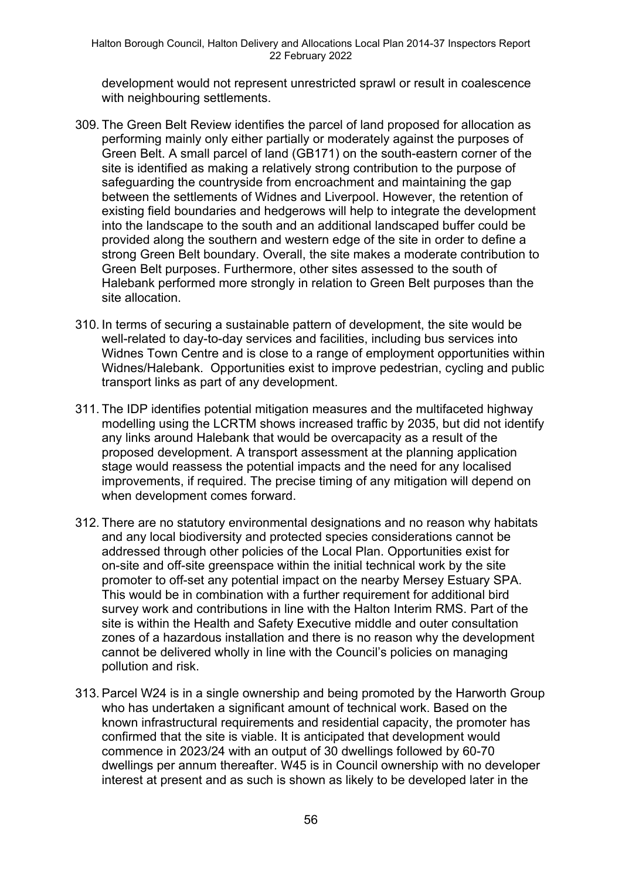development would not represent unrestricted sprawl or result in coalescence with neighbouring settlements.

309. The Green Belt Review identifies the parcel of land proposed for allocation as performing mainly only either partially or moderately against the purposes of Green Belt. A small parcel of land (GB171) on the south-eastern corner of the site is identified as making a relatively strong contribution to the purpose of safeguarding the countryside from encroachment and maintaining the gap between the settlements of Widnes and Liverpool. However, the retention of existing field boundaries and hedgerows will help to integrate the development into the landscape to the south and an additional landscaped buffer could be provided along the southern and western edge of the site in order to define a strong Green Belt boundary. Overall, the site makes a moderate contribution to Green Belt purposes. Furthermore, other sites assessed to the south of Halebank performed more strongly in relation to Green Belt purposes than the site allocation.

310. In terms of securing a sustainable pattern of development, the site would be well-related to day-to-day services and facilities, including bus services into Widnes Town Centre and is close to a range of employment opportunities within Widnes/Halebank. Opportunities exist to improve pedestrian, cycling and public transport links as part of any development.

311. The IDP identifies potential mitigation measures and the multifaceted highway modelling using the LCRTM shows increased traffic by 2035, but did not identify any links around Halebank that would be overcapacity as a result of the proposed development. A transport assessment at the planning application stage would reassess the potential impacts and the need for any localised improvements, if required. The precise timing of any mitigation will depend on when development comes forward.

312. There are no statutory environmental designations and no reason why habitats and any local biodiversity and protected species considerations cannot be addressed through other policies of the Local Plan. Opportunities exist for on-site and off-site greenspace within the initial technical work by the site promoter to off-set any potential impact on the nearby Mersey Estuary SPA. This would be in combination with a further requirement for additional bird survey work and contributions in line with the Halton Interim RMS. Part of the site is within the Health and Safety Executive middle and outer consultation zones of a hazardous installation and there is no reason why the development cannot be delivered wholly in line with the Council's policies on managing pollution and risk.

313. Parcel W24 is in a single ownership and being promoted by the Harworth Group who has undertaken a significant amount of technical work. Based on the known infrastructural requirements and residential capacity, the promoter has confirmed that the site is viable. It is anticipated that development would commence in 2023/24 with an output of 30 dwellings followed by 60-70 dwellings per annum thereafter. W45 is in Council ownership with no developer interest at present and as such is shown as likely to be developed later in the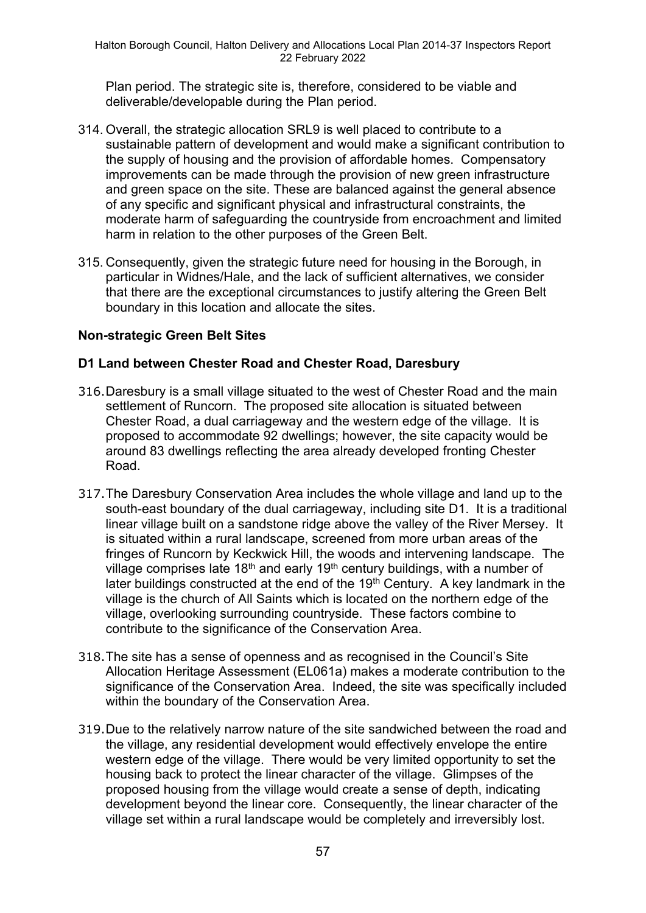Plan period. The strategic site is, therefore, considered to be viable and deliverable/developable during the Plan period.

314. Overall, the strategic allocation SRL9 is well placed to contribute to a sustainable pattern of development and would make a significant contribution to the supply of housing and the provision of affordable homes. Compensatory improvements can be made through the provision of new green infrastructure and green space on the site. These are balanced against the general absence of any specific and significant physical and infrastructural constraints, the moderate harm of safeguarding the countryside from encroachment and limited harm in relation to the other purposes of the Green Belt.

315. Consequently, given the strategic future need for housing in the Borough, in particular in Widnes/Hale, and the lack of sufficient alternatives, we consider that there are the exceptional circumstances to justify altering the Green Belt boundary in this location and allocate the sites.

## Non-strategic Green Belt Sites

### D1 Land between Chester Road and Chester Road, Daresbury

316. Daresbury is a small village situated to the west of Chester Road and the main settlement of Runcorn. The proposed site allocation is situated between Chester Road, a dual carriageway and the western edge of the village. It is proposed to accommodate 92 dwellings; however, the site capacity would be around 83 dwellings reflecting the area already developed fronting Chester Road.

317. The Daresbury Conservation Area includes the whole village and land up to the south-east boundary of the dual carriageway, including site D1. It is a traditional linear village built on a sandstone ridge above the valley of the River Mersey. It is situated within a rural landscape, screened from more urban areas of the fringes of Runcorn by Keckwick Hill, the woods and intervening landscape. The village comprises late 18th and early 19th century buildings, with a number of later buildings constructed at the end of the 19th Century. A key landmark in the village is the church of All Saints which is located on the northern edge of the village, overlooking surrounding countryside. These factors combine to contribute to the significance of the Conservation Area.

318. The site has a sense of openness and as recognised in the Council's Site Allocation Heritage Assessment (EL061a) makes a moderate contribution to the significance of the Conservation Area. Indeed, the site was specifically included within the boundary of the Conservation Area.

319. Due to the relatively narrow nature of the site sandwiched between the road and the village, any residential development would effectively envelope the entire western edge of the village. There would be very limited opportunity to set the housing back to protect the linear character of the village. Glimpses of the proposed housing from the village would create a sense of depth, indicating development beyond the linear core. Consequently, the linear character of the village set within a rural landscape would be completely and irreversibly lost.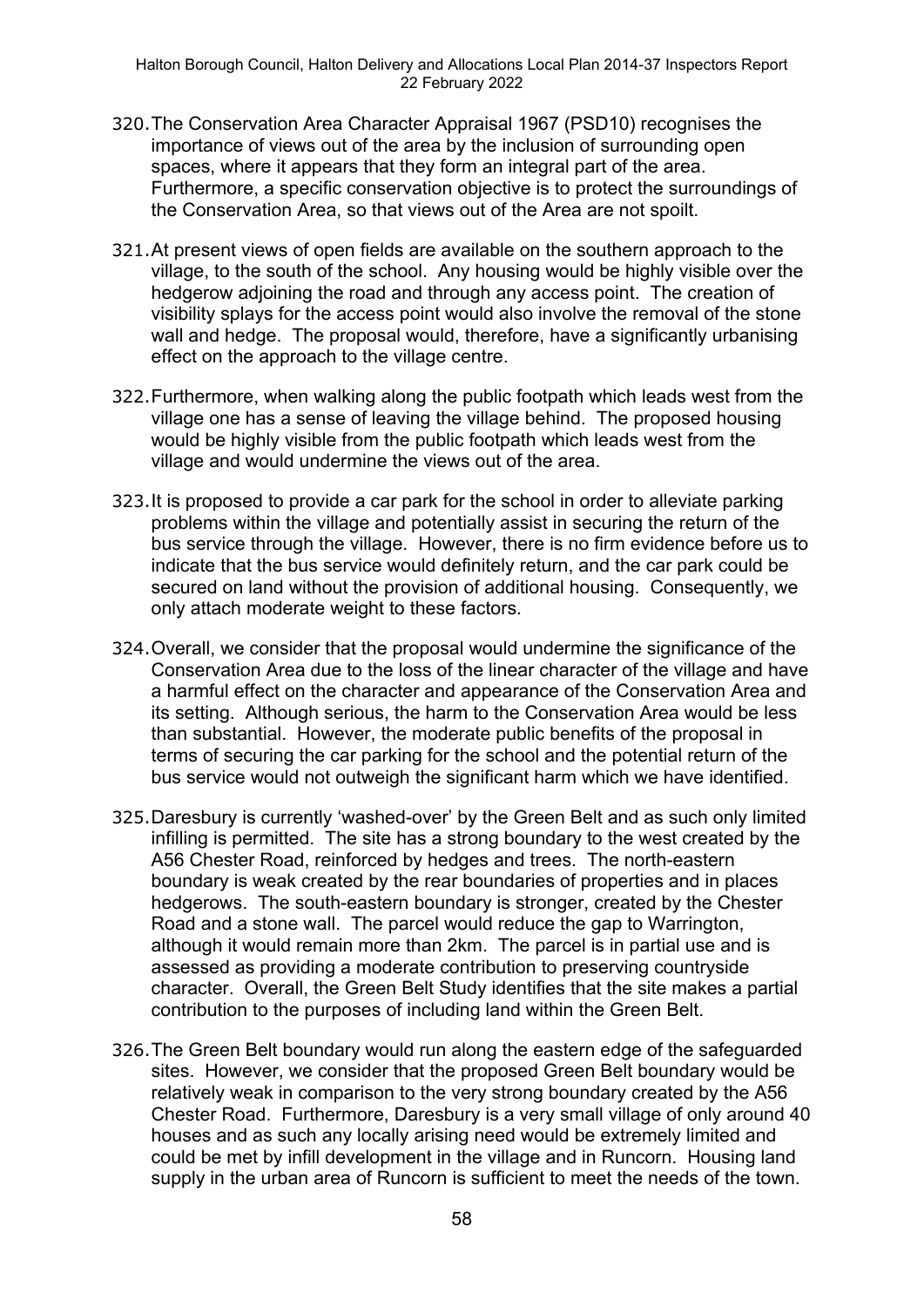320. The Conservation Area Character Appraisal 1967 (PSD10) recognises the importance of views out of the area by the inclusion of surrounding open spaces, where it appears that they form an integral part of the area. Furthermore, a specific conservation objective is to protect the surroundings of the Conservation Area, so that views out of the Area are not spoilt.

321. At present views of open fields are available on the southern approach to the village, to the south of the school. Any housing would be highly visible over the hedgerow adjoining the road and through any access point. The creation of visibility splays for the access point would also involve the removal of the stone wall and hedge. The proposal would, therefore, have a significantly urbanising effect on the approach to the village centre.

322. Furthermore, when walking along the public footpath which leads west from the village one has a sense of leaving the village behind. The proposed housing would be highly visible from the public footpath which leads west from the village and would undermine the views out of the area.

323. It is proposed to provide a car park for the school in order to alleviate parking problems within the village and potentially assist in securing the return of the bus service through the village. However, there is no firm evidence before us to indicate that the bus service would definitely return, and the car park could be secured on land without the provision of additional housing. Consequently, we only attach moderate weight to these factors.

324. Overall, we consider that the proposal would undermine the significance of the Conservation Area due to the loss of the linear character of the village and have a harmful effect on the character and appearance of the Conservation Area and its setting. Although serious, the harm to the Conservation Area would be less than substantial. However, the moderate public benefits of the proposal in terms of securing the car parking for the school and the potential return of the bus service would not outweigh the significant harm which we have identified.

325. Daresbury is currently 'washed-over' by the Green Belt and as such only limited infilling is permitted. The site has a strong boundary to the west created by the A56 Chester Road, reinforced by hedges and trees. The north-eastern boundary is weak created by the rear boundaries of properties and in places hedgerows. The south-eastern boundary is stronger, created by the Chester Road and a stone wall. The parcel would reduce the gap to Warrington, although it would remain more than 2km. The parcel is in partial use and is assessed as providing a moderate contribution to preserving countryside character. Overall, the Green Belt Study identifies that the site makes a partial contribution to the purposes of including land within the Green Belt.

326. The Green Belt boundary would run along the eastern edge of the safeguarded sites. However, we consider that the proposed Green Belt boundary would be relatively weak in comparison to the very strong boundary created by the A56 Chester Road. Furthermore, Daresbury is a very small village of only around 40 houses and as such any locally arising need would be extremely limited and could be met by infill development in the village and in Runcorn. Housing land supply in the urban area of Runcorn is sufficient to meet the needs of the town.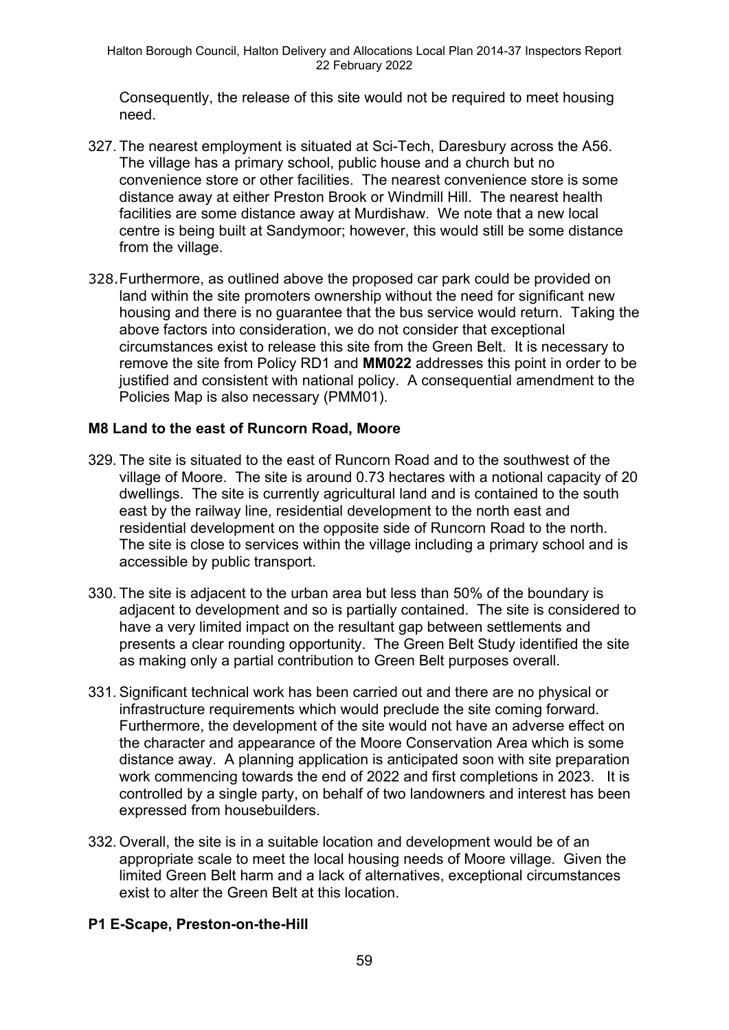Consequently, the release of this site would not be required to meet housing need.

327. The nearest employment is situated at Sci-Tech, Daresbury across the A56. The village has a primary school, public house and a church but no convenience store or other facilities. The nearest convenience store is some distance away at either Preston Brook or Windmill Hill. The nearest health facilities are some distance away at Murdishaw. We note that a new local centre is being built at Sandymoor; however, this would still be some distance from the village.

328. Furthermore, as outlined above the proposed car park could be provided on land within the site promoters ownership without the need for significant new housing and there is no guarantee that the bus service would return. Taking the above factors into consideration, we do not consider that exceptional circumstances exist to release this site from the Green Belt. It is necessary to remove the site from Policy RD1 and **MM022** addresses this point in order to be justified and consistent with national policy. A consequential amendment to the Policies Map is also necessary (PMM01).

### M8 Land to the east of Runcorn Road, Moore

329. The site is situated to the east of Runcorn Road and to the southwest of the village of Moore. The site is around 0.73 hectares with a notional capacity of 20 dwellings. The site is currently agricultural land and is contained to the south east by the railway line, residential development to the north east and residential development on the opposite side of Runcorn Road to the north. The site is close to services within the village including a primary school and is accessible by public transport.

330. The site is adjacent to the urban area but less than 50% of the boundary is adjacent to development and so is partially contained. The site is considered to have a very limited impact on the resultant gap between settlements and presents a clear rounding opportunity. The Green Belt Study identified the site as making only a partial contribution to Green Belt purposes overall.

331. Significant technical work has been carried out and there are no physical or infrastructure requirements which would preclude the site coming forward. Furthermore, the development of the site would not have an adverse effect on the character and appearance of the Moore Conservation Area which is some distance away. A planning application is anticipated soon with site preparation work commencing towards the end of 2022 and first completions in 2023. It is controlled by a single party, on behalf of two landowners and interest has been expressed from housebuilders.

332. Overall, the site is in a suitable location and development would be of an appropriate scale to meet the local housing needs of Moore village. Given the limited Green Belt harm and a lack of alternatives, exceptional circumstances exist to alter the Green Belt at this location.

### P1 E-Scape, Preston-on-the-Hill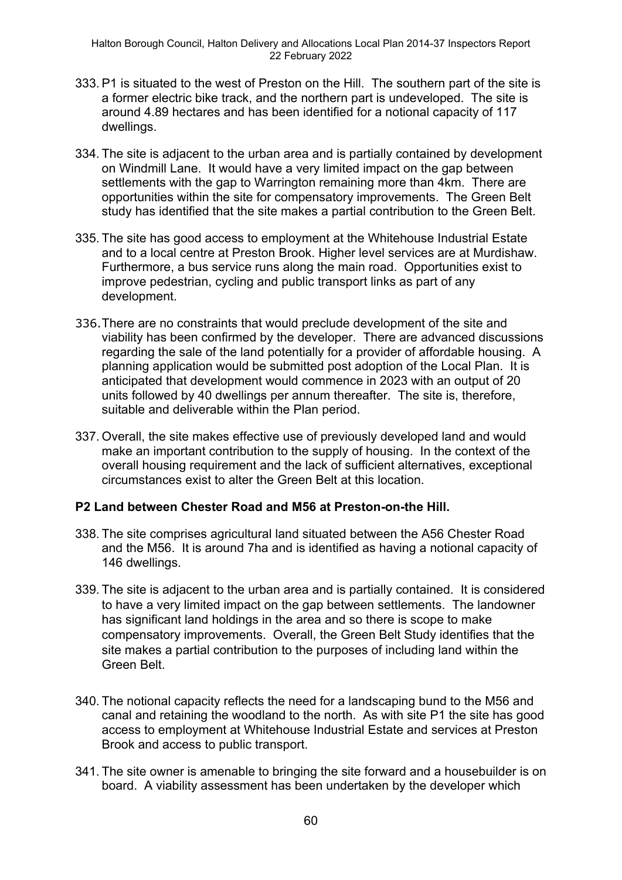333. P1 is situated to the west of Preston on the Hill. The southern part of the site is a former electric bike track, and the northern part is undeveloped. The site is around 4.89 hectares and has been identified for a notional capacity of 117 dwellings.

334. The site is adjacent to the urban area and is partially contained by development on Windmill Lane. It would have a very limited impact on the gap between settlements with the gap to Warrington remaining more than 4km. There are opportunities within the site for compensatory improvements. The Green Belt study has identified that the site makes a partial contribution to the Green Belt.

335. The site has good access to employment at the Whitehouse Industrial Estate and to a local centre at Preston Brook. Higher level services are at Murdishaw. Furthermore, a bus service runs along the main road. Opportunities exist to improve pedestrian, cycling and public transport links as part of any development.

336. There are no constraints that would preclude development of the site and viability has been confirmed by the developer. There are advanced discussions regarding the sale of the land potentially for a provider of affordable housing. A planning application would be submitted post adoption of the Local Plan. It is anticipated that development would commence in 2023 with an output of 20 units followed by 40 dwellings per annum thereafter. The site is, therefore, suitable and deliverable within the Plan period.

337. Overall, the site makes effective use of previously developed land and would make an important contribution to the supply of housing. In the context of the overall housing requirement and the lack of sufficient alternatives, exceptional circumstances exist to alter the Green Belt at this location.

**P2 Land between Chester Road and M56 at Preston-on-the Hill.**

338. The site comprises agricultural land situated between the A56 Chester Road and the M56. It is around 7ha and is identified as having a notional capacity of 146 dwellings.

339. The site is adjacent to the urban area and is partially contained. It is considered to have a very limited impact on the gap between settlements. The landowner has significant land holdings in the area and so there is scope to make compensatory improvements. Overall, the Green Belt Study identifies that the site makes a partial contribution to the purposes of including land within the Green Belt.

340. The notional capacity reflects the need for a landscaping bund to the M56 and canal and retaining the woodland to the north. As with site P1 the site has good access to employment at Whitehouse Industrial Estate and services at Preston Brook and access to public transport.

341. The site owner is amenable to bringing the site forward and a housebuilder is on board. A viability assessment has been undertaken by the developer which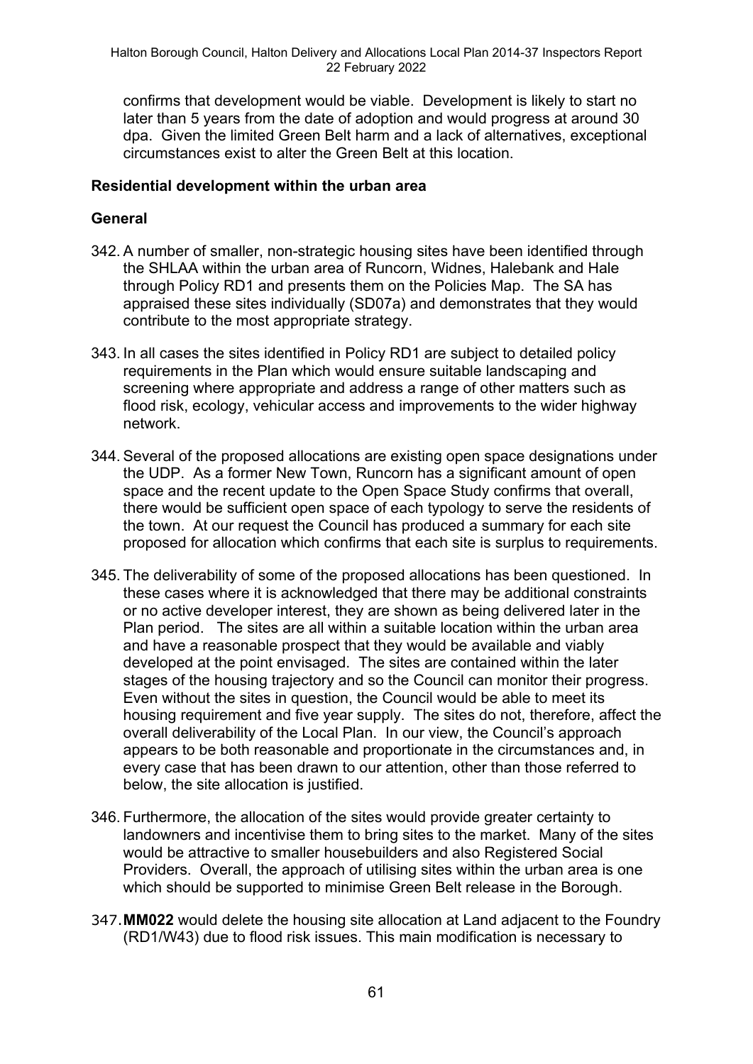confirms that development would be viable. Development is likely to start no later than 5 years from the date of adoption and would progress at around 30 dpa. Given the limited Green Belt harm and a lack of alternatives, exceptional circumstances exist to alter the Green Belt at this location.

**Residential development within the urban area**

**General**

342. A number of smaller, non-strategic housing sites have been identified through the SHLAA within the urban area of Runcorn, Widnes, Halebank and Hale through Policy RD1 and presents them on the Policies Map. The SA has appraised these sites individually (SD07a) and demonstrates that they would contribute to the most appropriate strategy.

343. In all cases the sites identified in Policy RD1 are subject to detailed policy requirements in the Plan which would ensure suitable landscaping and screening where appropriate and address a range of other matters such as flood risk, ecology, vehicular access and improvements to the wider highway network.

344. Several of the proposed allocations are existing open space designations under the UDP. As a former New Town, Runcorn has a significant amount of open space and the recent update to the Open Space Study confirms that overall, there would be sufficient open space of each typology to serve the residents of the town. At our request the Council has produced a summary for each site proposed for allocation which confirms that each site is surplus to requirements.

345. The deliverability of some of the proposed allocations has been questioned. In these cases where it is acknowledged that there may be additional constraints or no active developer interest, they are shown as being delivered later in the Plan period. The sites are all within a suitable location within the urban area and have a reasonable prospect that they would be available and viably developed at the point envisaged. The sites are contained within the later stages of the housing trajectory and so the Council can monitor their progress. Even without the sites in question, the Council would be able to meet its housing requirement and five year supply. The sites do not, therefore, affect the overall deliverability of the Local Plan. In our view, the Council's approach appears to be both reasonable and proportionate in the circumstances and, in every case that has been drawn to our attention, other than those referred to below, the site allocation is justified.

346. Furthermore, the allocation of the sites would provide greater certainty to landowners and incentivise them to bring sites to the market. Many of the sites would be attractive to smaller housebuilders and also Registered Social Providers. Overall, the approach of utilising sites within the urban area is one which should be supported to minimise Green Belt release in the Borough.

347. **MM022** would delete the housing site allocation at Land adjacent to the Foundry (RD1/W43) due to flood risk issues. This main modification is necessary to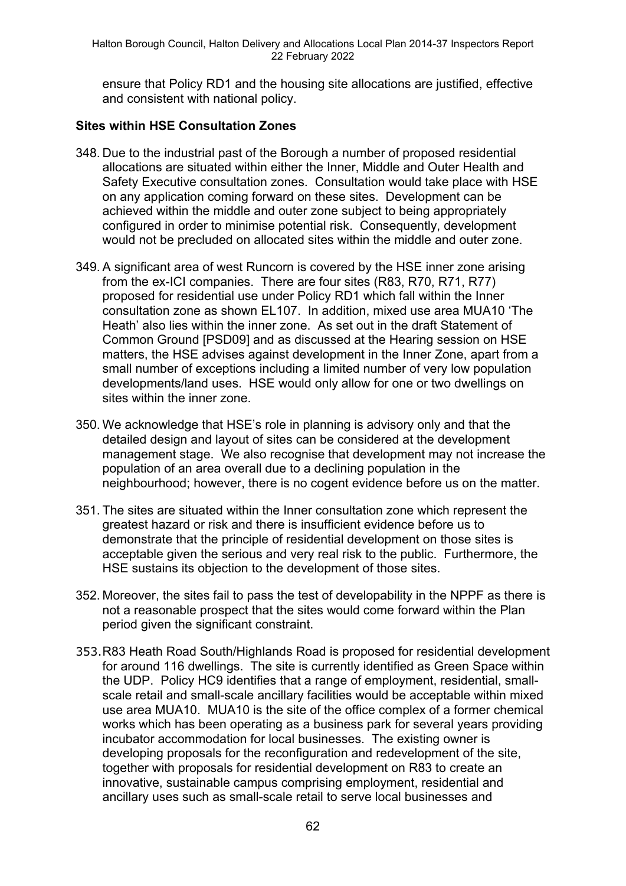ensure that Policy RD1 and the housing site allocations are justified, effective and consistent with national policy.

**Sites within HSE Consultation Zones**

348. Due to the industrial past of the Borough a number of proposed residential allocations are situated within either the Inner, Middle and Outer Health and Safety Executive consultation zones. Consultation would take place with HSE on any application coming forward on these sites. Development can be achieved within the middle and outer zone subject to being appropriately configured in order to minimise potential risk. Consequently, development would not be precluded on allocated sites within the middle and outer zone.

349. A significant area of west Runcorn is covered by the HSE inner zone arising from the ex-ICI companies. There are four sites (R83, R70, R71, R77) proposed for residential use under Policy RD1 which fall within the Inner consultation zone as shown EL107. In addition, mixed use area MUA10 'The Heath' also lies within the inner zone. As set out in the draft Statement of Common Ground [PSD09] and as discussed at the Hearing session on HSE matters, the HSE advises against development in the Inner Zone, apart from a small number of exceptions including a limited number of very low population developments/land uses. HSE would only allow for one or two dwellings on sites within the inner zone.

350. We acknowledge that HSE's role in planning is advisory only and that the detailed design and layout of sites can be considered at the development management stage. We also recognise that development may not increase the population of an area overall due to a declining population in the neighbourhood; however, there is no cogent evidence before us on the matter.

351. The sites are situated within the Inner consultation zone which represent the greatest hazard or risk and there is insufficient evidence before us to demonstrate that the principle of residential development on those sites is acceptable given the serious and very real risk to the public. Furthermore, the HSE sustains its objection to the development of those sites.

352. Moreover, the sites fail to pass the test of developability in the NPPF as there is not a reasonable prospect that the sites would come forward within the Plan period given the significant constraint.

353. R83 Heath Road South/Highlands Road is proposed for residential development for around 116 dwellings. The site is currently identified as Green Space within the UDP. Policy HC9 identifies that a range of employment, residential, small-scale retail and small-scale ancillary facilities would be acceptable within mixed use area MUA10. MUA10 is the site of the office complex of a former chemical works which has been operating as a business park for several years providing incubator accommodation for local businesses. The existing owner is developing proposals for the reconfiguration and redevelopment of the site, together with proposals for residential development on R83 to create an innovative, sustainable campus comprising employment, residential and ancillary uses such as small-scale retail to serve local businesses and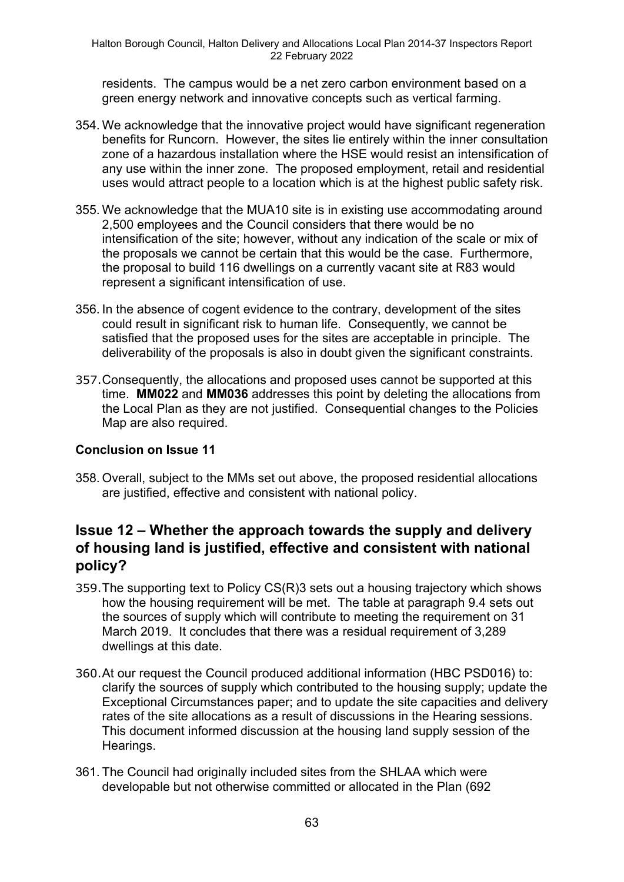residents. The campus would be a net zero carbon environment based on a green energy network and innovative concepts such as vertical farming.

354. We acknowledge that the innovative project would have significant regeneration benefits for Runcorn. However, the sites lie entirely within the inner consultation zone of a hazardous installation where the HSE would resist an intensification of any use within the inner zone. The proposed employment, retail and residential uses would attract people to a location which is at the highest public safety risk.

355. We acknowledge that the MUA10 site is in existing use accommodating around 2,500 employees and the Council considers that there would be no intensification of the site; however, without any indication of the scale or mix of the proposals we cannot be certain that this would be the case. Furthermore, the proposal to build 116 dwellings on a currently vacant site at R83 would represent a significant intensification of use.

356. In the absence of cogent evidence to the contrary, development of the sites could result in significant risk to human life. Consequently, we cannot be satisfied that the proposed uses for the sites are acceptable in principle. The deliverability of the proposals is also in doubt given the significant constraints.

357. Consequently, the allocations and proposed uses cannot be supported at this time. **MM022** and **MM036** addresses this point by deleting the allocations from the Local Plan as they are not justified. Consequential changes to the Policies Map are also required.

**Conclusion on Issue 11**

358. Overall, subject to the MMs set out above, the proposed residential allocations are justified, effective and consistent with national policy.

## Issue 12 – Whether the approach towards the supply and delivery of housing land is justified, effective and consistent with national policy?

359. The supporting text to Policy CS(R)3 sets out a housing trajectory which shows how the housing requirement will be met. The table at paragraph 9.4 sets out the sources of supply which will contribute to meeting the requirement on 31 March 2019. It concludes that there was a residual requirement of 3,289 dwellings at this date.

360. At our request the Council produced additional information (HBC PSD016) to: clarify the sources of supply which contributed to the housing supply; update the Exceptional Circumstances paper; and to update the site capacities and delivery rates of the site allocations as a result of discussions in the Hearing sessions. This document informed discussion at the housing land supply session of the Hearings.

361. The Council had originally included sites from the SHLAA which were developable but not otherwise committed or allocated in the Plan (692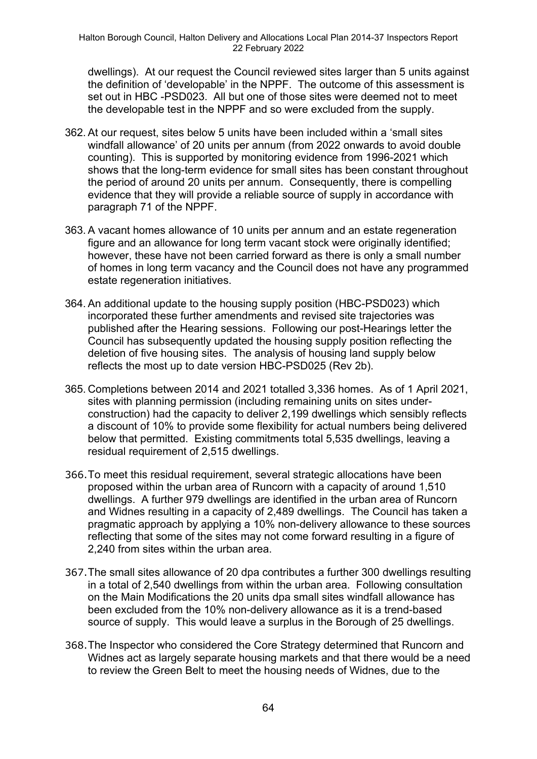dwellings). At our request the Council reviewed sites larger than 5 units against the definition of 'developable' in the NPPF. The outcome of this assessment is set out in HBC -PSD023. All but one of those sites were deemed not to meet the developable test in the NPPF and so were excluded from the supply.

362. At our request, sites below 5 units have been included within a 'small sites windfall allowance' of 20 units per annum (from 2022 onwards to avoid double counting). This is supported by monitoring evidence from 1996-2021 which shows that the long-term evidence for small sites has been constant throughout the period of around 20 units per annum. Consequently, there is compelling evidence that they will provide a reliable source of supply in accordance with paragraph 71 of the NPPF.

363. A vacant homes allowance of 10 units per annum and an estate regeneration figure and an allowance for long term vacant stock were originally identified; however, these have not been carried forward as there is only a small number of homes in long term vacancy and the Council does not have any programmed estate regeneration initiatives.

364. An additional update to the housing supply position (HBC-PSD023) which incorporated these further amendments and revised site trajectories was published after the Hearing sessions. Following our post-Hearings letter the Council has subsequently updated the housing supply position reflecting the deletion of five housing sites. The analysis of housing land supply below reflects the most up to date version HBC-PSD025 (Rev 2b).

365. Completions between 2014 and 2021 totalled 3,336 homes. As of 1 April 2021, sites with planning permission (including remaining units on sites under-construction) had the capacity to deliver 2,199 dwellings which sensibly reflects a discount of 10% to provide some flexibility for actual numbers being delivered below that permitted. Existing commitments total 5,535 dwellings, leaving a residual requirement of 2,515 dwellings.

366. To meet this residual requirement, several strategic allocations have been proposed within the urban area of Runcorn with a capacity of around 1,510 dwellings. A further 979 dwellings are identified in the urban area of Runcorn and Widnes resulting in a capacity of 2,489 dwellings. The Council has taken a pragmatic approach by applying a 10% non-delivery allowance to these sources reflecting that some of the sites may not come forward resulting in a figure of 2,240 from sites within the urban area.

367. The small sites allowance of 20 dpa contributes a further 300 dwellings resulting in a total of 2,540 dwellings from within the urban area. Following consultation on the Main Modifications the 20 units dpa small sites windfall allowance has been excluded from the 10% non-delivery allowance as it is a trend-based source of supply. This would leave a surplus in the Borough of 25 dwellings.

368. The Inspector who considered the Core Strategy determined that Runcorn and Widnes act as largely separate housing markets and that there would be a need to review the Green Belt to meet the housing needs of Widnes, due to the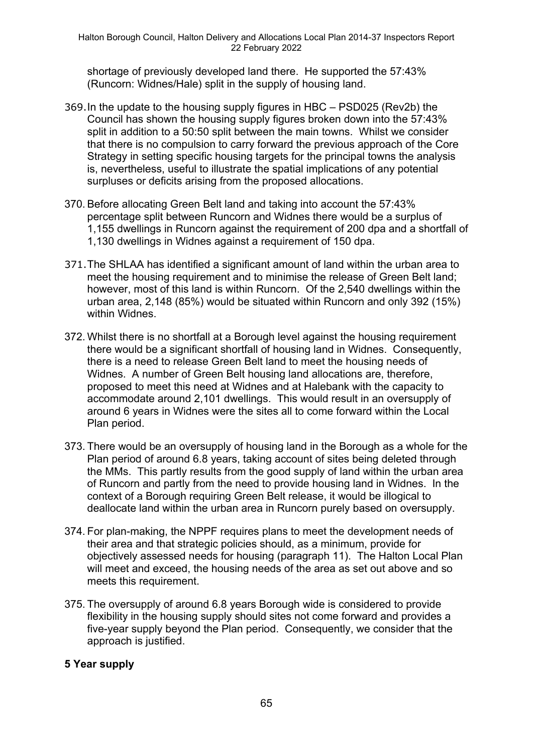shortage of previously developed land there. He supported the 57:43% (Runcorn: Widnes/Hale) split in the supply of housing land.

369. In the update to the housing supply figures in HBC – PSD025 (Rev2b) the Council has shown the housing supply figures broken down into the 57:43% split in addition to a 50:50 split between the main towns. Whilst we consider that there is no compulsion to carry forward the previous approach of the Core Strategy in setting specific housing targets for the principal towns the analysis is, nevertheless, useful to illustrate the spatial implications of any potential surpluses or deficits arising from the proposed allocations.

370. Before allocating Green Belt land and taking into account the 57:43% percentage split between Runcorn and Widnes there would be a surplus of 1,155 dwellings in Runcorn against the requirement of 200 dpa and a shortfall of 1,130 dwellings in Widnes against a requirement of 150 dpa.

371. The SHLAA has identified a significant amount of land within the urban area to meet the housing requirement and to minimise the release of Green Belt land; however, most of this land is within Runcorn. Of the 2,540 dwellings within the urban area, 2,148 (85%) would be situated within Runcorn and only 392 (15%) within Widnes.

372. Whilst there is no shortfall at a Borough level against the housing requirement there would be a significant shortfall of housing land in Widnes. Consequently, there is a need to release Green Belt land to meet the housing needs of Widnes. A number of Green Belt housing land allocations are, therefore, proposed to meet this need at Widnes and at Halebank with the capacity to accommodate around 2,101 dwellings. This would result in an oversupply of around 6 years in Widnes were the sites all to come forward within the Local Plan period.

373. There would be an oversupply of housing land in the Borough as a whole for the Plan period of around 6.8 years, taking account of sites being deleted through the MMs. This partly results from the good supply of land within the urban area of Runcorn and partly from the need to provide housing land in Widnes. In the context of a Borough requiring Green Belt release, it would be illogical to deallocate land within the urban area in Runcorn purely based on oversupply.

374. For plan-making, the NPPF requires plans to meet the development needs of their area and that strategic policies should, as a minimum, provide for objectively assessed needs for housing (paragraph 11). The Halton Local Plan will meet and exceed, the housing needs of the area as set out above and so meets this requirement.

375. The oversupply of around 6.8 years Borough wide is considered to provide flexibility in the housing supply should sites not come forward and provides a five-year supply beyond the Plan period. Consequently, we consider that the approach is justified.

**5 Year supply**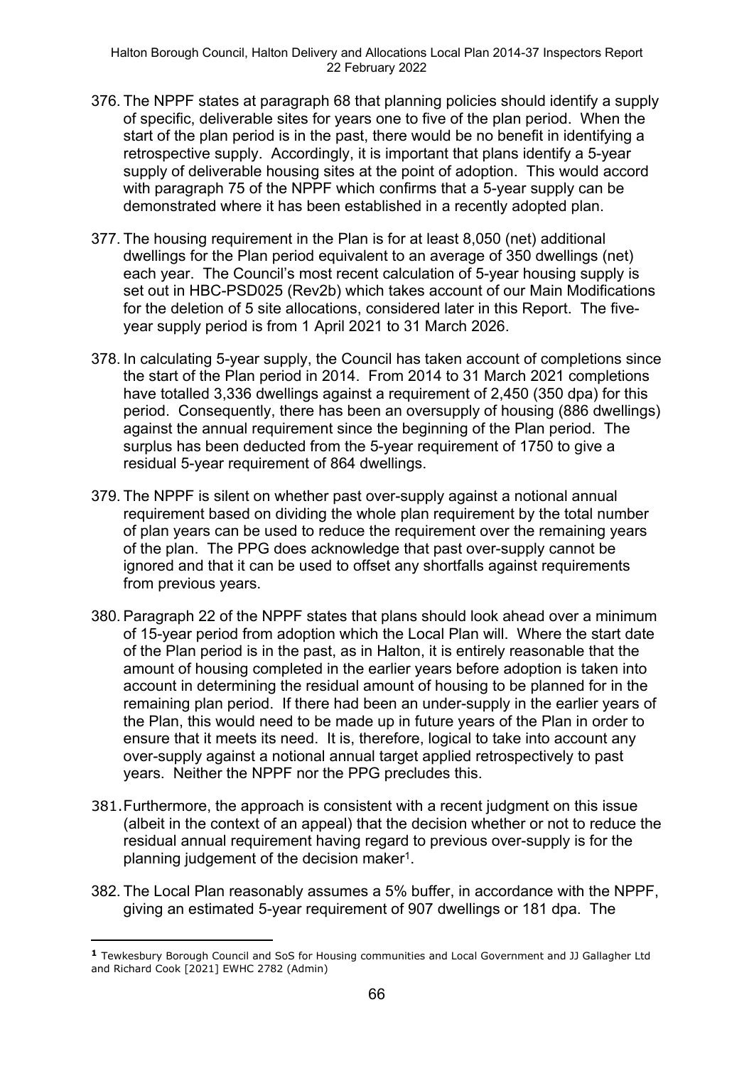376. The NPPF states at paragraph 68 that planning policies should identify a supply of specific, deliverable sites for years one to five of the plan period. When the start of the plan period is in the past, there would be no benefit in identifying a retrospective supply. Accordingly, it is important that plans identify a 5-year supply of deliverable housing sites at the point of adoption. This would accord with paragraph 75 of the NPPF which confirms that a 5-year supply can be demonstrated where it has been established in a recently adopted plan.

377. The housing requirement in the Plan is for at least 8,050 (net) additional dwellings for the Plan period equivalent to an average of 350 dwellings (net) each year. The Council's most recent calculation of 5-year housing supply is set out in HBC-PSD025 (Rev2b) which takes account of our Main Modifications for the deletion of 5 site allocations, considered later in this Report. The five-year supply period is from 1 April 2021 to 31 March 2026.

378. In calculating 5-year supply, the Council has taken account of completions since the start of the Plan period in 2014. From 2014 to 31 March 2021 completions have totalled 3,336 dwellings against a requirement of 2,450 (350 dpa) for this period. Consequently, there has been an oversupply of housing (886 dwellings) against the annual requirement since the beginning of the Plan period. The surplus has been deducted from the 5-year requirement of 1750 to give a residual 5-year requirement of 864 dwellings.

379. The NPPF is silent on whether past over-supply against a notional annual requirement based on dividing the whole plan requirement by the total number of plan years can be used to reduce the requirement over the remaining years of the plan. The PPG does acknowledge that past over-supply cannot be ignored and that it can be used to offset any shortfalls against requirements from previous years.

380. Paragraph 22 of the NPPF states that plans should look ahead over a minimum of 15-year period from adoption which the Local Plan will. Where the start date of the Plan period is in the past, as in Halton, it is entirely reasonable that the amount of housing completed in the earlier years before adoption is taken into account in determining the residual amount of housing to be planned for in the remaining plan period. If there had been an under-supply in the earlier years of the Plan, this would need to be made up in future years of the Plan in order to ensure that it meets its need. It is, therefore, logical to take into account any over-supply against a notional annual target applied retrospectively to past years. Neither the NPPF nor the PPG precludes this.

381. Furthermore, the approach is consistent with a recent judgment on this issue (albeit in the context of an appeal) that the decision whether or not to reduce the residual annual requirement having regard to previous over-supply is for the planning judgement of the decision maker[1].

382. The Local Plan reasonably assumes a 5% buffer, in accordance with the NPPF, giving an estimated 5-year requirement of 907 dwellings or 181 dpa. The

---

[1] Tewkesbury Borough Council and SoS for Housing communities and Local Government and JJ Gallagher Ltd and Richard Cook [2021] EWHC 2782 (Admin)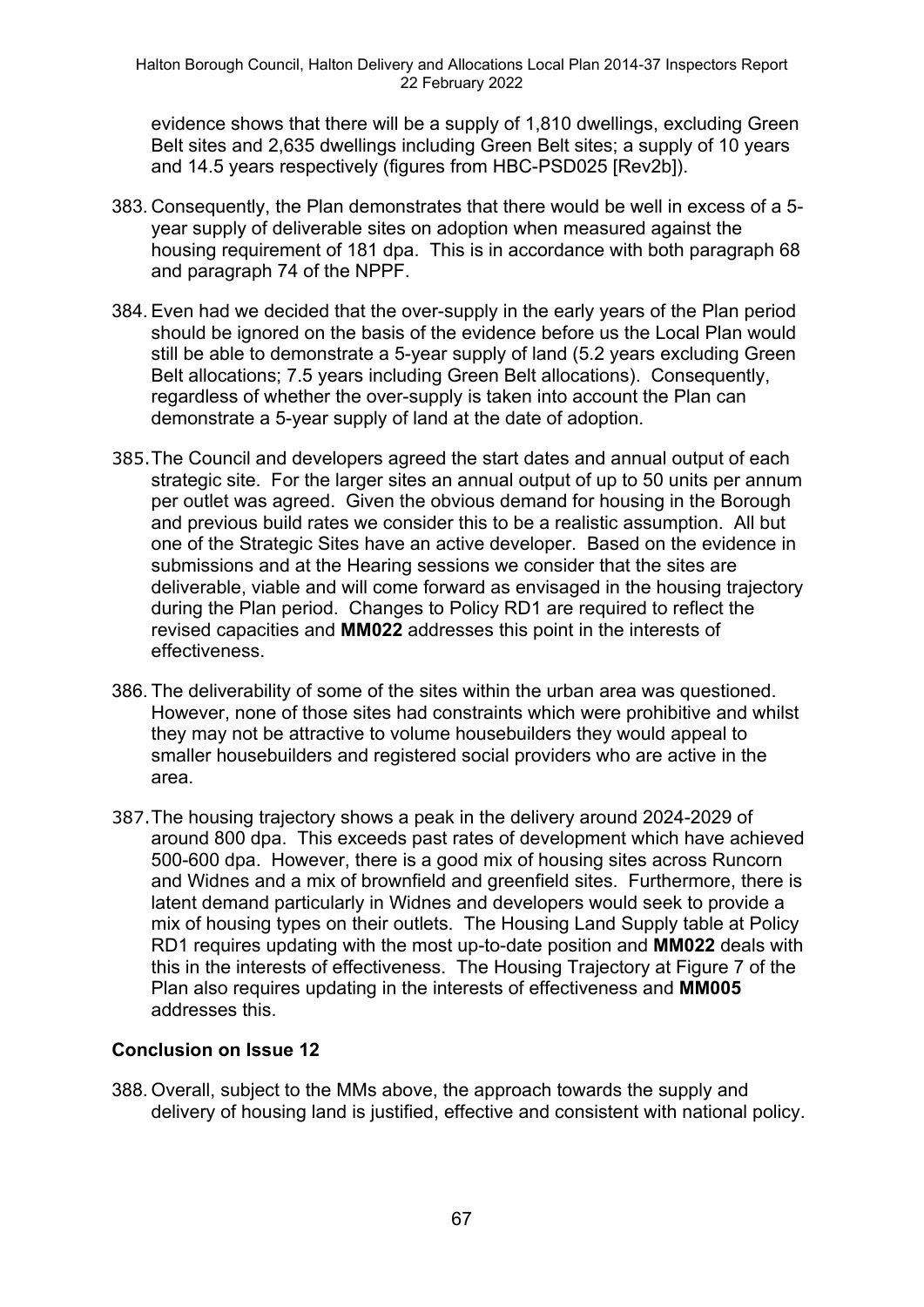evidence shows that there will be a supply of 1,810 dwellings, excluding Green Belt sites and 2,635 dwellings including Green Belt sites; a supply of 10 years and 14.5 years respectively (figures from HBC-PSD025 [Rev2b]).

383. Consequently, the Plan demonstrates that there would be well in excess of a 5-year supply of deliverable sites on adoption when measured against the housing requirement of 181 dpa. This is in accordance with both paragraph 68 and paragraph 74 of the NPPF.

384. Even had we decided that the over-supply in the early years of the Plan period should be ignored on the basis of the evidence before us the Local Plan would still be able to demonstrate a 5-year supply of land (5.2 years excluding Green Belt allocations; 7.5 years including Green Belt allocations). Consequently, regardless of whether the over-supply is taken into account the Plan can demonstrate a 5-year supply of land at the date of adoption.

385. The Council and developers agreed the start dates and annual output of each strategic site. For the larger sites an annual output of up to 50 units per annum per outlet was agreed. Given the obvious demand for housing in the Borough and previous build rates we consider this to be a realistic assumption. All but one of the Strategic Sites have an active developer. Based on the evidence in submissions and at the Hearing sessions we consider that the sites are deliverable, viable and will come forward as envisaged in the housing trajectory during the Plan period. Changes to Policy RD1 are required to reflect the revised capacities and **MM022** addresses this point in the interests of effectiveness.

386. The deliverability of some of the sites within the urban area was questioned. However, none of those sites had constraints which were prohibitive and whilst they may not be attractive to volume housebuilders they would appeal to smaller housebuilders and registered social providers who are active in the area.

387. The housing trajectory shows a peak in the delivery around 2024-2029 of around 800 dpa. This exceeds past rates of development which have achieved 500-600 dpa. However, there is a good mix of housing sites across Runcorn and Widnes and a mix of brownfield and greenfield sites. Furthermore, there is latent demand particularly in Widnes and developers would seek to provide a mix of housing types on their outlets. The Housing Land Supply table at Policy RD1 requires updating with the most up-to-date position and **MM022** deals with this in the interests of effectiveness. The Housing Trajectory at Figure 7 of the Plan also requires updating in the interests of effectiveness and **MM005** addresses this.

### Conclusion on Issue 12

388. Overall, subject to the MMs above, the approach towards the supply and delivery of housing land is justified, effective and consistent with national policy.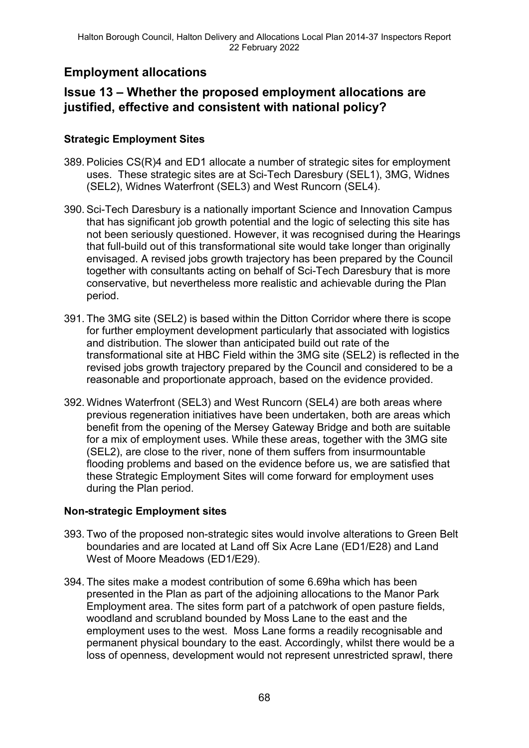## Employment allocations

## Issue 13 – Whether the proposed employment allocations are justified, effective and consistent with national policy?

### Strategic Employment Sites

389. Policies CS(R)4 and ED1 allocate a number of strategic sites for employment uses. These strategic sites are at Sci-Tech Daresbury (SEL1), 3MG, Widnes (SEL2), Widnes Waterfront (SEL3) and West Runcorn (SEL4).

390. Sci-Tech Daresbury is a nationally important Science and Innovation Campus that has significant job growth potential and the logic of selecting this site has not been seriously questioned. However, it was recognised during the Hearings that full-build out of this transformational site would take longer than originally envisaged. A revised jobs growth trajectory has been prepared by the Council together with consultants acting on behalf of Sci-Tech Daresbury that is more conservative, but nevertheless more realistic and achievable during the Plan period.

391. The 3MG site (SEL2) is based within the Ditton Corridor where there is scope for further employment development particularly that associated with logistics and distribution. The slower than anticipated build out rate of the transformational site at HBC Field within the 3MG site (SEL2) is reflected in the revised jobs growth trajectory prepared by the Council and considered to be a reasonable and proportionate approach, based on the evidence provided.

392. Widnes Waterfront (SEL3) and West Runcorn (SEL4) are both areas where previous regeneration initiatives have been undertaken, both are areas which benefit from the opening of the Mersey Gateway Bridge and both are suitable for a mix of employment uses. While these areas, together with the 3MG site (SEL2), are close to the river, none of them suffers from insurmountable flooding problems and based on the evidence before us, we are satisfied that these Strategic Employment Sites will come forward for employment uses during the Plan period.

### Non-strategic Employment sites

393. Two of the proposed non-strategic sites would involve alterations to Green Belt boundaries and are located at Land off Six Acre Lane (ED1/E28) and Land West of Moore Meadows (ED1/E29).

394. The sites make a modest contribution of some 6.69ha which has been presented in the Plan as part of the adjoining allocations to the Manor Park Employment area. The sites form part of a patchwork of open pasture fields, woodland and scrubland bounded by Moss Lane to the east and the employment uses to the west. Moss Lane forms a readily recognisable and permanent physical boundary to the east. Accordingly, whilst there would be a loss of openness, development would not represent unrestricted sprawl, there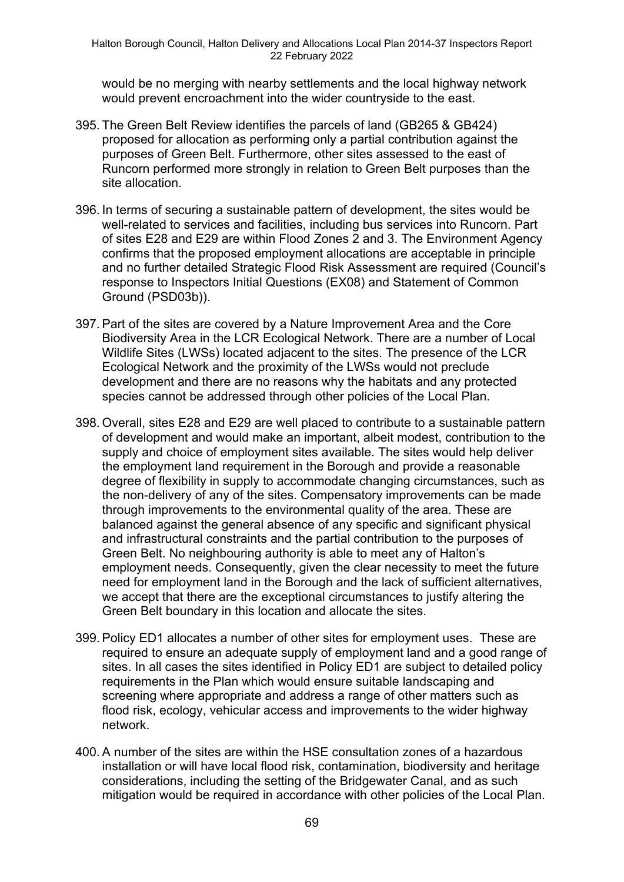would be no merging with nearby settlements and the local highway network would prevent encroachment into the wider countryside to the east.

395. The Green Belt Review identifies the parcels of land (GB265 & GB424) proposed for allocation as performing only a partial contribution against the purposes of Green Belt. Furthermore, other sites assessed to the east of Runcorn performed more strongly in relation to Green Belt purposes than the site allocation.

396. In terms of securing a sustainable pattern of development, the sites would be well-related to services and facilities, including bus services into Runcorn. Part of sites E28 and E29 are within Flood Zones 2 and 3. The Environment Agency confirms that the proposed employment allocations are acceptable in principle and no further detailed Strategic Flood Risk Assessment are required (Council's response to Inspectors Initial Questions (EX08) and Statement of Common Ground (PSD03b)).

397. Part of the sites are covered by a Nature Improvement Area and the Core Biodiversity Area in the LCR Ecological Network. There are a number of Local Wildlife Sites (LWSs) located adjacent to the sites. The presence of the LCR Ecological Network and the proximity of the LWSs would not preclude development and there are no reasons why the habitats and any protected species cannot be addressed through other policies of the Local Plan.

398. Overall, sites E28 and E29 are well placed to contribute to a sustainable pattern of development and would make an important, albeit modest, contribution to the supply and choice of employment sites available. The sites would help deliver the employment land requirement in the Borough and provide a reasonable degree of flexibility in supply to accommodate changing circumstances, such as the non-delivery of any of the sites. Compensatory improvements can be made through improvements to the environmental quality of the area. These are balanced against the general absence of any specific and significant physical and infrastructural constraints and the partial contribution to the purposes of Green Belt. No neighbouring authority is able to meet any of Halton's employment needs. Consequently, given the clear necessity to meet the future need for employment land in the Borough and the lack of sufficient alternatives, we accept that there are the exceptional circumstances to justify altering the Green Belt boundary in this location and allocate the sites.

399. Policy ED1 allocates a number of other sites for employment uses. These are required to ensure an adequate supply of employment land and a good range of sites. In all cases the sites identified in Policy ED1 are subject to detailed policy requirements in the Plan which would ensure suitable landscaping and screening where appropriate and address a range of other matters such as flood risk, ecology, vehicular access and improvements to the wider highway network.

400. A number of the sites are within the HSE consultation zones of a hazardous installation or will have local flood risk, contamination, biodiversity and heritage considerations, including the setting of the Bridgewater Canal, and as such mitigation would be required in accordance with other policies of the Local Plan.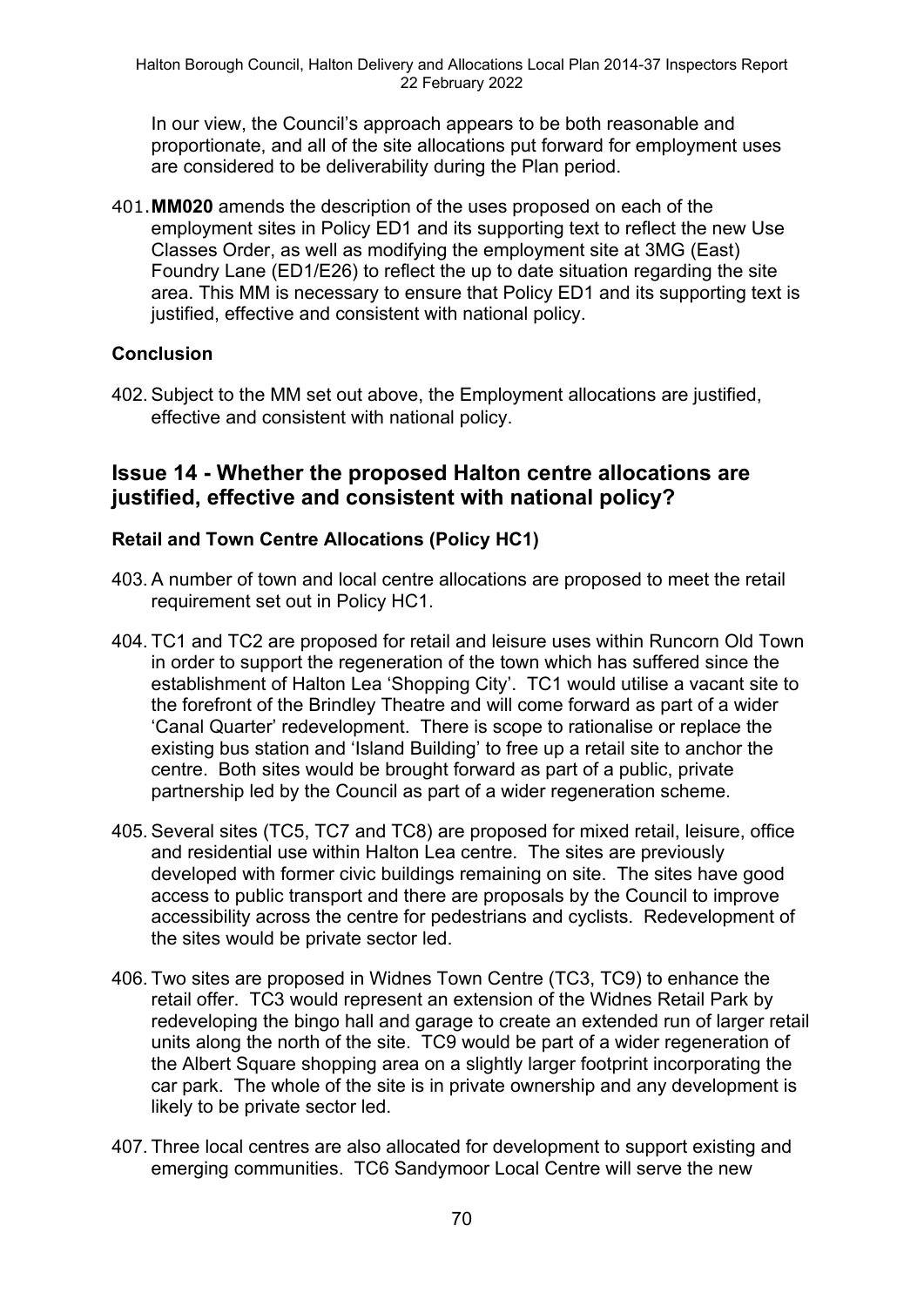In our view, the Council's approach appears to be both reasonable and proportionate, and all of the site allocations put forward for employment uses are considered to be deliverability during the Plan period.

401. **MM020** amends the description of the uses proposed on each of the employment sites in Policy ED1 and its supporting text to reflect the new Use Classes Order, as well as modifying the employment site at 3MG (East) Foundry Lane (ED1/E26) to reflect the up to date situation regarding the site area. This MM is necessary to ensure that Policy ED1 and its supporting text is justified, effective and consistent with national policy.

### Conclusion

402. Subject to the MM set out above, the Employment allocations are justified, effective and consistent with national policy.

## Issue 14 - Whether the proposed Halton centre allocations are justified, effective and consistent with national policy?

### Retail and Town Centre Allocations (Policy HC1)

403. A number of town and local centre allocations are proposed to meet the retail requirement set out in Policy HC1.

404. TC1 and TC2 are proposed for retail and leisure uses within Runcorn Old Town in order to support the regeneration of the town which has suffered since the establishment of Halton Lea 'Shopping City'. TC1 would utilise a vacant site to the forefront of the Brindley Theatre and will come forward as part of a wider 'Canal Quarter' redevelopment. There is scope to rationalise or replace the existing bus station and 'Island Building' to free up a retail site to anchor the centre. Both sites would be brought forward as part of a public, private partnership led by the Council as part of a wider regeneration scheme.

405. Several sites (TC5, TC7 and TC8) are proposed for mixed retail, leisure, office and residential use within Halton Lea centre. The sites are previously developed with former civic buildings remaining on site. The sites have good access to public transport and there are proposals by the Council to improve accessibility across the centre for pedestrians and cyclists. Redevelopment of the sites would be private sector led.

406. Two sites are proposed in Widnes Town Centre (TC3, TC9) to enhance the retail offer. TC3 would represent an extension of the Widnes Retail Park by redeveloping the bingo hall and garage to create an extended run of larger retail units along the north of the site. TC9 would be part of a wider regeneration of the Albert Square shopping area on a slightly larger footprint incorporating the car park. The whole of the site is in private ownership and any development is likely to be private sector led.

407. Three local centres are also allocated for development to support existing and emerging communities. TC6 Sandymoor Local Centre will serve the new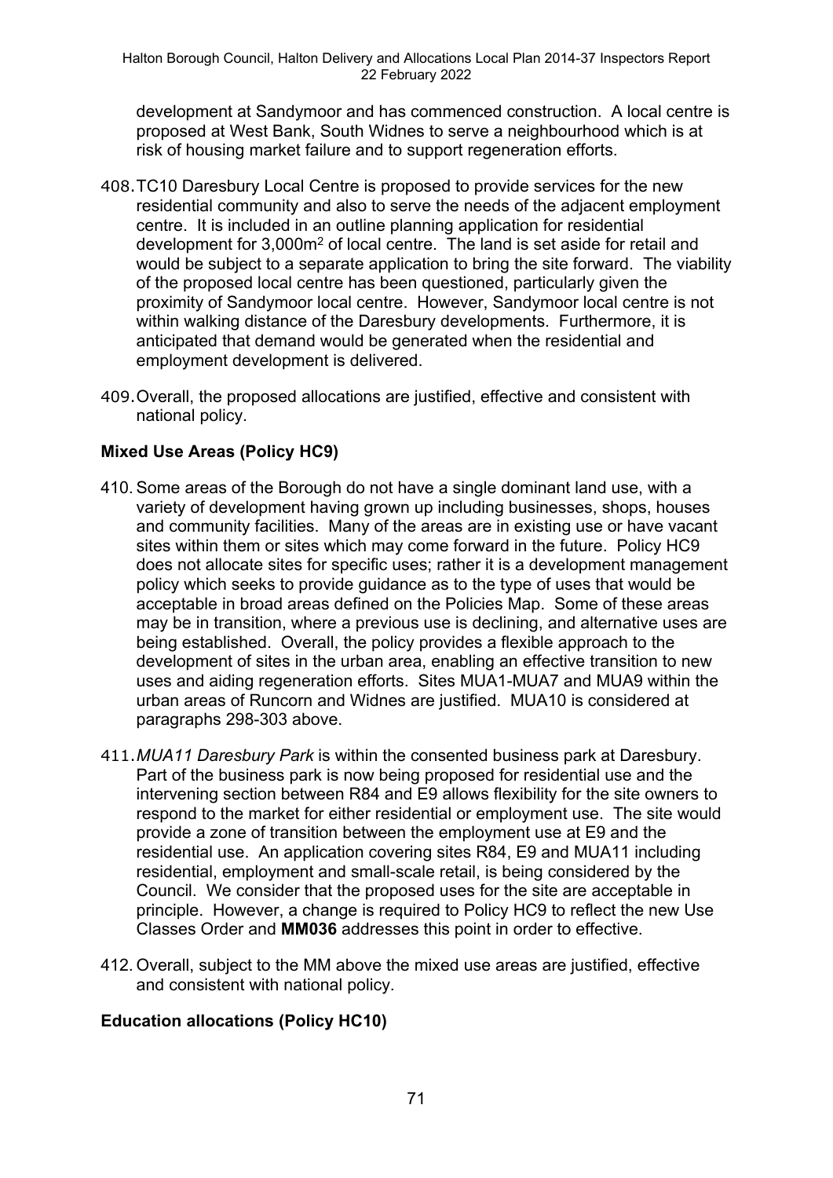development at Sandymoor and has commenced construction. A local centre is proposed at West Bank, South Widnes to serve a neighbourhood which is at risk of housing market failure and to support regeneration efforts.

408. TC10 Daresbury Local Centre is proposed to provide services for the new residential community and also to serve the needs of the adjacent employment centre. It is included in an outline planning application for residential development for 3,000m$^2$ of local centre. The land is set aside for retail and would be subject to a separate application to bring the site forward. The viability of the proposed local centre has been questioned, particularly given the proximity of Sandymoor local centre. However, Sandymoor local centre is not within walking distance of the Daresbury developments. Furthermore, it is anticipated that demand would be generated when the residential and employment development is delivered.

409. Overall, the proposed allocations are justified, effective and consistent with national policy.

**Mixed Use Areas (Policy HC9)**

410. Some areas of the Borough do not have a single dominant land use, with a variety of development having grown up including businesses, shops, houses and community facilities. Many of the areas are in existing use or have vacant sites within them or sites which may come forward in the future. Policy HC9 does not allocate sites for specific uses; rather it is a development management policy which seeks to provide guidance as to the type of uses that would be acceptable in broad areas defined on the Policies Map. Some of these areas may be in transition, where a previous use is declining, and alternative uses are being established. Overall, the policy provides a flexible approach to the development of sites in the urban area, enabling an effective transition to new uses and aiding regeneration efforts. Sites MUA1-MUA7 and MUA9 within the urban areas of Runcorn and Widnes are justified. MUA10 is considered at paragraphs 298-303 above.

411. *MUA11 Daresbury Park* is within the consented business park at Daresbury. Part of the business park is now being proposed for residential use and the intervening section between R84 and E9 allows flexibility for the site owners to respond to the market for either residential or employment use. The site would provide a zone of transition between the employment use at E9 and the residential use. An application covering sites R84, E9 and MUA11 including residential, employment and small-scale retail, is being considered by the Council. We consider that the proposed uses for the site are acceptable in principle. However, a change is required to Policy HC9 to reflect the new Use Classes Order and **MM036** addresses this point in order to effective.

412. Overall, subject to the MM above the mixed use areas are justified, effective and consistent with national policy.

**Education allocations (Policy HC10)**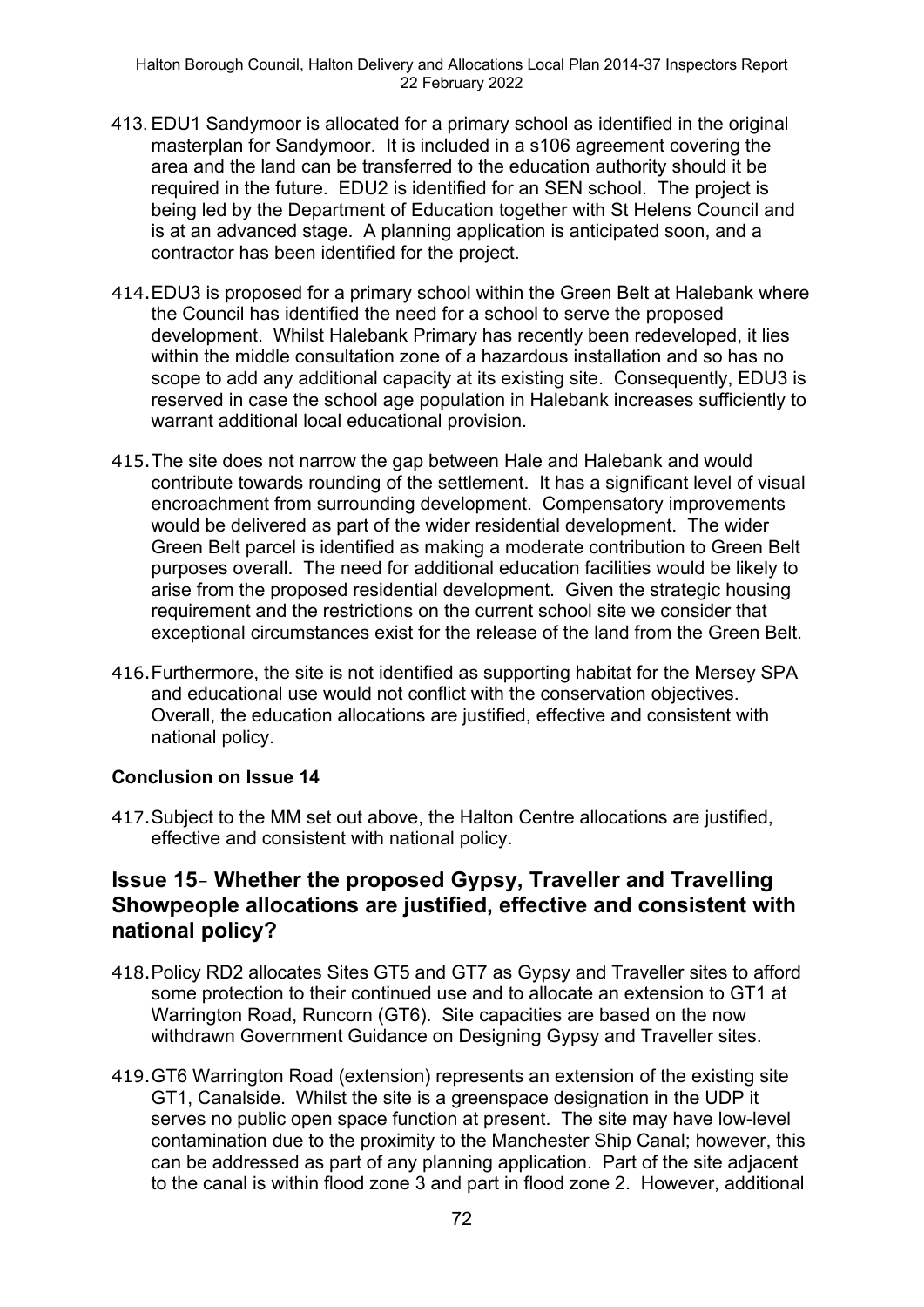413. EDU1 Sandymoor is allocated for a primary school as identified in the original masterplan for Sandymoor. It is included in a s106 agreement covering the area and the land can be transferred to the education authority should it be required in the future. EDU2 is identified for an SEN school. The project is being led by the Department of Education together with St Helens Council and is at an advanced stage. A planning application is anticipated soon, and a contractor has been identified for the project.

414. EDU3 is proposed for a primary school within the Green Belt at Halebank where the Council has identified the need for a school to serve the proposed development. Whilst Halebank Primary has recently been redeveloped, it lies within the middle consultation zone of a hazardous installation and so has no scope to add any additional capacity at its existing site. Consequently, EDU3 is reserved in case the school age population in Halebank increases sufficiently to warrant additional local educational provision.

415. The site does not narrow the gap between Hale and Halebank and would contribute towards rounding of the settlement. It has a significant level of visual encroachment from surrounding development. Compensatory improvements would be delivered as part of the wider residential development. The wider Green Belt parcel is identified as making a moderate contribution to Green Belt purposes overall. The need for additional education facilities would be likely to arise from the proposed residential development. Given the strategic housing requirement and the restrictions on the current school site we consider that exceptional circumstances exist for the release of the land from the Green Belt.

416. Furthermore, the site is not identified as supporting habitat for the Mersey SPA and educational use would not conflict with the conservation objectives. Overall, the education allocations are justified, effective and consistent with national policy.

**Conclusion on Issue 14**

417. Subject to the MM set out above, the Halton Centre allocations are justified, effective and consistent with national policy.

## Issue 15- Whether the proposed Gypsy, Traveller and Travelling Showpeople allocations are justified, effective and consistent with national policy?

418. Policy RD2 allocates Sites GT5 and GT7 as Gypsy and Traveller sites to afford some protection to their continued use and to allocate an extension to GT1 at Warrington Road, Runcorn (GT6). Site capacities are based on the now withdrawn Government Guidance on Designing Gypsy and Traveller sites.

419. GT6 Warrington Road (extension) represents an extension of the existing site GT1, Canalside. Whilst the site is a greenspace designation in the UDP it serves no public open space function at present. The site may have low-level contamination due to the proximity to the Manchester Ship Canal; however, this can be addressed as part of any planning application. Part of the site adjacent to the canal is within flood zone 3 and part in flood zone 2. However, additional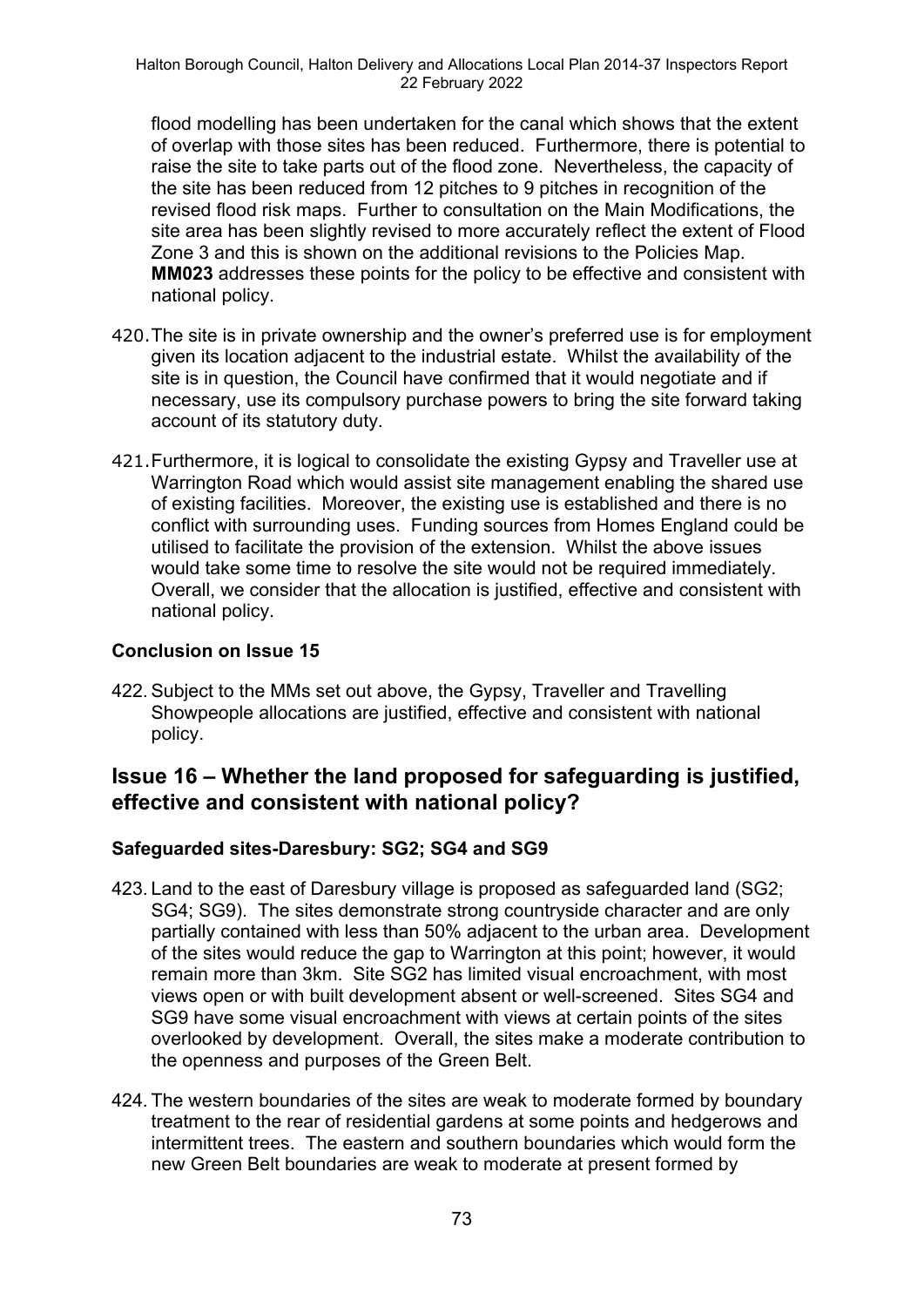flood modelling has been undertaken for the canal which shows that the extent of overlap with those sites has been reduced. Furthermore, there is potential to raise the site to take parts out of the flood zone. Nevertheless, the capacity of the site has been reduced from 12 pitches to 9 pitches in recognition of the revised flood risk maps. Further to consultation on the Main Modifications, the site area has been slightly revised to more accurately reflect the extent of Flood Zone 3 and this is shown on the additional revisions to the Policies Map. **MM023** addresses these points for the policy to be effective and consistent with national policy.

420. The site is in private ownership and the owner's preferred use is for employment given its location adjacent to the industrial estate. Whilst the availability of the site is in question, the Council have confirmed that it would negotiate and if necessary, use its compulsory purchase powers to bring the site forward taking account of its statutory duty.

421. Furthermore, it is logical to consolidate the existing Gypsy and Traveller use at Warrington Road which would assist site management enabling the shared use of existing facilities. Moreover, the existing use is established and there is no conflict with surrounding uses. Funding sources from Homes England could be utilised to facilitate the provision of the extension. Whilst the above issues would take some time to resolve the site would not be required immediately. Overall, we consider that the allocation is justified, effective and consistent with national policy.

### Conclusion on Issue 15

422. Subject to the MMs set out above, the Gypsy, Traveller and Travelling Showpeople allocations are justified, effective and consistent with national policy.

## Issue 16 – Whether the land proposed for safeguarding is justified, effective and consistent with national policy?

### Safeguarded sites-Daresbury: SG2; SG4 and SG9

423. Land to the east of Daresbury village is proposed as safeguarded land (SG2; SG4; SG9). The sites demonstrate strong countryside character and are only partially contained with less than 50% adjacent to the urban area. Development of the sites would reduce the gap to Warrington at this point; however, it would remain more than 3km. Site SG2 has limited visual encroachment, with most views open or with built development absent or well-screened. Sites SG4 and SG9 have some visual encroachment with views at certain points of the sites overlooked by development. Overall, the sites make a moderate contribution to the openness and purposes of the Green Belt.

424. The western boundaries of the sites are weak to moderate formed by boundary treatment to the rear of residential gardens at some points and hedgerows and intermittent trees. The eastern and southern boundaries which would form the new Green Belt boundaries are weak to moderate at present formed by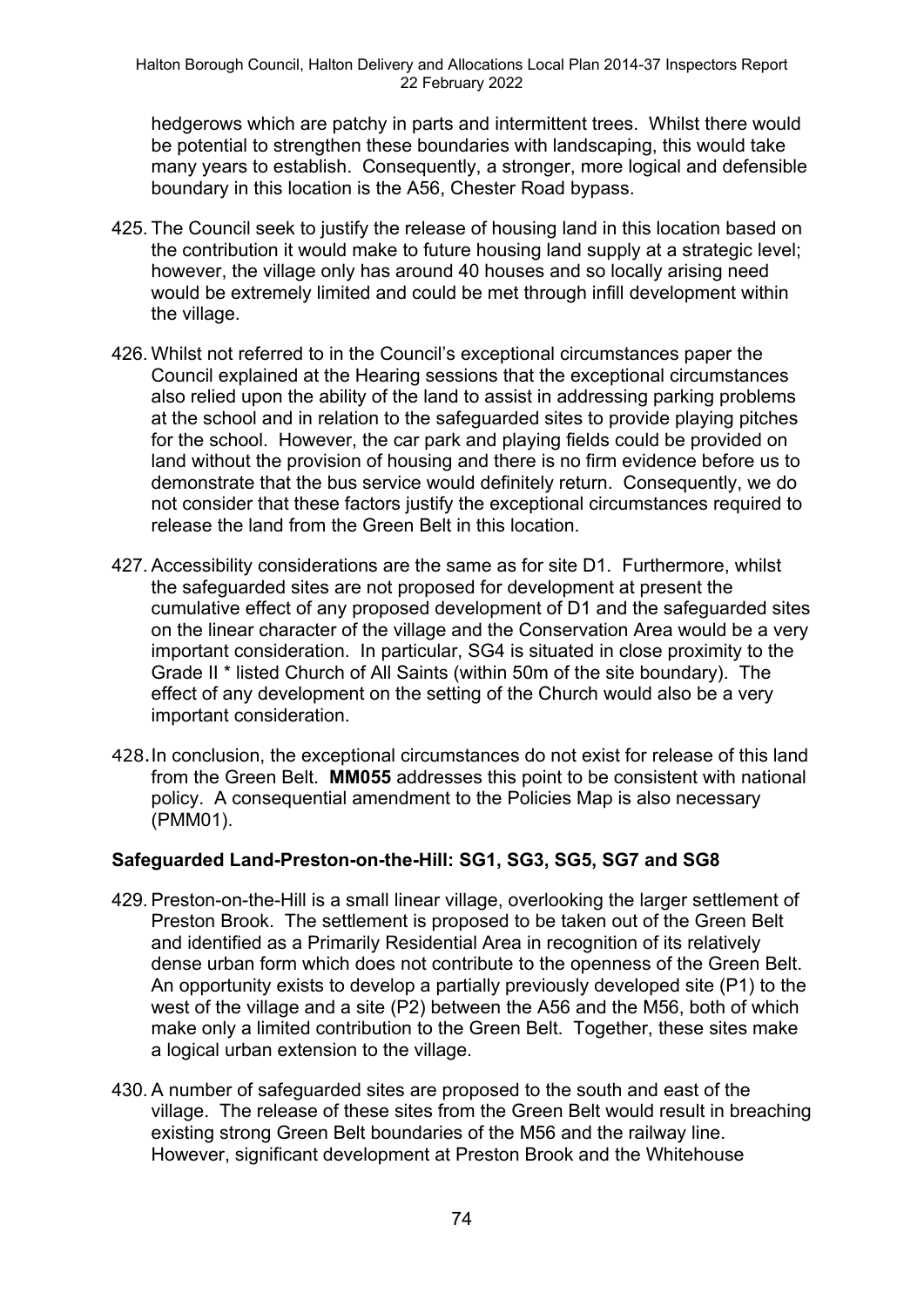hedgerows which are patchy in parts and intermittent trees. Whilst there would be potential to strengthen these boundaries with landscaping, this would take many years to establish. Consequently, a stronger, more logical and defensible boundary in this location is the A56, Chester Road bypass.

425. The Council seek to justify the release of housing land in this location based on the contribution it would make to future housing land supply at a strategic level; however, the village only has around 40 houses and so locally arising need would be extremely limited and could be met through infill development within the village.

426. Whilst not referred to in the Council's exceptional circumstances paper the Council explained at the Hearing sessions that the exceptional circumstances also relied upon the ability of the land to assist in addressing parking problems at the school and in relation to the safeguarded sites to provide playing pitches for the school. However, the car park and playing fields could be provided on land without the provision of housing and there is no firm evidence before us to demonstrate that the bus service would definitely return. Consequently, we do not consider that these factors justify the exceptional circumstances required to release the land from the Green Belt in this location.

427. Accessibility considerations are the same as for site D1. Furthermore, whilst the safeguarded sites are not proposed for development at present the cumulative effect of any proposed development of D1 and the safeguarded sites on the linear character of the village and the Conservation Area would be a very important consideration. In particular, SG4 is situated in close proximity to the Grade II * listed Church of All Saints (within 50m of the site boundary). The effect of any development on the setting of the Church would also be a very important consideration.

428. In conclusion, the exceptional circumstances do not exist for release of this land from the Green Belt. **MM055** addresses this point to be consistent with national policy. A consequential amendment to the Policies Map is also necessary (PMM01).

### Safeguarded Land-Preston-on-the-Hill: SG1, SG3, SG5, SG7 and SG8

429. Preston-on-the-Hill is a small linear village, overlooking the larger settlement of Preston Brook. The settlement is proposed to be taken out of the Green Belt and identified as a Primarily Residential Area in recognition of its relatively dense urban form which does not contribute to the openness of the Green Belt. An opportunity exists to develop a partially previously developed site (P1) to the west of the village and a site (P2) between the A56 and the M56, both of which make only a limited contribution to the Green Belt. Together, these sites make a logical urban extension to the village.

430. A number of safeguarded sites are proposed to the south and east of the village. The release of these sites from the Green Belt would result in breaching existing strong Green Belt boundaries of the M56 and the railway line. However, significant development at Preston Brook and the Whitehouse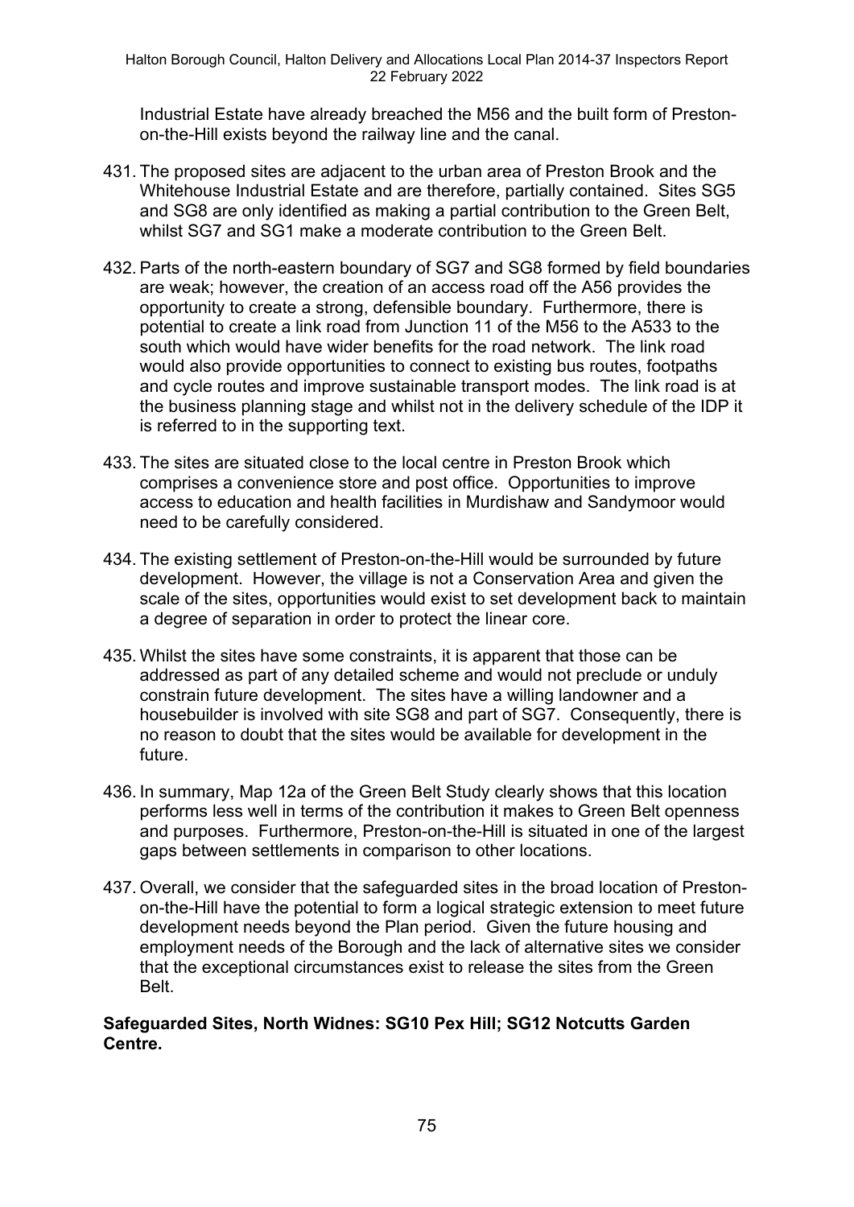Industrial Estate have already breached the M56 and the built form of Preston-on-the-Hill exists beyond the railway line and the canal.

431. The proposed sites are adjacent to the urban area of Preston Brook and the Whitehouse Industrial Estate and are therefore, partially contained. Sites SG5 and SG8 are only identified as making a partial contribution to the Green Belt, whilst SG7 and SG1 make a moderate contribution to the Green Belt.

432. Parts of the north-eastern boundary of SG7 and SG8 formed by field boundaries are weak; however, the creation of an access road off the A56 provides the opportunity to create a strong, defensible boundary. Furthermore, there is potential to create a link road from Junction 11 of the M56 to the A533 to the south which would have wider benefits for the road network. The link road would also provide opportunities to connect to existing bus routes, footpaths and cycle routes and improve sustainable transport modes. The link road is at the business planning stage and whilst not in the delivery schedule of the IDP it is referred to in the supporting text.

433. The sites are situated close to the local centre in Preston Brook which comprises a convenience store and post office. Opportunities to improve access to education and health facilities in Murdishaw and Sandymoor would need to be carefully considered.

434. The existing settlement of Preston-on-the-Hill would be surrounded by future development. However, the village is not a Conservation Area and given the scale of the sites, opportunities would exist to set development back to maintain a degree of separation in order to protect the linear core.

435. Whilst the sites have some constraints, it is apparent that those can be addressed as part of any detailed scheme and would not preclude or unduly constrain future development. The sites have a willing landowner and a housebuilder is involved with site SG8 and part of SG7. Consequently, there is no reason to doubt that the sites would be available for development in the future.

436. In summary, Map 12a of the Green Belt Study clearly shows that this location performs less well in terms of the contribution it makes to Green Belt openness and purposes. Furthermore, Preston-on-the-Hill is situated in one of the largest gaps between settlements in comparison to other locations.

437. Overall, we consider that the safeguarded sites in the broad location of Preston-on-the-Hill have the potential to form a logical strategic extension to meet future development needs beyond the Plan period. Given the future housing and employment needs of the Borough and the lack of alternative sites we consider that the exceptional circumstances exist to release the sites from the Green Belt.

**Safeguarded Sites, North Widnes: SG10 Pex Hill; SG12 Notcutts Garden Centre.**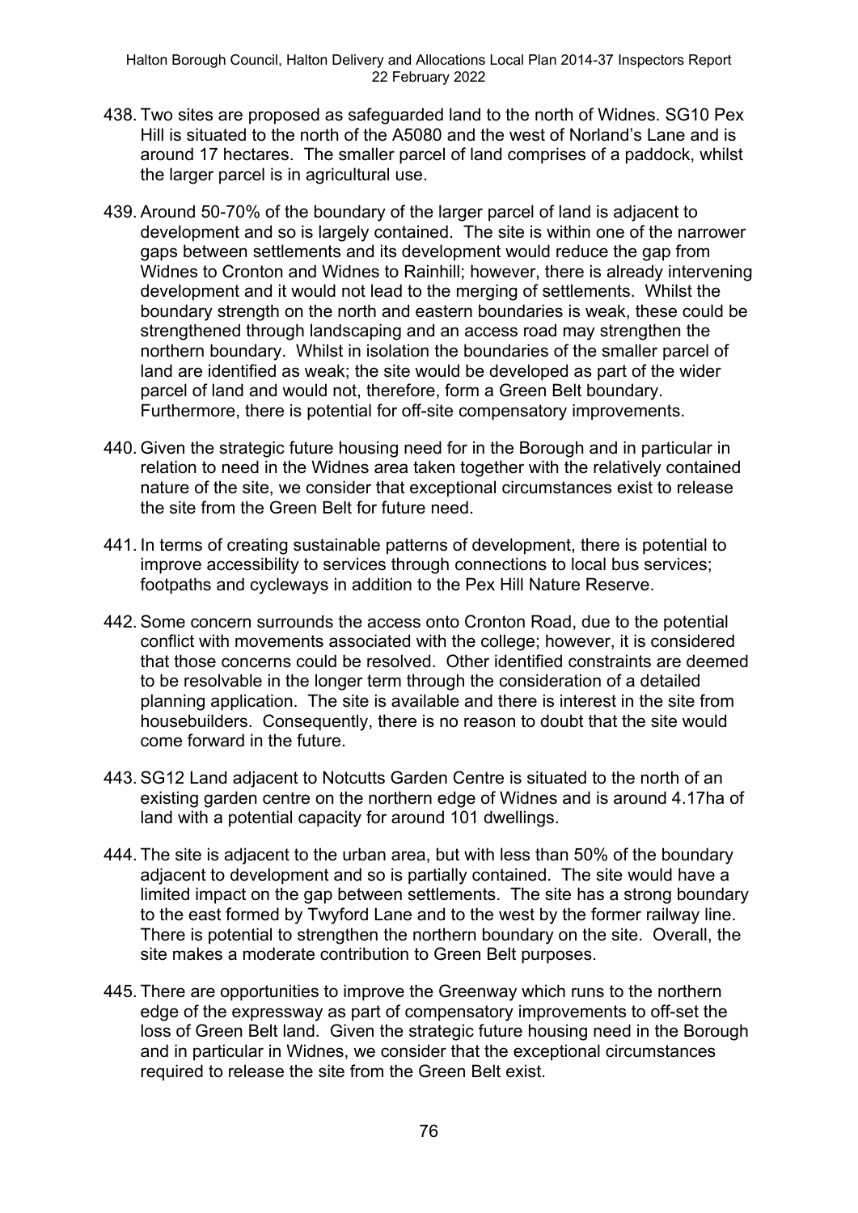438. Two sites are proposed as safeguarded land to the north of Widnes. SG10 Pex Hill is situated to the north of the A5080 and the west of Norland's Lane and is around 17 hectares. The smaller parcel of land comprises of a paddock, whilst the larger parcel is in agricultural use.

439. Around 50-70% of the boundary of the larger parcel of land is adjacent to development and so is largely contained. The site is within one of the narrower gaps between settlements and its development would reduce the gap from Widnes to Cronton and Widnes to Rainhill; however, there is already intervening development and it would not lead to the merging of settlements. Whilst the boundary strength on the north and eastern boundaries is weak, these could be strengthened through landscaping and an access road may strengthen the northern boundary. Whilst in isolation the boundaries of the smaller parcel of land are identified as weak; the site would be developed as part of the wider parcel of land and would not, therefore, form a Green Belt boundary. Furthermore, there is potential for off-site compensatory improvements.

440. Given the strategic future housing need for in the Borough and in particular in relation to need in the Widnes area taken together with the relatively contained nature of the site, we consider that exceptional circumstances exist to release the site from the Green Belt for future need.

441. In terms of creating sustainable patterns of development, there is potential to improve accessibility to services through connections to local bus services; footpaths and cycleways in addition to the Pex Hill Nature Reserve.

442. Some concern surrounds the access onto Cronton Road, due to the potential conflict with movements associated with the college; however, it is considered that those concerns could be resolved. Other identified constraints are deemed to be resolvable in the longer term through the consideration of a detailed planning application. The site is available and there is interest in the site from housebuilders. Consequently, there is no reason to doubt that the site would come forward in the future.

443. SG12 Land adjacent to Notcutts Garden Centre is situated to the north of an existing garden centre on the northern edge of Widnes and is around 4.17ha of land with a potential capacity for around 101 dwellings.

444. The site is adjacent to the urban area, but with less than 50% of the boundary adjacent to development and so is partially contained. The site would have a limited impact on the gap between settlements. The site has a strong boundary to the east formed by Twyford Lane and to the west by the former railway line. There is potential to strengthen the northern boundary on the site. Overall, the site makes a moderate contribution to Green Belt purposes.

445. There are opportunities to improve the Greenway which runs to the northern edge of the expressway as part of compensatory improvements to off-set the loss of Green Belt land. Given the strategic future housing need in the Borough and in particular in Widnes, we consider that the exceptional circumstances required to release the site from the Green Belt exist.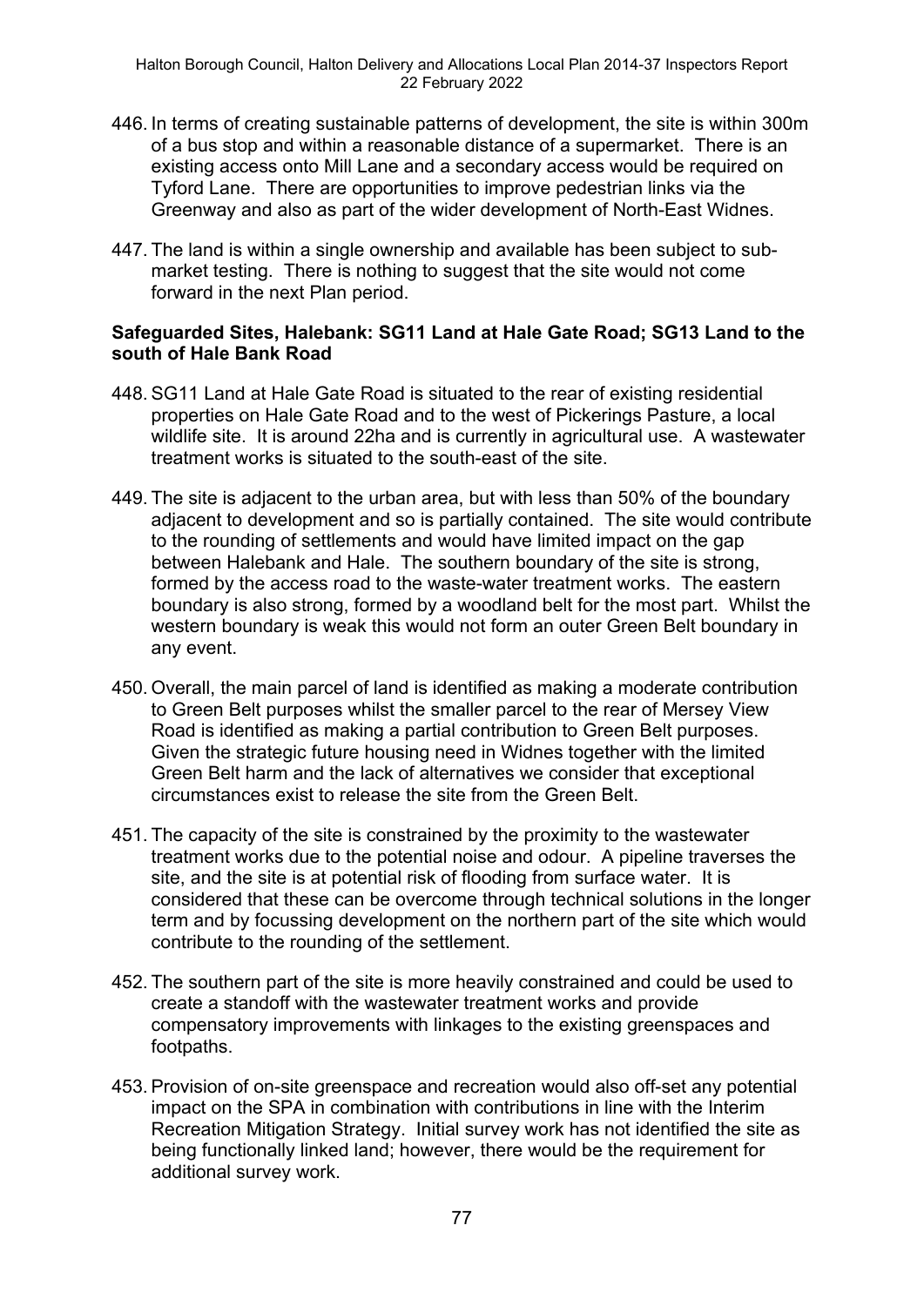446. In terms of creating sustainable patterns of development, the site is within 300m of a bus stop and within a reasonable distance of a supermarket. There is an existing access onto Mill Lane and a secondary access would be required on Tyford Lane. There are opportunities to improve pedestrian links via the Greenway and also as part of the wider development of North-East Widnes.

447. The land is within a single ownership and available has been subject to sub-market testing. There is nothing to suggest that the site would not come forward in the next Plan period.

**Safeguarded Sites, Halebank: SG11 Land at Hale Gate Road; SG13 Land to the south of Hale Bank Road**

448. SG11 Land at Hale Gate Road is situated to the rear of existing residential properties on Hale Gate Road and to the west of Pickerings Pasture, a local wildlife site. It is around 22ha and is currently in agricultural use. A wastewater treatment works is situated to the south-east of the site.

449. The site is adjacent to the urban area, but with less than 50% of the boundary adjacent to development and so is partially contained. The site would contribute to the rounding of settlements and would have limited impact on the gap between Halebank and Hale. The southern boundary of the site is strong, formed by the access road to the waste-water treatment works. The eastern boundary is also strong, formed by a woodland belt for the most part. Whilst the western boundary is weak this would not form an outer Green Belt boundary in any event.

450. Overall, the main parcel of land is identified as making a moderate contribution to Green Belt purposes whilst the smaller parcel to the rear of Mersey View Road is identified as making a partial contribution to Green Belt purposes. Given the strategic future housing need in Widnes together with the limited Green Belt harm and the lack of alternatives we consider that exceptional circumstances exist to release the site from the Green Belt.

451. The capacity of the site is constrained by the proximity to the wastewater treatment works due to the potential noise and odour. A pipeline traverses the site, and the site is at potential risk of flooding from surface water. It is considered that these can be overcome through technical solutions in the longer term and by focussing development on the northern part of the site which would contribute to the rounding of the settlement.

452. The southern part of the site is more heavily constrained and could be used to create a standoff with the wastewater treatment works and provide compensatory improvements with linkages to the existing greenspaces and footpaths.

453. Provision of on-site greenspace and recreation would also off-set any potential impact on the SPA in combination with contributions in line with the Interim Recreation Mitigation Strategy. Initial survey work has not identified the site as being functionally linked land; however, there would be the requirement for additional survey work.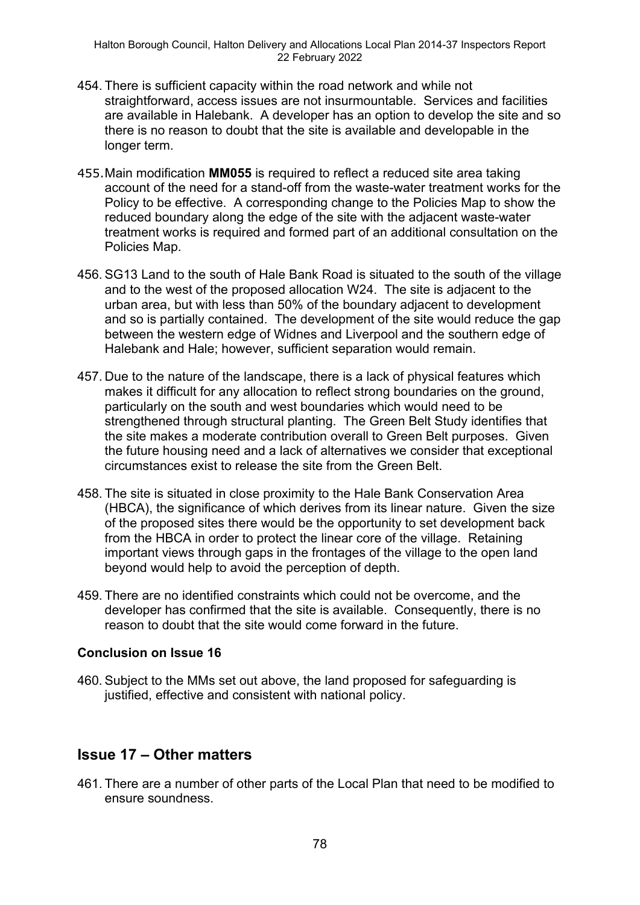454. There is sufficient capacity within the road network and while not straightforward, access issues are not insurmountable. Services and facilities are available in Halebank. A developer has an option to develop the site and so there is no reason to doubt that the site is available and developable in the longer term.

455. Main modification **MM055** is required to reflect a reduced site area taking account of the need for a stand-off from the waste-water treatment works for the Policy to be effective. A corresponding change to the Policies Map to show the reduced boundary along the edge of the site with the adjacent waste-water treatment works is required and formed part of an additional consultation on the Policies Map.

456. SG13 Land to the south of Hale Bank Road is situated to the south of the village and to the west of the proposed allocation W24. The site is adjacent to the urban area, but with less than 50% of the boundary adjacent to development and so is partially contained. The development of the site would reduce the gap between the western edge of Widnes and Liverpool and the southern edge of Halebank and Hale; however, sufficient separation would remain.

457. Due to the nature of the landscape, there is a lack of physical features which makes it difficult for any allocation to reflect strong boundaries on the ground, particularly on the south and west boundaries which would need to be strengthened through structural planting. The Green Belt Study identifies that the site makes a moderate contribution overall to Green Belt purposes. Given the future housing need and a lack of alternatives we consider that exceptional circumstances exist to release the site from the Green Belt.

458. The site is situated in close proximity to the Hale Bank Conservation Area (HBCA), the significance of which derives from its linear nature. Given the size of the proposed sites there would be the opportunity to set development back from the HBCA in order to protect the linear core of the village. Retaining important views through gaps in the frontages of the village to the open land beyond would help to avoid the perception of depth.

459. There are no identified constraints which could not be overcome, and the developer has confirmed that the site is available. Consequently, there is no reason to doubt that the site would come forward in the future.

### Conclusion on Issue 16

460. Subject to the MMs set out above, the land proposed for safeguarding is justified, effective and consistent with national policy.

## Issue 17 – Other matters

461. There are a number of other parts of the Local Plan that need to be modified to ensure soundness.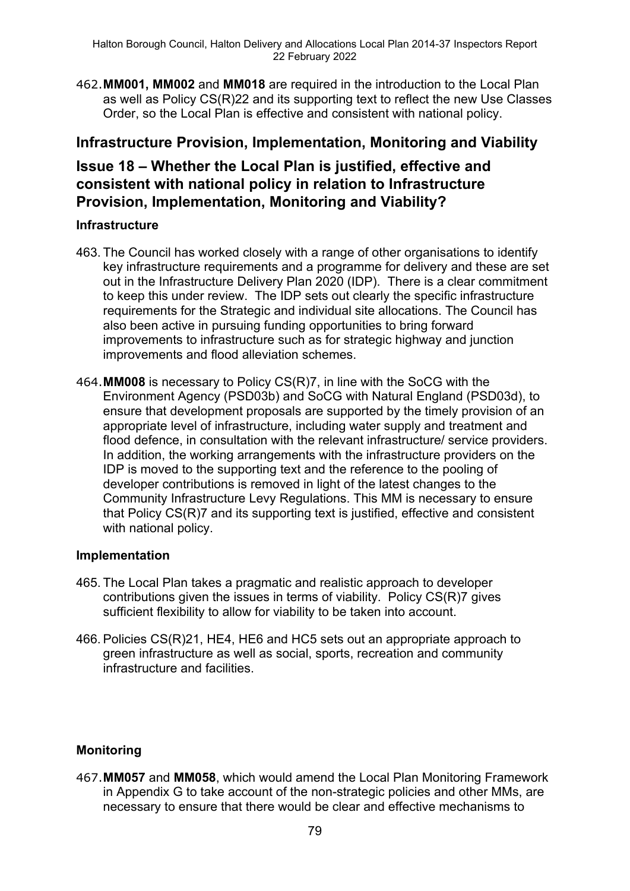462. **MM001, MM002** and **MM018** are required in the introduction to the Local Plan as well as Policy CS(R)22 and its supporting text to reflect the new Use Classes Order, so the Local Plan is effective and consistent with national policy.

## Infrastructure Provision, Implementation, Monitoring and Viability

## Issue 18 – Whether the Local Plan is justified, effective and consistent with national policy in relation to Infrastructure Provision, Implementation, Monitoring and Viability?

### Infrastructure

463. The Council has worked closely with a range of other organisations to identify key infrastructure requirements and a programme for delivery and these are set out in the Infrastructure Delivery Plan 2020 (IDP). There is a clear commitment to keep this under review. The IDP sets out clearly the specific infrastructure requirements for the Strategic and individual site allocations. The Council has also been active in pursuing funding opportunities to bring forward improvements to infrastructure such as for strategic highway and junction improvements and flood alleviation schemes.

464. **MM008** is necessary to Policy CS(R)7, in line with the SoCG with the Environment Agency (PSD03b) and SoCG with Natural England (PSD03d), to ensure that development proposals are supported by the timely provision of an appropriate level of infrastructure, including water supply and treatment and flood defence, in consultation with the relevant infrastructure/ service providers. In addition, the working arrangements with the infrastructure providers on the IDP is moved to the supporting text and the reference to the pooling of developer contributions is removed in light of the latest changes to the Community Infrastructure Levy Regulations. This MM is necessary to ensure that Policy CS(R)7 and its supporting text is justified, effective and consistent with national policy.

### Implementation

465. The Local Plan takes a pragmatic and realistic approach to developer contributions given the issues in terms of viability. Policy CS(R)7 gives sufficient flexibility to allow for viability to be taken into account.

466. Policies CS(R)21, HE4, HE6 and HC5 sets out an appropriate approach to green infrastructure as well as social, sports, recreation and community infrastructure and facilities.

### Monitoring

467. **MM057** and **MM058**, which would amend the Local Plan Monitoring Framework in Appendix G to take account of the non-strategic policies and other MMs, are necessary to ensure that there would be clear and effective mechanisms to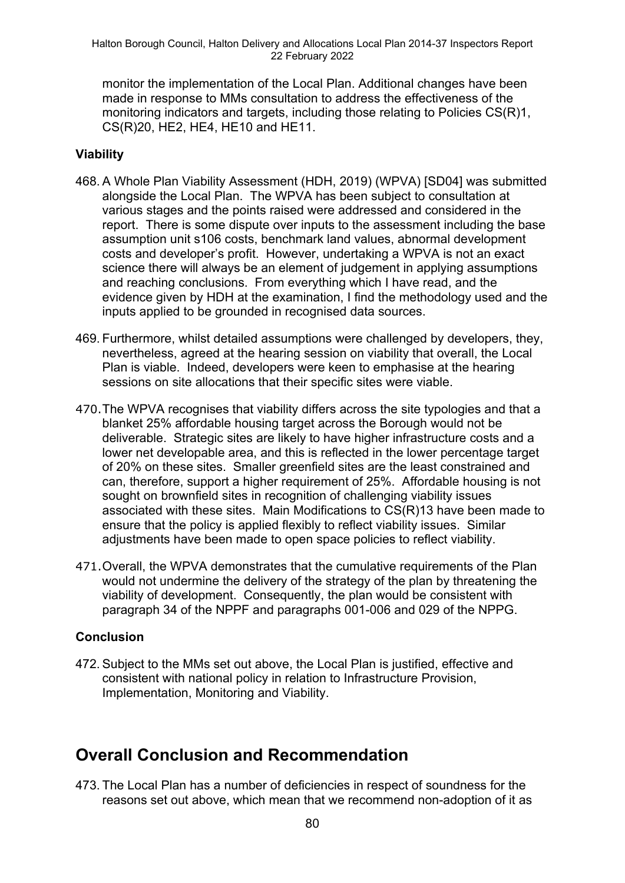monitor the implementation of the Local Plan. Additional changes have been made in response to MMs consultation to address the effectiveness of the monitoring indicators and targets, including those relating to Policies CS(R)1, CS(R)20, HE2, HE4, HE10 and HE11.

### Viability

468. A Whole Plan Viability Assessment (HDH, 2019) (WPVA) [SD04] was submitted alongside the Local Plan. The WPVA has been subject to consultation at various stages and the points raised were addressed and considered in the report. There is some dispute over inputs to the assessment including the base assumption unit s106 costs, benchmark land values, abnormal development costs and developer's profit. However, undertaking a WPVA is not an exact science there will always be an element of judgement in applying assumptions and reaching conclusions. From everything which I have read, and the evidence given by HDH at the examination, I find the methodology used and the inputs applied to be grounded in recognised data sources.

469. Furthermore, whilst detailed assumptions were challenged by developers, they, nevertheless, agreed at the hearing session on viability that overall, the Local Plan is viable. Indeed, developers were keen to emphasise at the hearing sessions on site allocations that their specific sites were viable.

470. The WPVA recognises that viability differs across the site typologies and that a blanket 25% affordable housing target across the Borough would not be deliverable. Strategic sites are likely to have higher infrastructure costs and a lower net developable area, and this is reflected in the lower percentage target of 20% on these sites. Smaller greenfield sites are the least constrained and can, therefore, support a higher requirement of 25%. Affordable housing is not sought on brownfield sites in recognition of challenging viability issues associated with these sites. Main Modifications to CS(R)13 have been made to ensure that the policy is applied flexibly to reflect viability issues. Similar adjustments have been made to open space policies to reflect viability.

471. Overall, the WPVA demonstrates that the cumulative requirements of the Plan would not undermine the delivery of the strategy of the plan by threatening the viability of development. Consequently, the plan would be consistent with paragraph 34 of the NPPF and paragraphs 001-006 and 029 of the NPPG.

### Conclusion

472. Subject to the MMs set out above, the Local Plan is justified, effective and consistent with national policy in relation to Infrastructure Provision, Implementation, Monitoring and Viability.

## Overall Conclusion and Recommendation

473. The Local Plan has a number of deficiencies in respect of soundness for the reasons set out above, which mean that we recommend non-adoption of it as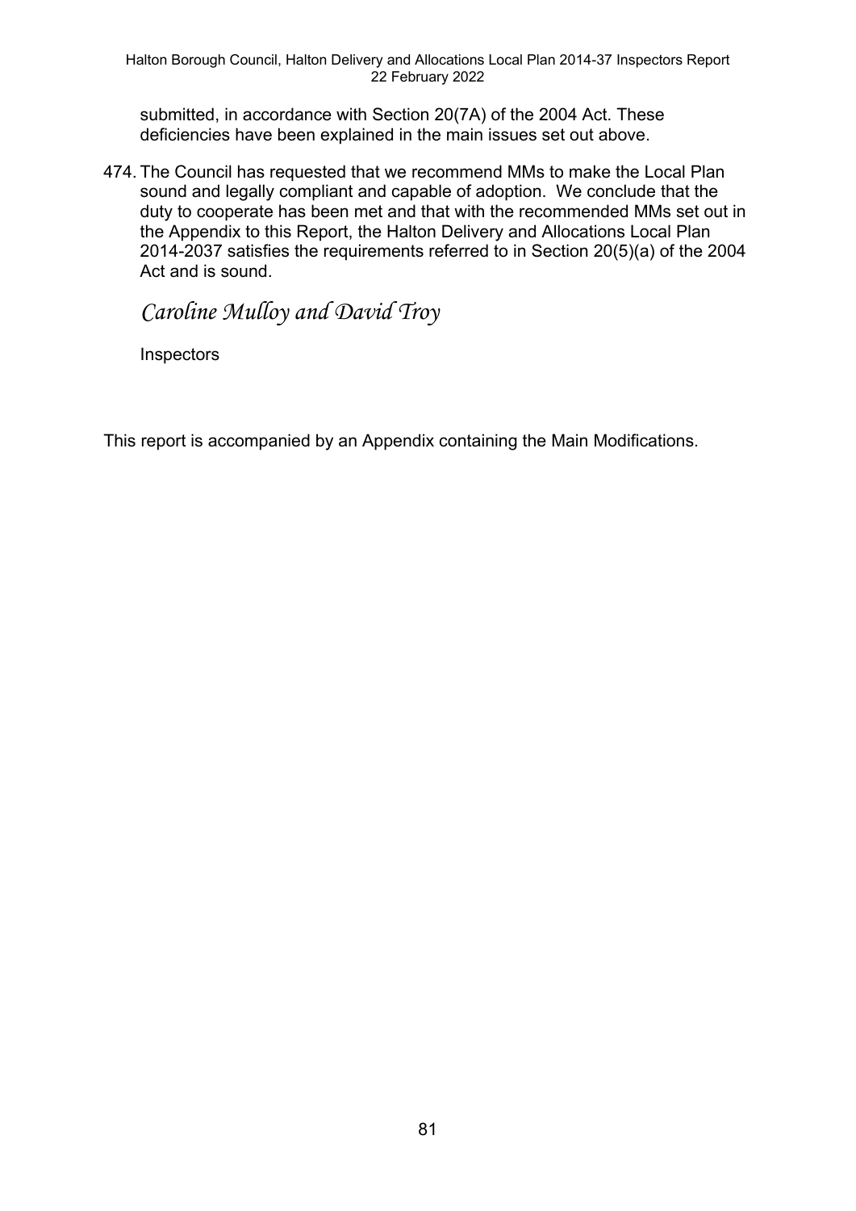submitted, in accordance with Section 20(7A) of the 2004 Act. These deficiencies have been explained in the main issues set out above.

474. The Council has requested that we recommend MMs to make the Local Plan sound and legally compliant and capable of adoption. We conclude that the duty to cooperate has been met and that with the recommended MMs set out in the Appendix to this Report, the Halton Delivery and Allocations Local Plan 2014-2037 satisfies the requirements referred to in Section 20(5)(a) of the 2004 Act and is sound.

*Caroline Mulloy and David Troy*

Inspectors

This report is accompanied by an Appendix containing the Main Modifications.